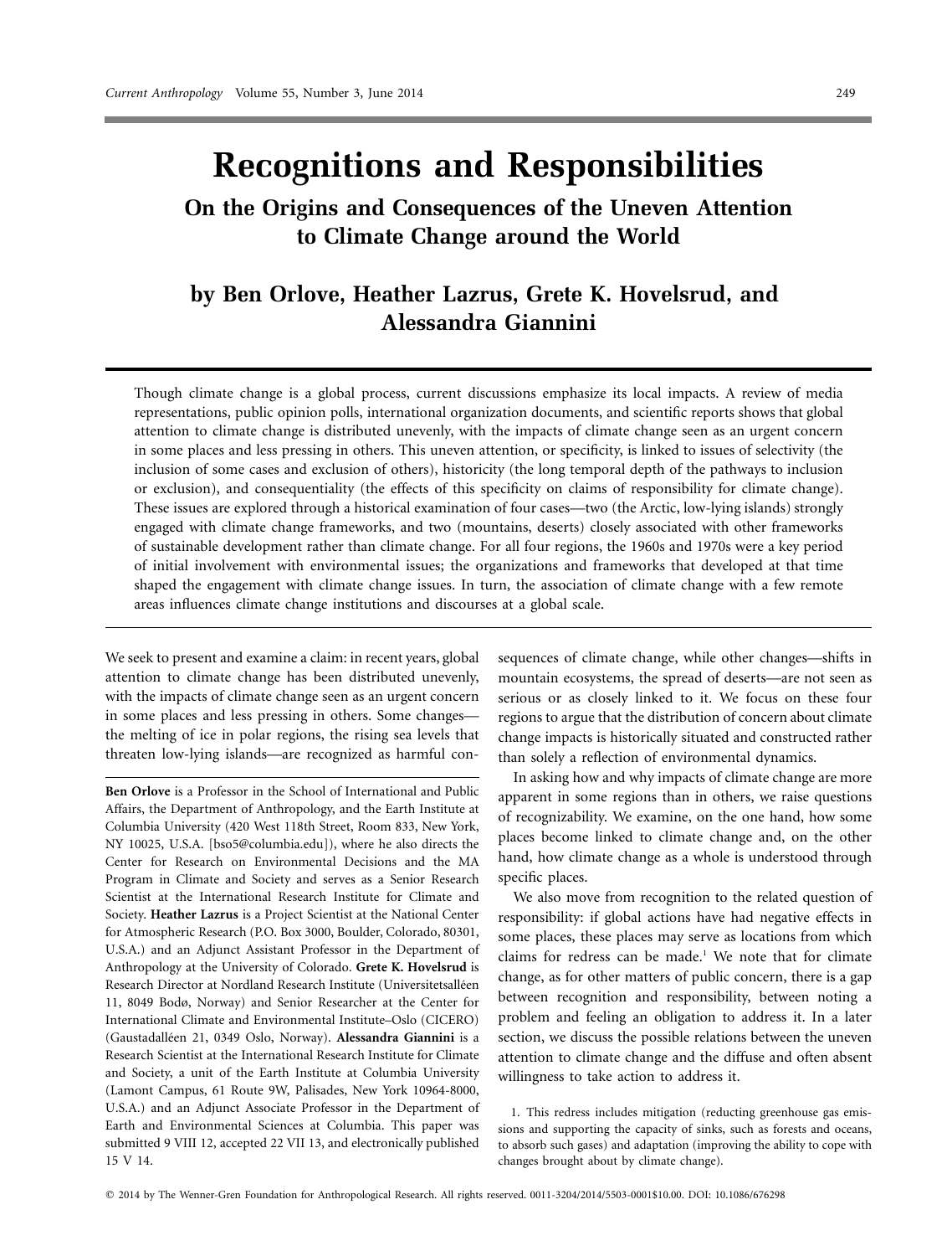# Recognitions and Responsibilities

## On the Origins and Consequences of the Uneven Attention to Climate Change around the World

### by Ben Orlove, Heather Lazrus, Grete K. Hovelsrud, and Alessandra Giannini

Though climate change is a global process, current discussions emphasize its local impacts. A review of media representations, public opinion polls, international organization documents, and scientific reports shows that global attention to climate change is distributed unevenly, with the impacts of climate change seen as an urgent concern in some places and less pressing in others. This uneven attention, or specificity, is linked to issues of selectivity (the inclusion of some cases and exclusion of others), historicity (the long temporal depth of the pathways to inclusion or exclusion), and consequentiality (the effects of this specificity on claims of responsibility for climate change). These issues are explored through a historical examination of four cases—two (the Arctic, low-lying islands) strongly engaged with climate change frameworks, and two (mountains, deserts) closely associated with other frameworks of sustainable development rather than climate change. For all four regions, the 1960s and 1970s were a key period of initial involvement with environmental issues; the organizations and frameworks that developed at that time shaped the engagement with climate change issues. In turn, the association of climate change with a few remote areas influences climate change institutions and discourses at a global scale.

We seek to present and examine a claim: in recent years, global attention to climate change has been distributed unevenly, with the impacts of climate change seen as an urgent concern in some places and less pressing in others. Some changes—the melting of ice in polar regions, the rising sea levels that threaten low-lying islands—are recognized as harmful consequences of climate change, while other changes—shifts in mountain ecosystems, the spread of deserts—are not seen as serious or as closely linked to it. We focus on these four regions to argue that the distribution of concern about climate change impacts is historically situated and constructed rather than solely a reflection of environmental dynamics.

In asking how and why impacts of climate change are more apparent in some regions than in others, we raise questions of recognizability. We examine, on the one hand, how some places become linked to climate change and, on the other hand, how climate change as a whole is understood through specific places.

We also move from recognition to the related question of responsibility: if global actions have had negative effects in some places, these places may serve as locations from which claims for redress can be made.[1] We note that for climate change, as for other matters of public concern, there is a gap between recognition and responsibility, between noting a problem and feeling an obligation to address it. In a later section, we discuss the possible relations between the uneven attention to climate change and the diffuse and often absent willingness to take action to address it.

**Ben Orlove** is a Professor in the School of International and Public Affairs, the Department of Anthropology, and the Earth Institute at Columbia University (420 West 118th Street, Room 833, New York, NY 10025, U.S.A. [bso5@columbia.edu]), where he also directs the Center for Research on Environmental Decisions and the MA Program in Climate and Society and serves as a Senior Research Scientist at the International Research Institute for Climate and Society. **Heather Lazrus** is a Project Scientist at the National Center for Atmospheric Research (P.O. Box 3000, Boulder, Colorado, 80301, U.S.A.) and an Adjunct Assistant Professor in the Department of Anthropology at the University of Colorado. **Grete K. Hovelsrud** is Research Director at Nordland Research Institute (Universitetsalléen 11, 8049 Bodø, Norway) and Senior Researcher at the Center for International Climate and Environmental Institute–Oslo (CICERO) (Gaustadalléen 21, 0349 Oslo, Norway). **Alessandra Giannini** is a Research Scientist at the International Research Institute for Climate and Society, a unit of the Earth Institute at Columbia University (Lamont Campus, 61 Route 9W, Palisades, New York 10964-8000, U.S.A.) and an Adjunct Associate Professor in the Department of Earth and Environmental Sciences at Columbia. This paper was submitted 9 VIII 12, accepted 22 VII 13, and electronically published 15 V 14.

1. This redress includes mitigation (reducing greenhouse gas emissions and supporting the capacity of sinks, such as forests and oceans, to absorb such gases) and adaptation (improving the ability to cope with changes brought about by climate change).

© 2014 by The Wenner-Gren Foundation for Anthropological Research. All rights reserved. 0011-3204/2014/5503-0001$10.00. DOI: 10.1086/676298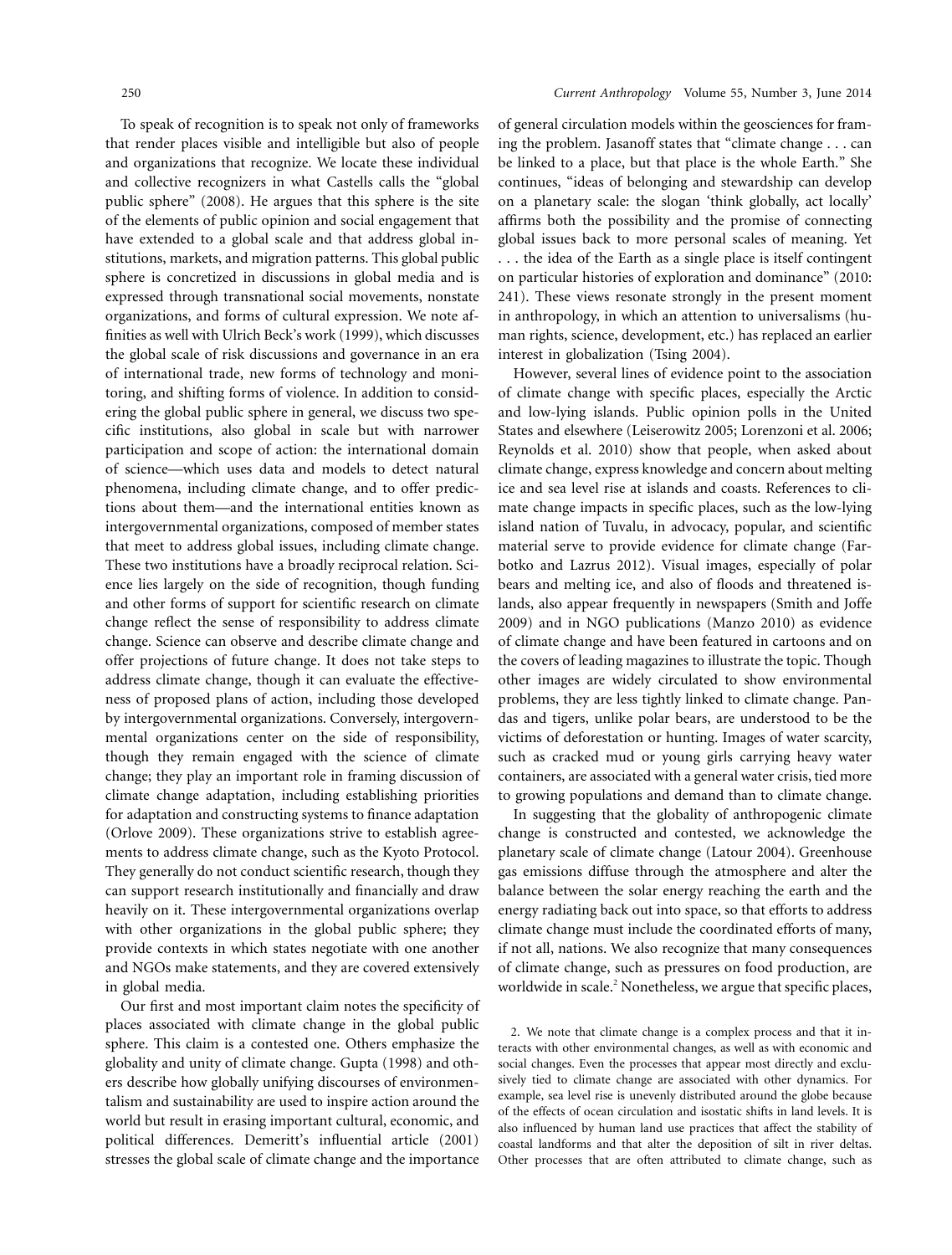To speak of recognition is to speak not only of frameworks that render places visible and intelligible but also of people and organizations that recognize. We locate these individual and collective recognizers in what Castells calls the "global public sphere" (2008). He argues that this sphere is the site of the elements of public opinion and social engagement that have extended to a global scale and that address global institutions, markets, and migration patterns. This global public sphere is concretized in discussions in global media and is expressed through transnational social movements, nonstate organizations, and forms of cultural expression. We note affinities as well with Ulrich Beck's work (1999), which discusses the global scale of risk discussions and governance in an era of international trade, new forms of technology and monitoring, and shifting forms of violence. In addition to considering the global public sphere in general, we discuss two specific institutions, also global in scale but with narrower participation and scope of action: the international domain of science—which uses data and models to detect natural phenomena, including climate change, and to offer predictions about them—and the international entities known as intergovernmental organizations, composed of member states that meet to address global issues, including climate change. These two institutions have a broadly reciprocal relation. Science lies largely on the side of recognition, though funding and other forms of support for scientific research on climate change reflect the sense of responsibility to address climate change. Science can observe and describe climate change and offer projections of future change. It does not take steps to address climate change, though it can evaluate the effectiveness of proposed plans of action, including those developed by intergovernmental organizations. Conversely, intergovernmental organizations center on the side of responsibility, though they remain engaged with the science of climate change; they play an important role in framing discussion of climate change adaptation, including establishing priorities for adaptation and constructing systems to finance adaptation (Orlove 2009). These organizations strive to establish agreements to address climate change, such as the Kyoto Protocol. They generally do not conduct scientific research, though they can support research institutionally and financially and draw heavily on it. These intergovernmental organizations overlap with other organizations in the global public sphere; they provide contexts in which states negotiate with one another and NGOs make statements, and they are covered extensively in global media.

Our first and most important claim notes the specificity of places associated with climate change in the global public sphere. This claim is a contested one. Others emphasize the globality and unity of climate change. Gupta (1998) and others describe how globally unifying discourses of environmentalism and sustainability are used to inspire action around the world but result in erasing important cultural, economic, and political differences. Demeritt's influential article (2001) stresses the global scale of climate change and the importance of general circulation models within the geosciences for framing the problem. Jasanoff states that "climate change . . . can be linked to a place, but that place is the whole Earth." She continues, "ideas of belonging and stewardship can develop on a planetary scale: the slogan 'think globally, act locally' affirms both the possibility and the promise of connecting global issues back to more personal scales of meaning. Yet . . . the idea of the Earth as a single place is itself contingent on particular histories of exploration and dominance" (2010: 241). These views resonate strongly in the present moment in anthropology, in which an attention to universalisms (human rights, science, development, etc.) has replaced an earlier interest in globalization (Tsing 2004).

However, several lines of evidence point to the association of climate change with specific places, especially the Arctic and low-lying islands. Public opinion polls in the United States and elsewhere (Leiserowitz 2005; Lorenzoni et al. 2006; Reynolds et al. 2010) show that people, when asked about climate change, express knowledge and concern about melting ice and sea level rise at islands and coasts. References to climate change impacts in specific places, such as the low-lying island nation of Tuvalu, in advocacy, popular, and scientific material serve to provide evidence for climate change (Farbotko and Lazrus 2012). Visual images, especially of polar bears and melting ice, and also of floods and threatened islands, also appear frequently in newspapers (Smith and Joffe 2009) and in NGO publications (Manzo 2010) as evidence of climate change and have been featured in cartoons and on the covers of leading magazines to illustrate the topic. Though other images are widely circulated to show environmental problems, they are less tightly linked to climate change. Pandas and tigers, unlike polar bears, are understood to be the victims of deforestation or hunting. Images of water scarcity, such as cracked mud or young girls carrying heavy water containers, are associated with a general water crisis, tied more to growing populations and demand than to climate change.

In suggesting that the globality of anthropogenic climate change is constructed and contested, we acknowledge the planetary scale of climate change (Latour 2004). Greenhouse gas emissions diffuse through the atmosphere and alter the balance between the solar energy reaching the earth and the energy radiating back out into space, so that efforts to address climate change must include the coordinated efforts of many, if not all, nations. We also recognize that many consequences of climate change, such as pressures on food production, are worldwide in scale.[2] Nonetheless, we argue that specific places,

2. We note that climate change is a complex process and that it interacts with other environmental changes, as well as with economic and social changes. Even the processes that appear most directly and exclusively tied to climate change are associated with other dynamics. For example, sea level rise is unevenly distributed around the globe because of the effects of ocean circulation and isostatic shifts in land levels. It is also influenced by human land use practices that affect the stability of coastal landforms and that alter the deposition of silt in river deltas. Other processes that are often attributed to climate change, such as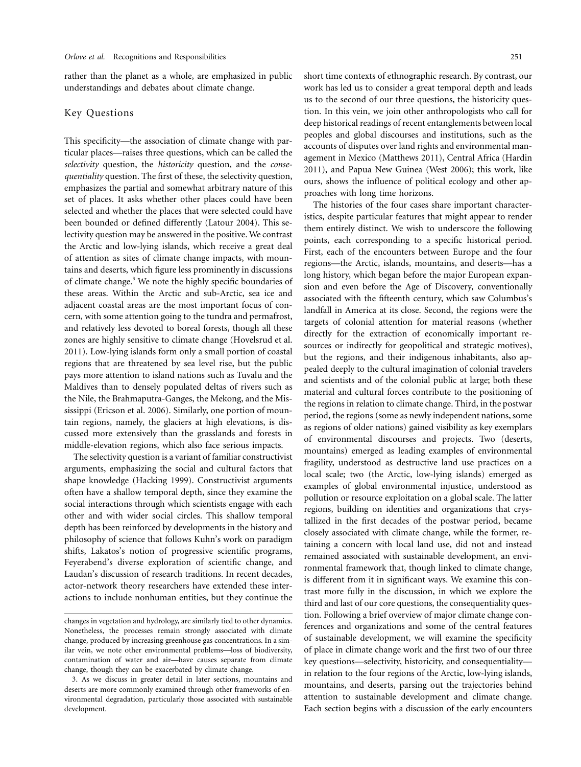rather than the planet as a whole, are emphasized in public understandings and debates about climate change.

## Key Questions

This specificity—the association of climate change with particular places—raises three questions, which can be called the *selectivity* question, the *historicity* question, and the *consequentiality* question. The first of these, the selectivity question, emphasizes the partial and somewhat arbitrary nature of this set of places. It asks whether other places could have been selected and whether the places that were selected could have been bounded or defined differently (Latour 2004). This selectivity question may be answered in the positive. We contrast the Arctic and low-lying islands, which receive a great deal of attention as sites of climate change impacts, with mountains and deserts, which figure less prominently in discussions of climate change.[3] We note the highly specific boundaries of these areas. Within the Arctic and sub-Arctic, sea ice and adjacent coastal areas are the most important focus of concern, with some attention going to the tundra and permafrost, and relatively less devoted to boreal forests, though all these zones are highly sensitive to climate change (Hovelsrud et al. 2011). Low-lying islands form only a small portion of coastal regions that are threatened by sea level rise, but the public pays more attention to island nations such as Tuvalu and the Maldives than to densely populated deltas of rivers such as the Nile, the Brahmaputra-Ganges, the Mekong, and the Mississippi (Ericson et al. 2006). Similarly, one portion of mountain regions, namely, the glaciers at high elevations, is discussed more extensively than the grasslands and forests in middle-elevation regions, which also face serious impacts.

The selectivity question is a variant of familiar constructivist arguments, emphasizing the social and cultural factors that shape knowledge (Hacking 1999). Constructivist arguments often have a shallow temporal depth, since they examine the social interactions through which scientists engage with each other and with wider social circles. This shallow temporal depth has been reinforced by developments in the history and philosophy of science that follows Kuhn's work on paradigm shifts, Lakatos's notion of progressive scientific programs, Feyerabend's diverse exploration of scientific change, and Laudan's discussion of research traditions. In recent decades, actor-network theory researchers have extended these interactions to include nonhuman entities, but they continue the short time contexts of ethnographic research. By contrast, our work has led us to consider a great temporal depth and leads us to the second of our three questions, the historicity question. In this vein, we join other anthropologists who call for deep historical readings of recent entanglements between local peoples and global discourses and institutions, such as the accounts of disputes over land rights and environmental management in Mexico (Matthews 2011), Central Africa (Hardin 2011), and Papua New Guinea (West 2006); this work, like ours, shows the influence of political ecology and other approaches with long time horizons.

The histories of the four cases share important characteristics, despite particular features that might appear to render them entirely distinct. We wish to underscore the following points, each corresponding to a specific historical period. First, each of the encounters between Europe and the four regions—the Arctic, islands, mountains, and deserts—has a long history, which began before the major European expansion and even before the Age of Discovery, conventionally associated with the fifteenth century, which saw Columbus's landfall in America at its close. Second, the regions were the targets of colonial attention for material reasons (whether directly for the extraction of economically important resources or indirectly for geopolitical and strategic motives), but the regions, and their indigenous inhabitants, also appealed deeply to the cultural imagination of colonial travelers and scientists and of the colonial public at large; both these material and cultural forces contribute to the positioning of the regions in relation to climate change. Third, in the postwar period, the regions (some as newly independent nations, some as regions of older nations) gained visibility as key exemplars of environmental discourses and projects. Two (deserts, mountains) emerged as leading examples of environmental fragility, understood as destructive land use practices on a local scale; two (the Arctic, low-lying islands) emerged as examples of global environmental injustice, understood as pollution or resource exploitation on a global scale. The latter regions, building on identities and organizations that crystallized in the first decades of the postwar period, became closely associated with climate change, while the former, retaining a concern with local land use, did not and instead remained associated with sustainable development, an environmental framework that, though linked to climate change, is different from it in significant ways. We examine this contrast more fully in the discussion, in which we explore the third and last of our core questions, the consequentiality question. Following a brief overview of major climate change conferences and organizations and some of the central features of sustainable development, we will examine the specificity of place in climate change work and the first two of our three key questions—selectivity, historicity, and consequentiality—in relation to the four regions of the Arctic, low-lying islands, mountains, and deserts, parsing out the trajectories behind attention to sustainable development and climate change. Each section begins with a discussion of the early encounters

---

changes in vegetation and hydrology, are similarly tied to other dynamics. Nonetheless, the processes remain strongly associated with climate change, produced by increasing greenhouse gas concentrations. In a similar vein, we note other environmental problems—loss of biodiversity, contamination of water and air—have causes separate from climate change, though they can be exacerbated by climate change.

3. As we discuss in greater detail in later sections, mountains and deserts are more commonly examined through other frameworks of environmental degradation, particularly those associated with sustainable development.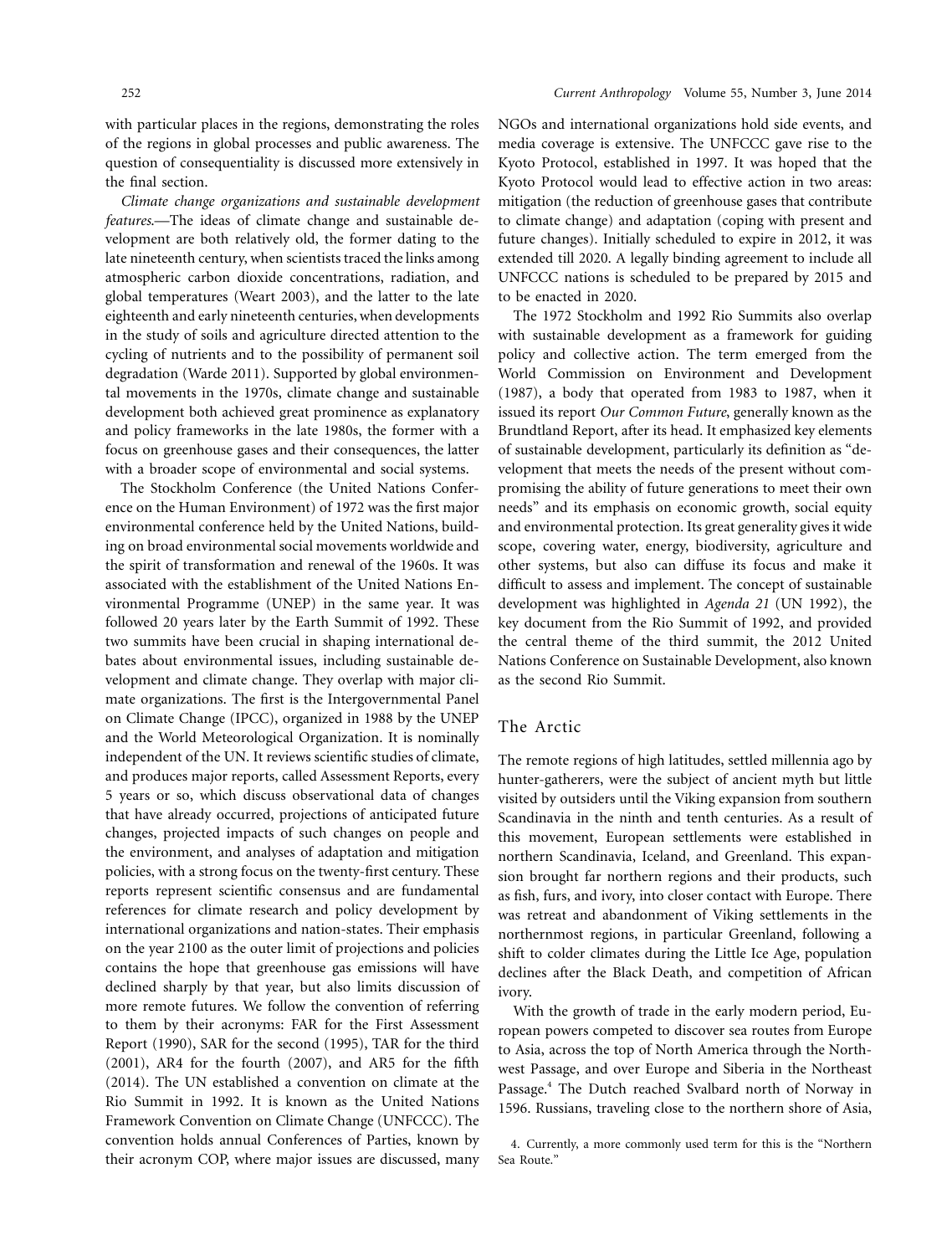with particular places in the regions, demonstrating the roles of the regions in global processes and public awareness. The question of consequentiality is discussed more extensively in the final section.

*Climate change organizations and sustainable development features.*—The ideas of climate change and sustainable development are both relatively old, the former dating to the late nineteenth century, when scientists traced the links among atmospheric carbon dioxide concentrations, radiation, and global temperatures (Weart 2003), and the latter to the late eighteenth and early nineteenth centuries, when developments in the study of soils and agriculture directed attention to the cycling of nutrients and to the possibility of permanent soil degradation (Warde 2011). Supported by global environmental movements in the 1970s, climate change and sustainable development both achieved great prominence as explanatory and policy frameworks in the late 1980s, the former with a focus on greenhouse gases and their consequences, the latter with a broader scope of environmental and social systems.

The Stockholm Conference (the United Nations Conference on the Human Environment) of 1972 was the first major environmental conference held by the United Nations, building on broad environmental social movements worldwide and the spirit of transformation and renewal of the 1960s. It was associated with the establishment of the United Nations Environmental Programme (UNEP) in the same year. It was followed 20 years later by the Earth Summit of 1992. These two summits have been crucial in shaping international debates about environmental issues, including sustainable development and climate change. They overlap with major climate organizations. The first is the Intergovernmental Panel on Climate Change (IPCC), organized in 1988 by the UNEP and the World Meteorological Organization. It is nominally independent of the UN. It reviews scientific studies of climate, and produces major reports, called Assessment Reports, every 5 years or so, which discuss observational data of changes that have already occurred, projections of anticipated future changes, projected impacts of such changes on people and the environment, and analyses of adaptation and mitigation policies, with a strong focus on the twenty-first century. These reports represent scientific consensus and are fundamental references for climate research and policy development by international organizations and nation-states. Their emphasis on the year 2100 as the outer limit of projections and policies contains the hope that greenhouse gas emissions will have declined sharply by that year, but also limits discussion of more remote futures. We follow the convention of referring to them by their acronyms: FAR for the First Assessment Report (1990), SAR for the second (1995), TAR for the third (2001), AR4 for the fourth (2007), and AR5 for the fifth (2014). The UN established a convention on climate at the Rio Summit in 1992. It is known as the United Nations Framework Convention on Climate Change (UNFCCC). The convention holds annual Conferences of Parties, known by their acronym COP, where major issues are discussed, many NGOs and international organizations hold side events, and media coverage is extensive. The UNFCCC gave rise to the Kyoto Protocol, established in 1997. It was hoped that the Kyoto Protocol would lead to effective action in two areas: mitigation (the reduction of greenhouse gases that contribute to climate change) and adaptation (coping with present and future changes). Initially scheduled to expire in 2012, it was extended till 2020. A legally binding agreement to include all UNFCCC nations is scheduled to be prepared by 2015 and to be enacted in 2020.

The 1972 Stockholm and 1992 Rio Summits also overlap with sustainable development as a framework for guiding policy and collective action. The term emerged from the World Commission on Environment and Development (1987), a body that operated from 1983 to 1987, when it issued its report *Our Common Future*, generally known as the Brundtland Report, after its head. It emphasized key elements of sustainable development, particularly its definition as "development that meets the needs of the present without compromising the ability of future generations to meet their own needs" and its emphasis on economic growth, social equity and environmental protection. Its great generality gives it wide scope, covering water, energy, biodiversity, agriculture and other systems, but also can diffuse its focus and make it difficult to assess and implement. The concept of sustainable development was highlighted in *Agenda 21* (UN 1992), the key document from the Rio Summit of 1992, and provided the central theme of the third summit, the 2012 United Nations Conference on Sustainable Development, also known as the second Rio Summit.

## The Arctic

The remote regions of high latitudes, settled millennia ago by hunter-gatherers, were the subject of ancient myth but little visited by outsiders until the Viking expansion from southern Scandinavia in the ninth and tenth centuries. As a result of this movement, European settlements were established in northern Scandinavia, Iceland, and Greenland. This expansion brought far northern regions and their products, such as fish, furs, and ivory, into closer contact with Europe. There was retreat and abandonment of Viking settlements in the northernmost regions, in particular Greenland, following a shift to colder climates during the Little Ice Age, population declines after the Black Death, and competition of African ivory.

With the growth of trade in the early modern period, European powers competed to discover sea routes from Europe to Asia, across the top of North America through the Northwest Passage, and over Europe and Siberia in the Northeast Passage.[4] The Dutch reached Svalbard north of Norway in 1596. Russians, traveling close to the northern shore of Asia,

4. Currently, a more commonly used term for this is the "Northern Sea Route."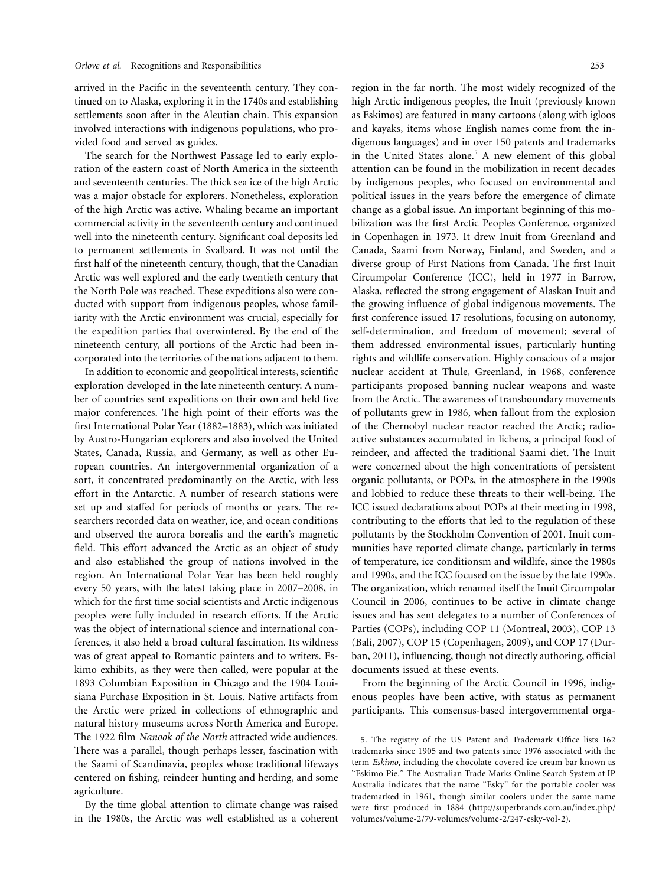arrived in the Pacific in the seventeenth century. They continued on to Alaska, exploring it in the 1740s and establishing settlements soon after in the Aleutian chain. This expansion involved interactions with indigenous populations, who provided food and served as guides.

The search for the Northwest Passage led to early exploration of the eastern coast of North America in the sixteenth and seventeenth centuries. The thick sea ice of the high Arctic was a major obstacle for explorers. Nonetheless, exploration of the high Arctic was active. Whaling became an important commercial activity in the seventeenth century and continued well into the nineteenth century. Significant coal deposits led to permanent settlements in Svalbard. It was not until the first half of the nineteenth century, though, that the Canadian Arctic was well explored and the early twentieth century that the North Pole was reached. These expeditions also were conducted with support from indigenous peoples, whose familiarity with the Arctic environment was crucial, especially for the expedition parties that overwintered. By the end of the nineteenth century, all portions of the Arctic had been incorporated into the territories of the nations adjacent to them.

In addition to economic and geopolitical interests, scientific exploration developed in the late nineteenth century. A number of countries sent expeditions on their own and held five major conferences. The high point of their efforts was the first International Polar Year (1882–1883), which was initiated by Austro-Hungarian explorers and also involved the United States, Canada, Russia, and Germany, as well as other European countries. An intergovernmental organization of a sort, it concentrated predominantly on the Arctic, with less effort in the Antarctic. A number of research stations were set up and staffed for periods of months or years. The researchers recorded data on weather, ice, and ocean conditions and observed the aurora borealis and the earth's magnetic field. This effort advanced the Arctic as an object of study and also established the group of nations involved in the region. An International Polar Year has been held roughly every 50 years, with the latest taking place in 2007–2008, in which for the first time social scientists and Arctic indigenous peoples were fully included in research efforts. If the Arctic was the object of international science and international conferences, it also held a broad cultural fascination. Its wildness was of great appeal to Romantic painters and to writers. Eskimo exhibits, as they were then called, were popular at the 1893 Columbian Exposition in Chicago and the 1904 Louisiana Purchase Exposition in St. Louis. Native artifacts from the Arctic were prized in collections of ethnographic and natural history museums across North America and Europe. The 1922 film *Nanook of the North* attracted wide audiences. There was a parallel, though perhaps lesser, fascination with the Saami of Scandinavia, peoples whose traditional lifeways centered on fishing, reindeer hunting and herding, and some agriculture.

By the time global attention to climate change was raised in the 1980s, the Arctic was well established as a coherent region in the far north. The most widely recognized of the high Arctic indigenous peoples, the Inuit (previously known as Eskimos) are featured in many cartoons (along with igloos and kayaks, items whose English names come from the indigenous languages) and in over 150 patents and trademarks in the United States alone.[5] A new element of this global attention can be found in the mobilization in recent decades by indigenous peoples, who focused on environmental and political issues in the years before the emergence of climate change as a global issue. An important beginning of this mobilization was the first Arctic Peoples Conference, organized in Copenhagen in 1973. It drew Inuit from Greenland and Canada, Saami from Norway, Finland, and Sweden, and a diverse group of First Nations from Canada. The first Inuit Circumpolar Conference (ICC), held in 1977 in Barrow, Alaska, reflected the strong engagement of Alaskan Inuit and the growing influence of global indigenous movements. The first conference issued 17 resolutions, focusing on autonomy, self-determination, and freedom of movement; several of them addressed environmental issues, particularly hunting rights and wildlife conservation. Highly conscious of a major nuclear accident at Thule, Greenland, in 1968, conference participants proposed banning nuclear weapons and waste from the Arctic. The awareness of transboundary movements of pollutants grew in 1986, when fallout from the explosion of the Chernobyl nuclear reactor reached the Arctic; radioactive substances accumulated in lichens, a principal food of reindeer, and affected the traditional Saami diet. The Inuit were concerned about the high concentrations of persistent organic pollutants, or POPs, in the atmosphere in the 1990s and lobbied to reduce these threats to their well-being. The ICC issued declarations about POPs at their meeting in 1998, contributing to the efforts that led to the regulation of these pollutants by the Stockholm Convention of 2001. Inuit communities have reported climate change, particularly in terms of temperature, ice conditionsm and wildlife, since the 1980s and 1990s, and the ICC focused on the issue by the late 1990s. The organization, which renamed itself the Inuit Circumpolar Council in 2006, continues to be active in climate change issues and has sent delegates to a number of Conferences of Parties (COPs), including COP 11 (Montreal, 2003), COP 13 (Bali, 2007), COP 15 (Copenhagen, 2009), and COP 17 (Durban, 2011), influencing, though not directly authoring, official documents issued at these events.

From the beginning of the Arctic Council in 1996, indigenous peoples have been active, with status as permanent participants. This consensus-based intergovernmental orga-

5. The registry of the US Patent and Trademark Office lists 162 trademarks since 1905 and two patents since 1976 associated with the term *Eskimo*, including the chocolate-covered ice cream bar known as "Eskimo Pie." The Australian Trade Marks Online Search System at IP Australia indicates that the name "Esky" for the portable cooler was trademarked in 1961, though similar coolers under the same name were first produced in 1884 (http://superbrands.com.au/index.php/volumes/volume-2/79-volumes/volume-2/247-esky-vol-2).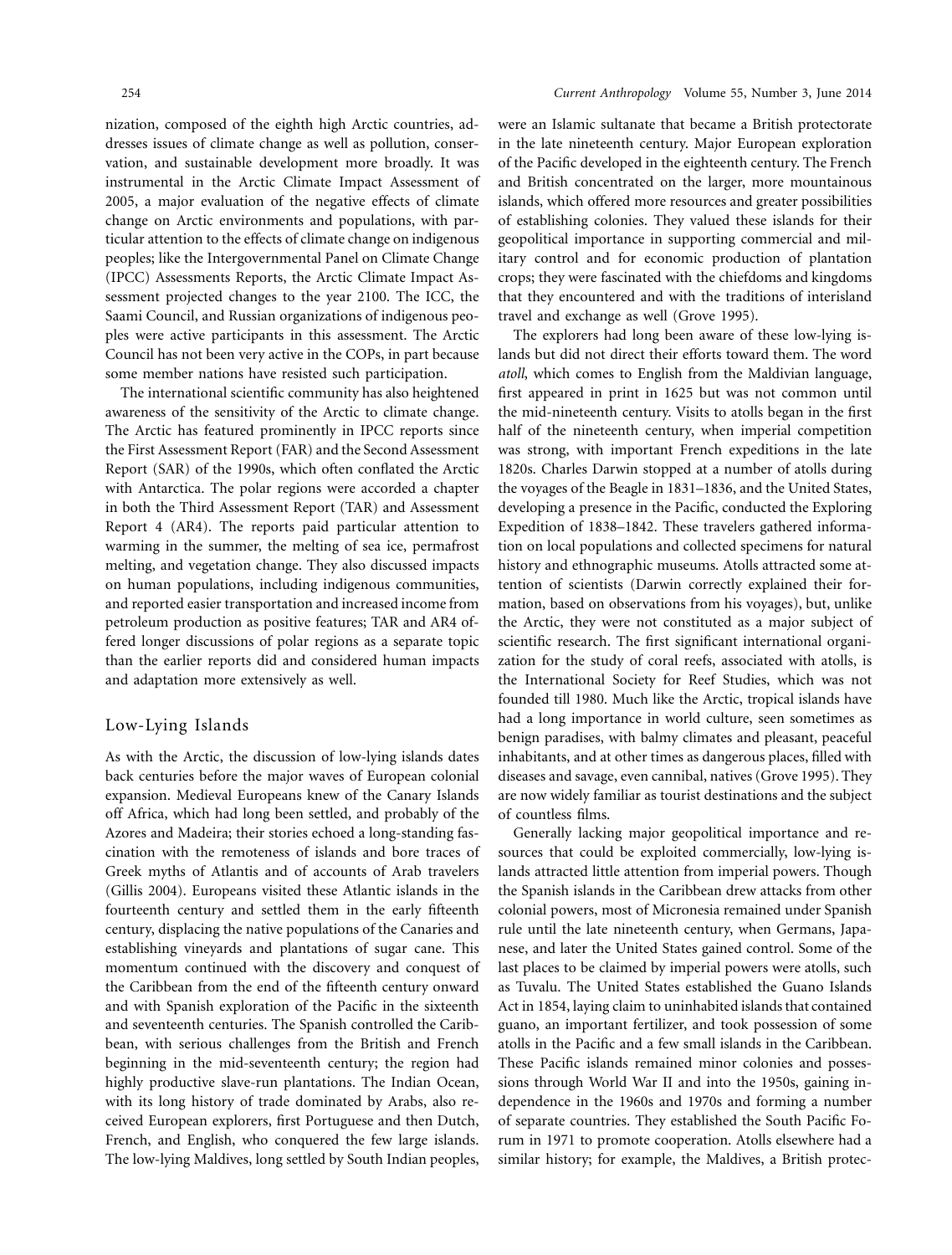nization, composed of the eighth high Arctic countries, addresses issues of climate change as well as pollution, conservation, and sustainable development more broadly. It was instrumental in the Arctic Climate Impact Assessment of 2005, a major evaluation of the negative effects of climate change on Arctic environments and populations, with particular attention to the effects of climate change on indigenous peoples; like the Intergovernmental Panel on Climate Change (IPCC) Assessments Reports, the Arctic Climate Impact Assessment projected changes to the year 2100. The ICC, the Saami Council, and Russian organizations of indigenous peoples were active participants in this assessment. The Arctic Council has not been very active in the COPs, in part because some member nations have resisted such participation.

The international scientific community has also heightened awareness of the sensitivity of the Arctic to climate change. The Arctic has featured prominently in IPCC reports since the First Assessment Report (FAR) and the Second Assessment Report (SAR) of the 1990s, which often conflated the Arctic with Antarctica. The polar regions were accorded a chapter in both the Third Assessment Report (TAR) and Assessment Report 4 (AR4). The reports paid particular attention to warming in the summer, the melting of sea ice, permafrost melting, and vegetation change. They also discussed impacts on human populations, including indigenous communities, and reported easier transportation and increased income from petroleum production as positive features; TAR and AR4 offered longer discussions of polar regions as a separate topic than the earlier reports did and considered human impacts and adaptation more extensively as well.

## Low-Lying Islands

As with the Arctic, the discussion of low-lying islands dates back centuries before the major waves of European colonial expansion. Medieval Europeans knew of the Canary Islands off Africa, which had long been settled, and probably of the Azores and Madeira; their stories echoed a long-standing fascination with the remoteness of islands and bore traces of Greek myths of Atlantis and of accounts of Arab travelers (Gillis 2004). Europeans visited these Atlantic islands in the fourteenth century and settled them in the early fifteenth century, displacing the native populations of the Canaries and establishing vineyards and plantations of sugar cane. This momentum continued with the discovery and conquest of the Caribbean from the end of the fifteenth century onward and with Spanish exploration of the Pacific in the sixteenth and seventeenth centuries. The Spanish controlled the Caribbean, with serious challenges from the British and French beginning in the mid-seventeenth century; the region had highly productive slave-run plantations. The Indian Ocean, with its long history of trade dominated by Arabs, also received European explorers, first Portuguese and then Dutch, French, and English, who conquered the few large islands. The low-lying Maldives, long settled by South Indian peoples, were an Islamic sultanate that became a British protectorate in the late nineteenth century. Major European exploration of the Pacific developed in the eighteenth century. The French and British concentrated on the larger, more mountainous islands, which offered more resources and greater possibilities of establishing colonies. They valued these islands for their geopolitical importance in supporting commercial and military control and for economic production of plantation crops; they were fascinated with the chiefdoms and kingdoms that they encountered and with the traditions of interisland travel and exchange as well (Grove 1995).

The explorers had long been aware of these low-lying islands but did not direct their efforts toward them. The word *atoll*, which comes to English from the Maldivian language, first appeared in print in 1625 but was not common until the mid-nineteenth century. Visits to atolls began in the first half of the nineteenth century, when imperial competition was strong, with important French expeditions in the late 1820s. Charles Darwin stopped at a number of atolls during the voyages of the Beagle in 1831–1836, and the United States, developing a presence in the Pacific, conducted the Exploring Expedition of 1838–1842. These travelers gathered information on local populations and collected specimens for natural history and ethnographic museums. Atolls attracted some attention of scientists (Darwin correctly explained their formation, based on observations from his voyages), but, unlike the Arctic, they were not constituted as a major subject of scientific research. The first significant international organization for the study of coral reefs, associated with atolls, is the International Society for Reef Studies, which was not founded till 1980. Much like the Arctic, tropical islands have had a long importance in world culture, seen sometimes as benign paradises, with balmy climates and pleasant, peaceful inhabitants, and at other times as dangerous places, filled with diseases and savage, even cannibal, natives (Grove 1995). They are now widely familiar as tourist destinations and the subject of countless films.

Generally lacking major geopolitical importance and resources that could be exploited commercially, low-lying islands attracted little attention from imperial powers. Though the Spanish islands in the Caribbean drew attacks from other colonial powers, most of Micronesia remained under Spanish rule until the late nineteenth century, when Germans, Japanese, and later the United States gained control. Some of the last places to be claimed by imperial powers were atolls, such as Tuvalu. The United States established the Guano Islands Act in 1854, laying claim to uninhabited islands that contained guano, an important fertilizer, and took possession of some atolls in the Pacific and a few small islands in the Caribbean. These Pacific islands remained minor colonies and possessions through World War II and into the 1950s, gaining independence in the 1960s and 1970s and forming a number of separate countries. They established the South Pacific Forum in 1971 to promote cooperation. Atolls elsewhere had a similar history; for example, the Maldives, a British protec-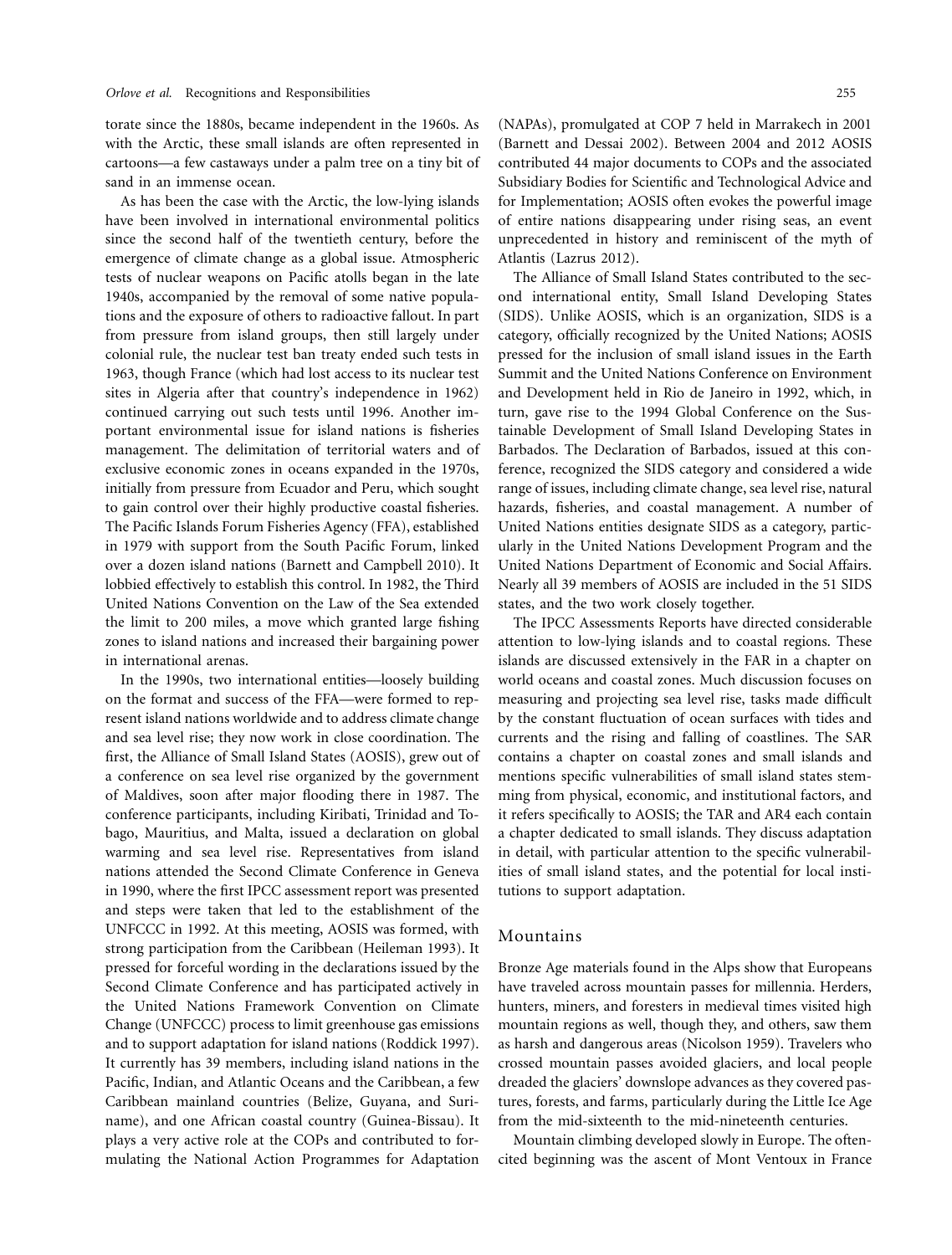torate since the 1880s, became independent in the 1960s. As with the Arctic, these small islands are often represented in cartoons—a few castaways under a palm tree on a tiny bit of sand in an immense ocean.

As has been the case with the Arctic, the low-lying islands have been involved in international environmental politics since the second half of the twentieth century, before the emergence of climate change as a global issue. Atmospheric tests of nuclear weapons on Pacific atolls began in the late 1940s, accompanied by the removal of some native populations and the exposure of others to radioactive fallout. In part from pressure from island groups, then still largely under colonial rule, the nuclear test ban treaty ended such tests in 1963, though France (which had lost access to its nuclear test sites in Algeria after that country's independence in 1962) continued carrying out such tests until 1996. Another important environmental issue for island nations is fisheries management. The delimitation of territorial waters and of exclusive economic zones in oceans expanded in the 1970s, initially from pressure from Ecuador and Peru, which sought to gain control over their highly productive coastal fisheries. The Pacific Islands Forum Fisheries Agency (FFA), established in 1979 with support from the South Pacific Forum, linked over a dozen island nations (Barnett and Campbell 2010). It lobbied effectively to establish this control. In 1982, the Third United Nations Convention on the Law of the Sea extended the limit to 200 miles, a move which granted large fishing zones to island nations and increased their bargaining power in international arenas.

In the 1990s, two international entities—loosely building on the format and success of the FFA—were formed to represent island nations worldwide and to address climate change and sea level rise; they now work in close coordination. The first, the Alliance of Small Island States (AOSIS), grew out of a conference on sea level rise organized by the government of Maldives, soon after major flooding there in 1987. The conference participants, including Kiribati, Trinidad and Tobago, Mauritius, and Malta, issued a declaration on global warming and sea level rise. Representatives from island nations attended the Second Climate Conference in Geneva in 1990, where the first IPCC assessment report was presented and steps were taken that led to the establishment of the UNFCCC in 1992. At this meeting, AOSIS was formed, with strong participation from the Caribbean (Heileman 1993). It pressed for forceful wording in the declarations issued by the Second Climate Conference and has participated actively in the United Nations Framework Convention on Climate Change (UNFCCC) process to limit greenhouse gas emissions and to support adaptation for island nations (Roddick 1997). It currently has 39 members, including island nations in the Pacific, Indian, and Atlantic Oceans and the Caribbean, a few Caribbean mainland countries (Belize, Guyana, and Suriname), and one African coastal country (Guinea-Bissau). It plays a very active role at the COPs and contributed to formulating the National Action Programmes for Adaptation (NAPAs), promulgated at COP 7 held in Marrakech in 2001 (Barnett and Dessai 2002). Between 2004 and 2012 AOSIS contributed 44 major documents to COPs and the associated Subsidiary Bodies for Scientific and Technological Advice and for Implementation; AOSIS often evokes the powerful image of entire nations disappearing under rising seas, an event unprecedented in history and reminiscent of the myth of Atlantis (Lazrus 2012).

The Alliance of Small Island States contributed to the second international entity, Small Island Developing States (SIDS). Unlike AOSIS, which is an organization, SIDS is a category, officially recognized by the United Nations; AOSIS pressed for the inclusion of small island issues in the Earth Summit and the United Nations Conference on Environment and Development held in Rio de Janeiro in 1992, which, in turn, gave rise to the 1994 Global Conference on the Sustainable Development of Small Island Developing States in Barbados. The Declaration of Barbados, issued at this conference, recognized the SIDS category and considered a wide range of issues, including climate change, sea level rise, natural hazards, fisheries, and coastal management. A number of United Nations entities designate SIDS as a category, particularly in the United Nations Development Program and the United Nations Department of Economic and Social Affairs. Nearly all 39 members of AOSIS are included in the 51 SIDS states, and the two work closely together.

The IPCC Assessments Reports have directed considerable attention to low-lying islands and to coastal regions. These islands are discussed extensively in the FAR in a chapter on world oceans and coastal zones. Much discussion focuses on measuring and projecting sea level rise, tasks made difficult by the constant fluctuation of ocean surfaces with tides and currents and the rising and falling of coastlines. The SAR contains a chapter on coastal zones and small islands and mentions specific vulnerabilities of small island states stemming from physical, economic, and institutional factors, and it refers specifically to AOSIS; the TAR and AR4 each contain a chapter dedicated to small islands. They discuss adaptation in detail, with particular attention to the specific vulnerabilities of small island states, and the potential for local institutions to support adaptation.

## Mountains

Bronze Age materials found in the Alps show that Europeans have traveled across mountain passes for millennia. Herders, hunters, miners, and foresters in medieval times visited high mountain regions as well, though they, and others, saw them as harsh and dangerous areas (Nicolson 1959). Travelers who crossed mountain passes avoided glaciers, and local people dreaded the glaciers' downslope advances as they covered pastures, forests, and farms, particularly during the Little Ice Age from the mid-sixteenth to the mid-nineteenth centuries.

Mountain climbing developed slowly in Europe. The often-cited beginning was the ascent of Mont Ventoux in France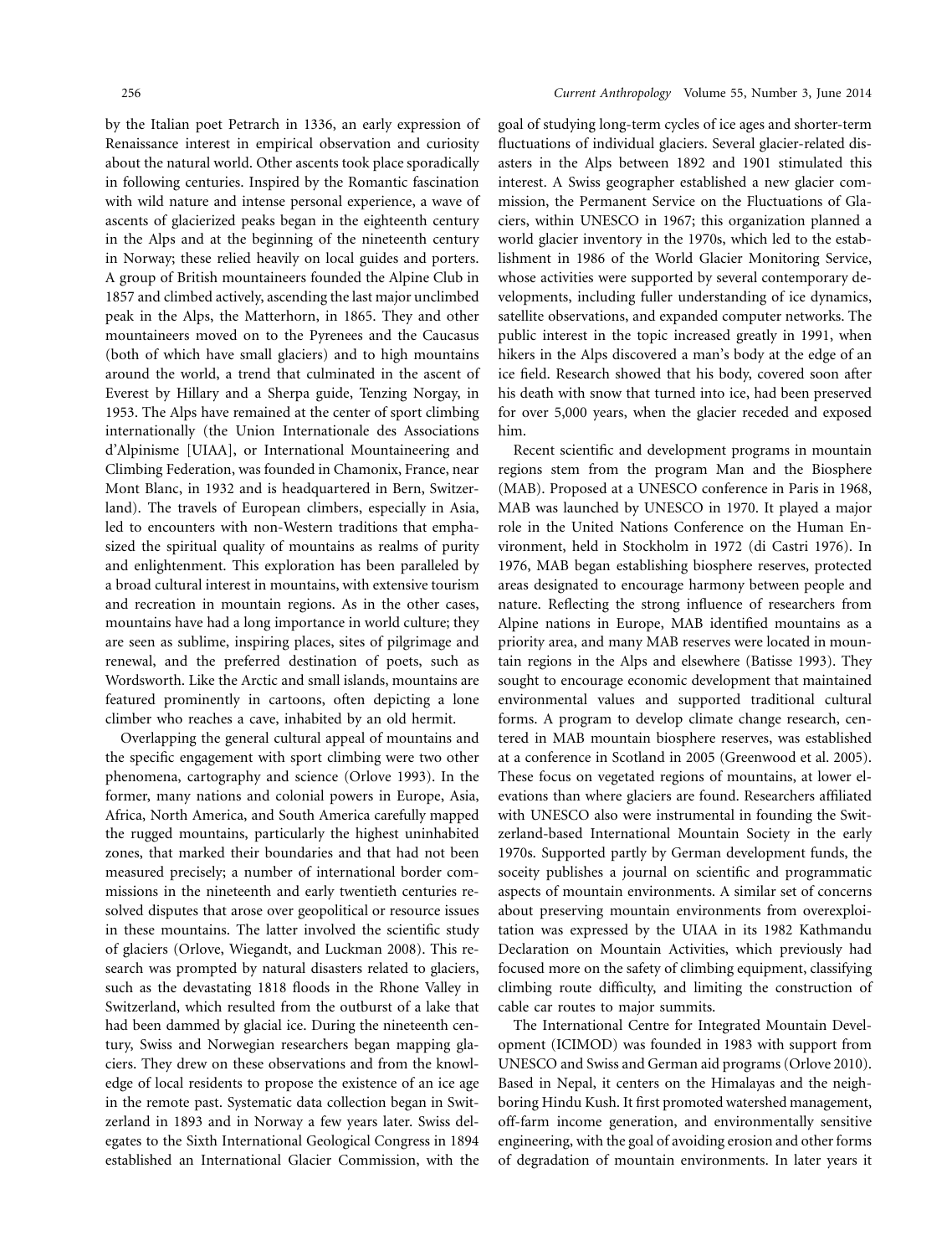by the Italian poet Petrarch in 1336, an early expression of Renaissance interest in empirical observation and curiosity about the natural world. Other ascents took place sporadically in following centuries. Inspired by the Romantic fascination with wild nature and intense personal experience, a wave of ascents of glacierized peaks began in the eighteenth century in the Alps and at the beginning of the nineteenth century in Norway; these relied heavily on local guides and porters. A group of British mountaineers founded the Alpine Club in 1857 and climbed actively, ascending the last major unclimbed peak in the Alps, the Matterhorn, in 1865. They and other mountaineers moved on to the Pyrenees and the Caucasus (both of which have small glaciers) and to high mountains around the world, a trend that culminated in the ascent of Everest by Hillary and a Sherpa guide, Tenzing Norgay, in 1953. The Alps have remained at the center of sport climbing internationally (the Union Internationale des Associations d'Alpinisme [UIAA], or International Mountaineering and Climbing Federation, was founded in Chamonix, France, near Mont Blanc, in 1932 and is headquartered in Bern, Switzerland). The travels of European climbers, especially in Asia, led to encounters with non-Western traditions that emphasized the spiritual quality of mountains as realms of purity and enlightenment. This exploration has been paralleled by a broad cultural interest in mountains, with extensive tourism and recreation in mountain regions. As in the other cases, mountains have had a long importance in world culture; they are seen as sublime, inspiring places, sites of pilgrimage and renewal, and the preferred destination of poets, such as Wordsworth. Like the Arctic and small islands, mountains are featured prominently in cartoons, often depicting a lone climber who reaches a cave, inhabited by an old hermit.

Overlapping the general cultural appeal of mountains and the specific engagement with sport climbing were two other phenomena, cartography and science (Orlove 1993). In the former, many nations and colonial powers in Europe, Asia, Africa, North America, and South America carefully mapped the rugged mountains, particularly the highest uninhabited zones, that marked their boundaries and that had not been measured precisely; a number of international border commissions in the nineteenth and early twentieth centuries resolved disputes that arose over geopolitical or resource issues in these mountains. The latter involved the scientific study of glaciers (Orlove, Wiegandt, and Luckman 2008). This research was prompted by natural disasters related to glaciers, such as the devastating 1818 floods in the Rhone Valley in Switzerland, which resulted from the outburst of a lake that had been dammed by glacial ice. During the nineteenth century, Swiss and Norwegian researchers began mapping glaciers. They drew on these observations and from the knowledge of local residents to propose the existence of an ice age in the remote past. Systematic data collection began in Switzerland in 1893 and in Norway a few years later. Swiss delegates to the Sixth International Geological Congress in 1894 established an International Glacier Commission, with the goal of studying long-term cycles of ice ages and shorter-term fluctuations of individual glaciers. Several glacier-related disasters in the Alps between 1892 and 1901 stimulated this interest. A Swiss geographer established a new glacier commission, the Permanent Service on the Fluctuations of Glaciers, within UNESCO in 1967; this organization planned a world glacier inventory in the 1970s, which led to the establishment in 1986 of the World Glacier Monitoring Service, whose activities were supported by several contemporary developments, including fuller understanding of ice dynamics, satellite observations, and expanded computer networks. The public interest in the topic increased greatly in 1991, when hikers in the Alps discovered a man's body at the edge of an ice field. Research showed that his body, covered soon after his death with snow that turned into ice, had been preserved for over 5,000 years, when the glacier receded and exposed him.

Recent scientific and development programs in mountain regions stem from the program Man and the Biosphere (MAB). Proposed at a UNESCO conference in Paris in 1968, MAB was launched by UNESCO in 1970. It played a major role in the United Nations Conference on the Human Environment, held in Stockholm in 1972 (di Castri 1976). In 1976, MAB began establishing biosphere reserves, protected areas designated to encourage harmony between people and nature. Reflecting the strong influence of researchers from Alpine nations in Europe, MAB identified mountains as a priority area, and many MAB reserves were located in mountain regions in the Alps and elsewhere (Batisse 1993). They sought to encourage economic development that maintained environmental values and supported traditional cultural forms. A program to develop climate change research, centered in MAB mountain biosphere reserves, was established at a conference in Scotland in 2005 (Greenwood et al. 2005). These focus on vegetated regions of mountains, at lower elevations than where glaciers are found. Researchers affiliated with UNESCO also were instrumental in founding the Switzerland-based International Mountain Society in the early 1970s. Supported partly by German development funds, the soceity publishes a journal on scientific and programmatic aspects of mountain environments. A similar set of concerns about preserving mountain environments from overexploitation was expressed by the UIAA in its 1982 Kathmandu Declaration on Mountain Activities, which previously had focused more on the safety of climbing equipment, classifying climbing route difficulty, and limiting the construction of cable car routes to major summits.

The International Centre for Integrated Mountain Development (ICIMOD) was founded in 1983 with support from UNESCO and Swiss and German aid programs (Orlove 2010). Based in Nepal, it centers on the Himalayas and the neighboring Hindu Kush. It first promoted watershed management, off-farm income generation, and environmentally sensitive engineering, with the goal of avoiding erosion and other forms of degradation of mountain environments. In later years it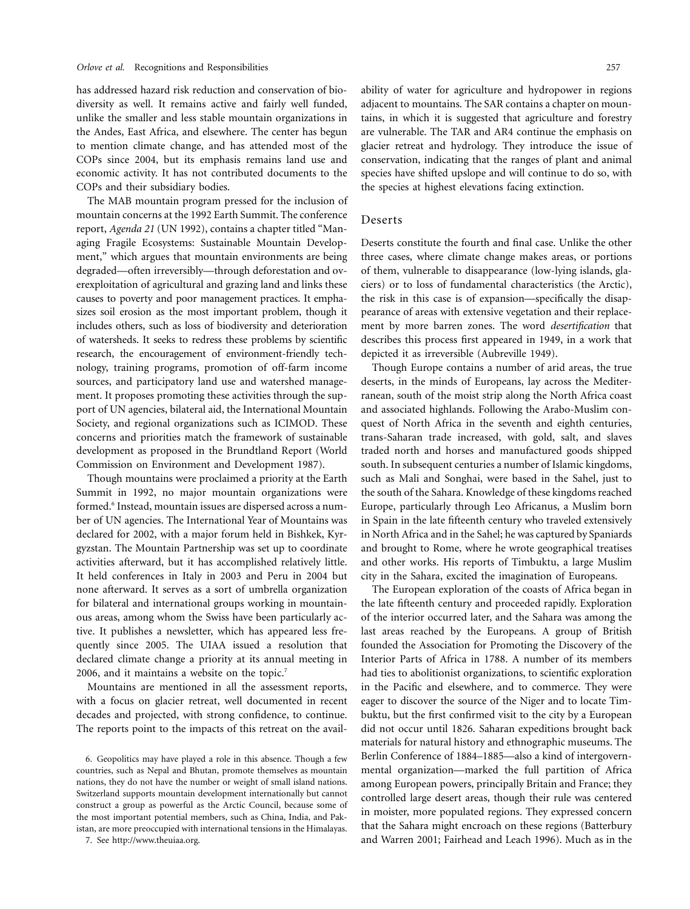has addressed hazard risk reduction and conservation of biodiversity as well. It remains active and fairly well funded, unlike the smaller and less stable mountain organizations in the Andes, East Africa, and elsewhere. The center has begun to mention climate change, and has attended most of the COPs since 2004, but its emphasis remains land use and economic activity. It has not contributed documents to the COPs and their subsidiary bodies.

The MAB mountain program pressed for the inclusion of mountain concerns at the 1992 Earth Summit. The conference report, *Agenda 21* (UN 1992), contains a chapter titled "Managing Fragile Ecosystems: Sustainable Mountain Development," which argues that mountain environments are being degraded—often irreversibly—through deforestation and overexploitation of agricultural and grazing land and links these causes to poverty and poor management practices. It emphasizes soil erosion as the most important problem, though it includes others, such as loss of biodiversity and deterioration of watersheds. It seeks to redress these problems by scientific research, the encouragement of environment-friendly technology, training programs, promotion of off-farm income sources, and participatory land use and watershed management. It proposes promoting these activities through the support of UN agencies, bilateral aid, the International Mountain Society, and regional organizations such as ICIMOD. These concerns and priorities match the framework of sustainable development as proposed in the Brundtland Report (World Commission on Environment and Development 1987).

Though mountains were proclaimed a priority at the Earth Summit in 1992, no major mountain organizations were formed.[6] Instead, mountain issues are dispersed across a number of UN agencies. The International Year of Mountains was declared for 2002, with a major forum held in Bishkek, Kyrgyzstan. The Mountain Partnership was set up to coordinate activities afterward, but it has accomplished relatively little. It held conferences in Italy in 2003 and Peru in 2004 but none afterward. It serves as a sort of umbrella organization for bilateral and international groups working in mountainous areas, among whom the Swiss have been particularly active. It publishes a newsletter, which has appeared less frequently since 2005. The UIAA issued a resolution that declared climate change a priority at its annual meeting in 2006, and it maintains a website on the topic.[7]

Mountains are mentioned in all the assessment reports, with a focus on glacier retreat, well documented in recent decades and projected, with strong confidence, to continue. The reports point to the impacts of this retreat on the availability of water for agriculture and hydropower in regions adjacent to mountains. The SAR contains a chapter on mountains, in which it is suggested that agriculture and forestry are vulnerable. The TAR and AR4 continue the emphasis on glacier retreat and hydrology. They introduce the issue of conservation, indicating that the ranges of plant and animal species have shifted upslope and will continue to do so, with the species at highest elevations facing extinction.

## Deserts

Deserts constitute the fourth and final case. Unlike the other three cases, where climate change makes areas, or portions of them, vulnerable to disappearance (low-lying islands, glaciers) or to loss of fundamental characteristics (the Arctic), the risk in this case is of expansion—specifically the disappearance of areas with extensive vegetation and their replacement by more barren zones. The word *desertification* that describes this process first appeared in 1949, in a work that depicted it as irreversible (Aubreville 1949).

Though Europe contains a number of arid areas, the true deserts, in the minds of Europeans, lay across the Mediterranean, south of the moist strip along the North Africa coast and associated highlands. Following the Arabo-Muslim conquest of North Africa in the seventh and eighth centuries, trans-Saharan trade increased, with gold, salt, and slaves traded north and horses and manufactured goods shipped south. In subsequent centuries a number of Islamic kingdoms, such as Mali and Songhai, were based in the Sahel, just to the south of the Sahara. Knowledge of these kingdoms reached Europe, particularly through Leo Africanus, a Muslim born in Spain in the late fifteenth century who traveled extensively in North Africa and in the Sahel; he was captured by Spaniards and brought to Rome, where he wrote geographical treatises and other works. His reports of Timbuktu, a large Muslim city in the Sahara, excited the imagination of Europeans.

The European exploration of the coasts of Africa began in the late fifteenth century and proceeded rapidly. Exploration of the interior occurred later, and the Sahara was among the last areas reached by the Europeans. A group of British founded the Association for Promoting the Discovery of the Interior Parts of Africa in 1788. A number of its members had ties to abolitionist organizations, to scientific exploration in the Pacific and elsewhere, and to commerce. They were eager to discover the source of the Niger and to locate Timbuktu, but the first confirmed visit to the city by a European did not occur until 1826. Saharan expeditions brought back materials for natural history and ethnographic museums. The Berlin Conference of 1884–1885—also a kind of intergovernmental organization—marked the full partition of Africa among European powers, principally Britain and France; they controlled large desert areas, though their rule was centered in moister, more populated regions. They expressed concern that the Sahara might encroach on these regions (Batterbury and Warren 2001; Fairhead and Leach 1996). Much as in the

6. Geopolitics may have played a role in this absence. Though a few countries, such as Nepal and Bhutan, promote themselves as mountain nations, they do not have the number or weight of small island nations. Switzerland supports mountain development internationally but cannot construct a group as powerful as the Arctic Council, because some of the most important potential members, such as China, India, and Pakistan, are more preoccupied with international tensions in the Himalayas.

7. See http://www.theuiaa.org.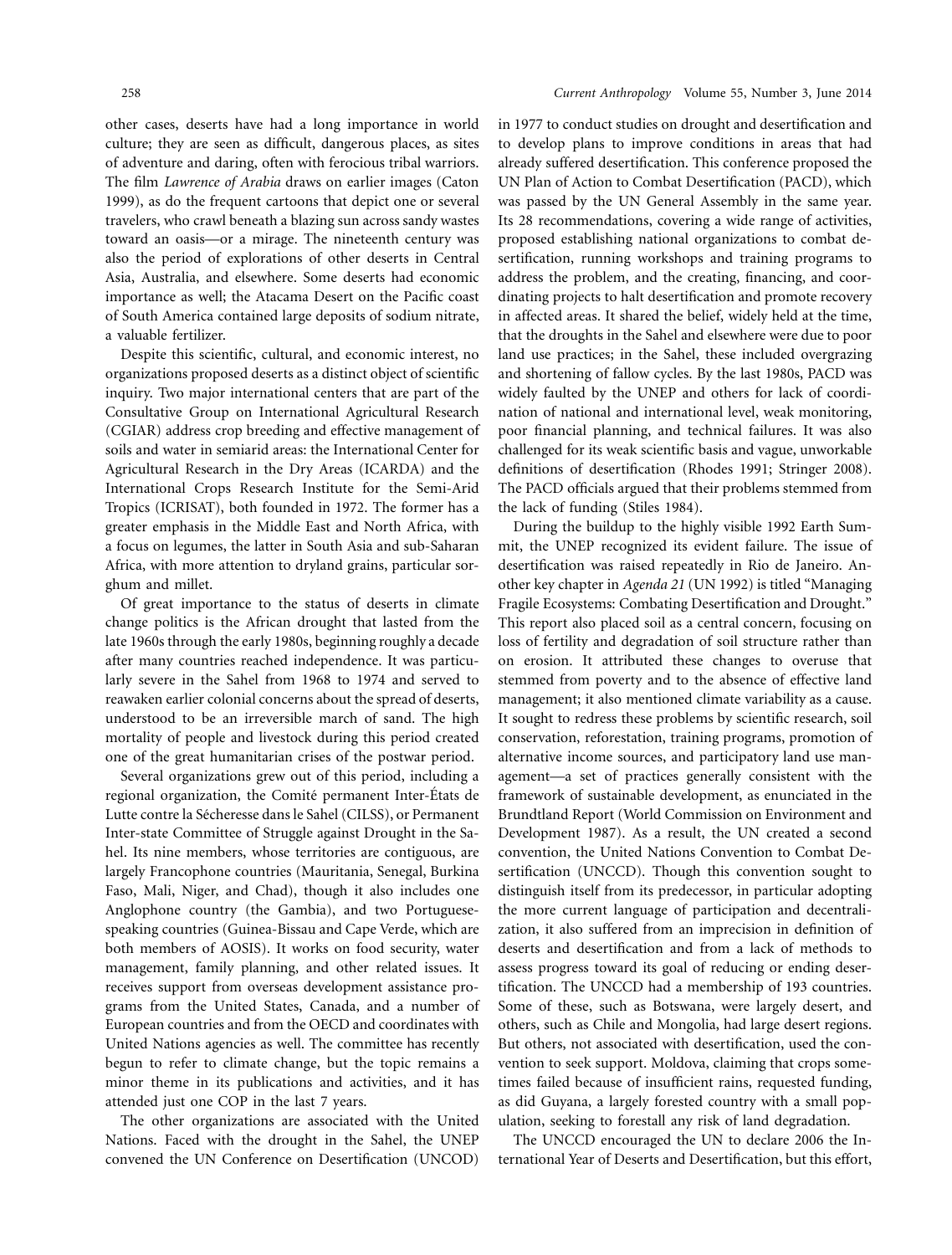other cases, deserts have had a long importance in world culture; they are seen as difficult, dangerous places, as sites of adventure and daring, often with ferocious tribal warriors. The film *Lawrence of Arabia* draws on earlier images (Caton 1999), as do the frequent cartoons that depict one or several travelers, who crawl beneath a blazing sun across sandy wastes toward an oasis—or a mirage. The nineteenth century was also the period of explorations of other deserts in Central Asia, Australia, and elsewhere. Some deserts had economic importance as well; the Atacama Desert on the Pacific coast of South America contained large deposits of sodium nitrate, a valuable fertilizer.

Despite this scientific, cultural, and economic interest, no organizations proposed deserts as a distinct object of scientific inquiry. Two major international centers that are part of the Consultative Group on International Agricultural Research (CGIAR) address crop breeding and effective management of soils and water in semiarid areas: the International Center for Agricultural Research in the Dry Areas (ICARDA) and the International Crops Research Institute for the Semi-Arid Tropics (ICRISAT), both founded in 1972. The former has a greater emphasis in the Middle East and North Africa, with a focus on legumes, the latter in South Asia and sub-Saharan Africa, with more attention to dryland grains, particular sorghum and millet.

Of great importance to the status of deserts in climate change politics is the African drought that lasted from the late 1960s through the early 1980s, beginning roughly a decade after many countries reached independence. It was particularly severe in the Sahel from 1968 to 1974 and served to reawaken earlier colonial concerns about the spread of deserts, understood to be an irreversible march of sand. The high mortality of people and livestock during this period created one of the great humanitarian crises of the postwar period.

Several organizations grew out of this period, including a regional organization, the Comité permanent Inter-États de Lutte contre la Sécheresse dans le Sahel (CILSS), or Permanent Inter-state Committee of Struggle against Drought in the Sahel. Its nine members, whose territories are contiguous, are largely Francophone countries (Mauritania, Senegal, Burkina Faso, Mali, Niger, and Chad), though it also includes one Anglophone country (the Gambia), and two Portuguese-speaking countries (Guinea-Bissau and Cape Verde, which are both members of AOSIS). It works on food security, water management, family planning, and other related issues. It receives support from overseas development assistance programs from the United States, Canada, and a number of European countries and from the OECD and coordinates with United Nations agencies as well. The committee has recently begun to refer to climate change, but the topic remains a minor theme in its publications and activities, and it has attended just one COP in the last 7 years.

The other organizations are associated with the United Nations. Faced with the drought in the Sahel, the UNEP convened the UN Conference on Desertification (UNCOD) in 1977 to conduct studies on drought and desertification and to develop plans to improve conditions in areas that had already suffered desertification. This conference proposed the UN Plan of Action to Combat Desertification (PACD), which was passed by the UN General Assembly in the same year. Its 28 recommendations, covering a wide range of activities, proposed establishing national organizations to combat desertification, running workshops and training programs to address the problem, and the creating, financing, and coordinating projects to halt desertification and promote recovery in affected areas. It shared the belief, widely held at the time, that the droughts in the Sahel and elsewhere were due to poor land use practices; in the Sahel, these included overgrazing and shortening of fallow cycles. By the last 1980s, PACD was widely faulted by the UNEP and others for lack of coordination of national and international level, weak monitoring, poor financial planning, and technical failures. It was also challenged for its weak scientific basis and vague, unworkable definitions of desertification (Rhodes 1991; Stringer 2008). The PACD officials argued that their problems stemmed from the lack of funding (Stiles 1984).

During the buildup to the highly visible 1992 Earth Summit, the UNEP recognized its evident failure. The issue of desertification was raised repeatedly in Rio de Janeiro. Another key chapter in *Agenda 21* (UN 1992) is titled "Managing Fragile Ecosystems: Combating Desertification and Drought." This report also placed soil as a central concern, focusing on loss of fertility and degradation of soil structure rather than on erosion. It attributed these changes to overuse that stemmed from poverty and to the absence of effective land management; it also mentioned climate variability as a cause. It sought to redress these problems by scientific research, soil conservation, reforestation, training programs, promotion of alternative income sources, and participatory land use management—a set of practices generally consistent with the framework of sustainable development, as enunciated in the Brundtland Report (World Commission on Environment and Development 1987). As a result, the UN created a second convention, the United Nations Convention to Combat Desertification (UNCCD). Though this convention sought to distinguish itself from its predecessor, in particular adopting the more current language of participation and decentralization, it also suffered from an imprecision in definition of deserts and desertification and from a lack of methods to assess progress toward its goal of reducing or ending desertification. The UNCCD had a membership of 193 countries. Some of these, such as Botswana, were largely desert, and others, such as Chile and Mongolia, had large desert regions. But others, not associated with desertification, used the convention to seek support. Moldova, claiming that crops sometimes failed because of insufficient rains, requested funding, as did Guyana, a largely forested country with a small population, seeking to forestall any risk of land degradation.

The UNCCD encouraged the UN to declare 2006 the International Year of Deserts and Desertification, but this effort,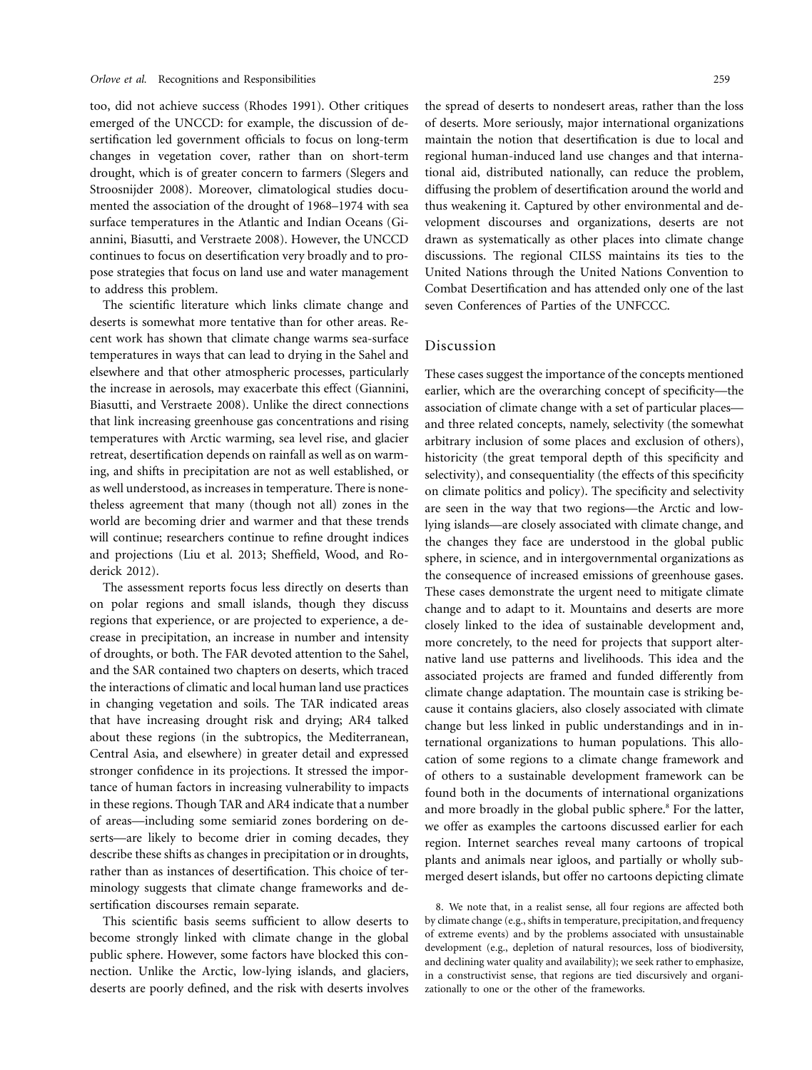too, did not achieve success (Rhodes 1991). Other critiques emerged of the UNCCD: for example, the discussion of desertification led government officials to focus on long-term changes in vegetation cover, rather than on short-term drought, which is of greater concern to farmers (Slegers and Stroosnijder 2008). Moreover, climatological studies documented the association of the drought of 1968–1974 with sea surface temperatures in the Atlantic and Indian Oceans (Giannini, Biasutti, and Verstraete 2008). However, the UNCCD continues to focus on desertification very broadly and to propose strategies that focus on land use and water management to address this problem.

The scientific literature which links climate change and deserts is somewhat more tentative than for other areas. Recent work has shown that climate change warms sea-surface temperatures in ways that can lead to drying in the Sahel and elsewhere and that other atmospheric processes, particularly the increase in aerosols, may exacerbate this effect (Giannini, Biasutti, and Verstraete 2008). Unlike the direct connections that link increasing greenhouse gas concentrations and rising temperatures with Arctic warming, sea level rise, and glacier retreat, desertification depends on rainfall as well as on warming, and shifts in precipitation are not as well established, or as well understood, as increases in temperature. There is nonetheless agreement that many (though not all) zones in the world are becoming drier and warmer and that these trends will continue; researchers continue to refine drought indices and projections (Liu et al. 2013; Sheffield, Wood, and Roderick 2012).

The assessment reports focus less directly on deserts than on polar regions and small islands, though they discuss regions that experience, or are projected to experience, a decrease in precipitation, an increase in number and intensity of droughts, or both. The FAR devoted attention to the Sahel, and the SAR contained two chapters on deserts, which traced the interactions of climatic and local human land use practices in changing vegetation and soils. The TAR indicated areas that have increasing drought risk and drying; AR4 talked about these regions (in the subtropics, the Mediterranean, Central Asia, and elsewhere) in greater detail and expressed stronger confidence in its projections. It stressed the importance of human factors in increasing vulnerability to impacts in these regions. Though TAR and AR4 indicate that a number of areas—including some semiarid zones bordering on deserts—are likely to become drier in coming decades, they describe these shifts as changes in precipitation or in droughts, rather than as instances of desertification. This choice of terminology suggests that climate change frameworks and desertification discourses remain separate.

This scientific basis seems sufficient to allow deserts to become strongly linked with climate change in the global public sphere. However, some factors have blocked this connection. Unlike the Arctic, low-lying islands, and glaciers, deserts are poorly defined, and the risk with deserts involves the spread of deserts to nondesert areas, rather than the loss of deserts. More seriously, major international organizations maintain the notion that desertification is due to local and regional human-induced land use changes and that international aid, distributed nationally, can reduce the problem, diffusing the problem of desertification around the world and thus weakening it. Captured by other environmental and development discourses and organizations, deserts are not drawn as systematically as other places into climate change discussions. The regional CILSS maintains its ties to the United Nations through the United Nations Convention to Combat Desertification and has attended only one of the last seven Conferences of Parties of the UNFCCC.

## Discussion

These cases suggest the importance of the concepts mentioned earlier, which are the overarching concept of specificity—the association of climate change with a set of particular places—and three related concepts, namely, selectivity (the somewhat arbitrary inclusion of some places and exclusion of others), historicity (the great temporal depth of this specificity and selectivity), and consequentiality (the effects of this specificity on climate politics and policy). The specificity and selectivity are seen in the way that two regions—the Arctic and low-lying islands—are closely associated with climate change, and the changes they face are understood in the global public sphere, in science, and in intergovernmental organizations as the consequence of increased emissions of greenhouse gases. These cases demonstrate the urgent need to mitigate climate change and to adapt to it. Mountains and deserts are more closely linked to the idea of sustainable development and, more concretely, to the need for projects that support alternative land use patterns and livelihoods. This idea and the associated projects are framed and funded differently from climate change adaptation. The mountain case is striking because it contains glaciers, also closely associated with climate change but less linked in public understandings and in international organizations to human populations. This allocation of some regions to a climate change framework and of others to a sustainable development framework can be found both in the documents of international organizations and more broadly in the global public sphere.[8] For the latter, we offer as examples the cartoons discussed earlier for each region. Internet searches reveal many cartoons of tropical plants and animals near igloos, and partially or wholly submerged desert islands, but offer no cartoons depicting climate

8. We note that, in a realist sense, all four regions are affected both by climate change (e.g., shifts in temperature, precipitation, and frequency of extreme events) and by the problems associated with unsustainable development (e.g., depletion of natural resources, loss of biodiversity, and declining water quality and availability); we seek rather to emphasize, in a constructivist sense, that regions are tied discursively and organizationally to one or the other of the frameworks.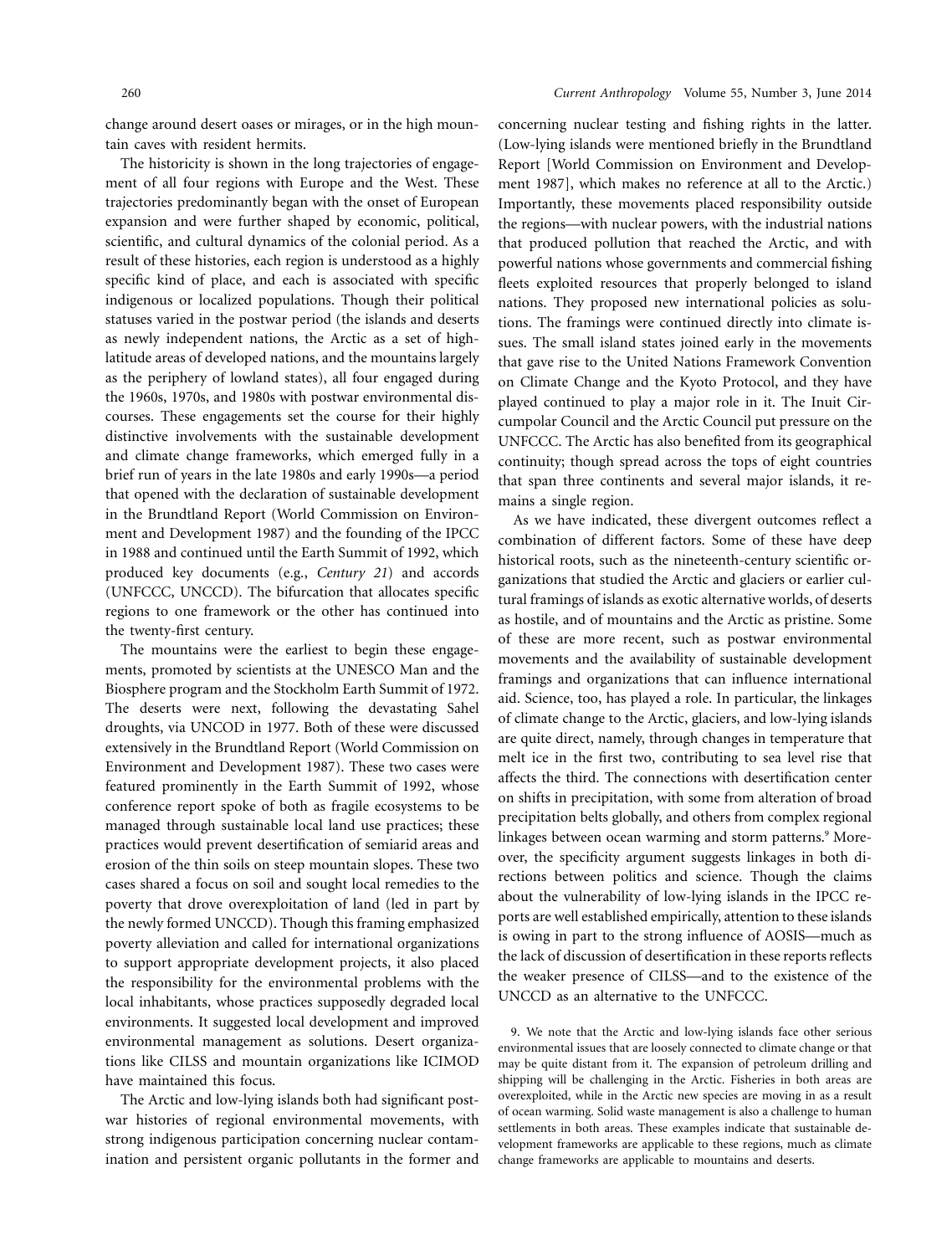change around desert oases or mirages, or in the high mountain caves with resident hermits.

The historicity is shown in the long trajectories of engagement of all four regions with Europe and the West. These trajectories predominantly began with the onset of European expansion and were further shaped by economic, political, scientific, and cultural dynamics of the colonial period. As a result of these histories, each region is understood as a highly specific kind of place, and each is associated with specific indigenous or localized populations. Though their political statuses varied in the postwar period (the islands and deserts as newly independent nations, the Arctic as a set of high-latitude areas of developed nations, and the mountains largely as the periphery of lowland states), all four engaged during the 1960s, 1970s, and 1980s with postwar environmental discourses. These engagements set the course for their highly distinctive involvements with the sustainable development and climate change frameworks, which emerged fully in a brief run of years in the late 1980s and early 1990s—a period that opened with the declaration of sustainable development in the Brundtland Report (World Commission on Environment and Development 1987) and the founding of the IPCC in 1988 and continued until the Earth Summit of 1992, which produced key documents (e.g., *Century 21*) and accords (UNFCCC, UNCCD). The bifurcation that allocates specific regions to one framework or the other has continued into the twenty-first century.

The mountains were the earliest to begin these engagements, promoted by scientists at the UNESCO Man and the Biosphere program and the Stockholm Earth Summit of 1972. The deserts were next, following the devastating Sahel droughts, via UNCOD in 1977. Both of these were discussed extensively in the Brundtland Report (World Commission on Environment and Development 1987). These two cases were featured prominently in the Earth Summit of 1992, whose conference report spoke of both as fragile ecosystems to be managed through sustainable local land use practices; these practices would prevent desertification of semiarid areas and erosion of the thin soils on steep mountain slopes. These two cases shared a focus on soil and sought local remedies to the poverty that drove overexploitation of land (led in part by the newly formed UNCCD). Though this framing emphasized poverty alleviation and called for international organizations to support appropriate development projects, it also placed the responsibility for the environmental problems with the local inhabitants, whose practices supposedly degraded local environments. It suggested local development and improved environmental management as solutions. Desert organizations like CILSS and mountain organizations like ICIMOD have maintained this focus.

The Arctic and low-lying islands both had significant postwar histories of regional environmental movements, with strong indigenous participation concerning nuclear contamination and persistent organic pollutants in the former and concerning nuclear testing and fishing rights in the latter. (Low-lying islands were mentioned briefly in the Brundtland Report [World Commission on Environment and Development 1987], which makes no reference at all to the Arctic.) Importantly, these movements placed responsibility outside the regions—with nuclear powers, with the industrial nations that produced pollution that reached the Arctic, and with powerful nations whose governments and commercial fishing fleets exploited resources that properly belonged to island nations. They proposed new international policies as solutions. The framings were continued directly into climate issues. The small island states joined early in the movements that gave rise to the United Nations Framework Convention on Climate Change and the Kyoto Protocol, and they have played continued to play a major role in it. The Inuit Circumpolar Council and the Arctic Council put pressure on the UNFCCC. The Arctic has also benefited from its geographical continuity; though spread across the tops of eight countries that span three continents and several major islands, it remains a single region.

As we have indicated, these divergent outcomes reflect a combination of different factors. Some of these have deep historical roots, such as the nineteenth-century scientific organizations that studied the Arctic and glaciers or earlier cultural framings of islands as exotic alternative worlds, of deserts as hostile, and of mountains and the Arctic as pristine. Some of these are more recent, such as postwar environmental movements and the availability of sustainable development framings and organizations that can influence international aid. Science, too, has played a role. In particular, the linkages of climate change to the Arctic, glaciers, and low-lying islands are quite direct, namely, through changes in temperature that melt ice in the first two, contributing to sea level rise that affects the third. The connections with desertification center on shifts in precipitation, with some from alteration of broad precipitation belts globally, and others from complex regional linkages between ocean warming and storm patterns.[9] Moreover, the specificity argument suggests linkages in both directions between politics and science. Though the claims about the vulnerability of low-lying islands in the IPCC reports are well established empirically, attention to these islands is owing in part to the strong influence of AOSIS—much as the lack of discussion of desertification in these reports reflects the weaker presence of CILSS—and to the existence of the UNCCD as an alternative to the UNFCCC.

9. We note that the Arctic and low-lying islands face other serious environmental issues that are loosely connected to climate change or that may be quite distant from it. The expansion of petroleum drilling and shipping will be challenging in the Arctic. Fisheries in both areas are overexploited, while in the Arctic new species are moving in as a result of ocean warming. Solid waste management is also a challenge to human settlements in both areas. These examples indicate that sustainable development frameworks are applicable to these regions, much as climate change frameworks are applicable to mountains and deserts.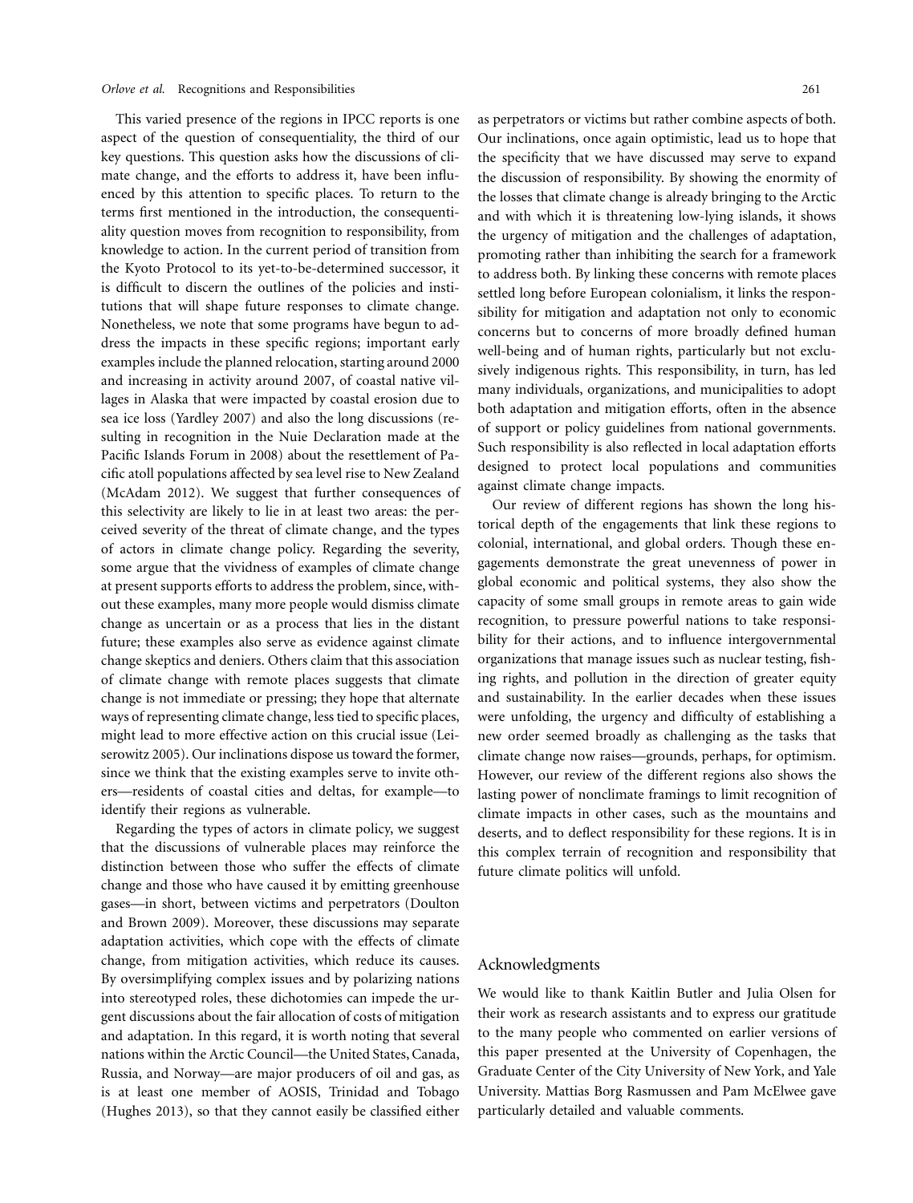This varied presence of the regions in IPCC reports is one aspect of the question of consequentiality, the third of our key questions. This question asks how the discussions of climate change, and the efforts to address it, have been influenced by this attention to specific places. To return to the terms first mentioned in the introduction, the consequentiality question moves from recognition to responsibility, from knowledge to action. In the current period of transition from the Kyoto Protocol to its yet-to-be-determined successor, it is difficult to discern the outlines of the policies and institutions that will shape future responses to climate change. Nonetheless, we note that some programs have begun to address the impacts in these specific regions; important early examples include the planned relocation, starting around 2000 and increasing in activity around 2007, of coastal native villages in Alaska that were impacted by coastal erosion due to sea ice loss (Yardley 2007) and also the long discussions (resulting in recognition in the Nuie Declaration made at the Pacific Islands Forum in 2008) about the resettlement of Pacific atoll populations affected by sea level rise to New Zealand (McAdam 2012). We suggest that further consequences of this selectivity are likely to lie in at least two areas: the perceived severity of the threat of climate change, and the types of actors in climate change policy. Regarding the severity, some argue that the vividness of examples of climate change at present supports efforts to address the problem, since, without these examples, many more people would dismiss climate change as uncertain or as a process that lies in the distant future; these examples also serve as evidence against climate change skeptics and deniers. Others claim that this association of climate change with remote places suggests that climate change is not immediate or pressing; they hope that alternate ways of representing climate change, less tied to specific places, might lead to more effective action on this crucial issue (Leiserowitz 2005). Our inclinations dispose us toward the former, since we think that the existing examples serve to invite others—residents of coastal cities and deltas, for example—to identify their regions as vulnerable.

Regarding the types of actors in climate policy, we suggest that the discussions of vulnerable places may reinforce the distinction between those who suffer the effects of climate change and those who have caused it by emitting greenhouse gases—in short, between victims and perpetrators (Doulton and Brown 2009). Moreover, these discussions may separate adaptation activities, which cope with the effects of climate change, from mitigation activities, which reduce its causes. By oversimplifying complex issues and by polarizing nations into stereotyped roles, these dichotomies can impede the urgent discussions about the fair allocation of costs of mitigation and adaptation. In this regard, it is worth noting that several nations within the Arctic Council—the United States, Canada, Russia, and Norway—are major producers of oil and gas, as is at least one member of AOSIS, Trinidad and Tobago (Hughes 2013), so that they cannot easily be classified either as perpetrators or victims but rather combine aspects of both. Our inclinations, once again optimistic, lead us to hope that the specificity that we have discussed may serve to expand the discussion of responsibility. By showing the enormity of the losses that climate change is already bringing to the Arctic and with which it is threatening low-lying islands, it shows the urgency of mitigation and the challenges of adaptation, promoting rather than inhibiting the search for a framework to address both. By linking these concerns with remote places settled long before European colonialism, it links the responsibility for mitigation and adaptation not only to economic concerns but to concerns of more broadly defined human well-being and of human rights, particularly but not exclusively indigenous rights. This responsibility, in turn, has led many individuals, organizations, and municipalities to adopt both adaptation and mitigation efforts, often in the absence of support or policy guidelines from national governments. Such responsibility is also reflected in local adaptation efforts designed to protect local populations and communities against climate change impacts.

Our review of different regions has shown the long historical depth of the engagements that link these regions to colonial, international, and global orders. Though these engagements demonstrate the great unevenness of power in global economic and political systems, they also show the capacity of some small groups in remote areas to gain wide recognition, to pressure powerful nations to take responsibility for their actions, and to influence intergovernmental organizations that manage issues such as nuclear testing, fishing rights, and pollution in the direction of greater equity and sustainability. In the earlier decades when these issues were unfolding, the urgency and difficulty of establishing a new order seemed broadly as challenging as the tasks that climate change now raises—grounds, perhaps, for optimism. However, our review of the different regions also shows the lasting power of nonclimate framings to limit recognition of climate impacts in other cases, such as the mountains and deserts, and to deflect responsibility for these regions. It is in this complex terrain of recognition and responsibility that future climate politics will unfold.

## Acknowledgments

We would like to thank Kaitlin Butler and Julia Olsen for their work as research assistants and to express our gratitude to the many people who commented on earlier versions of this paper presented at the University of Copenhagen, the Graduate Center of the City University of New York, and Yale University. Mattias Borg Rasmussen and Pam McElwee gave particularly detailed and valuable comments.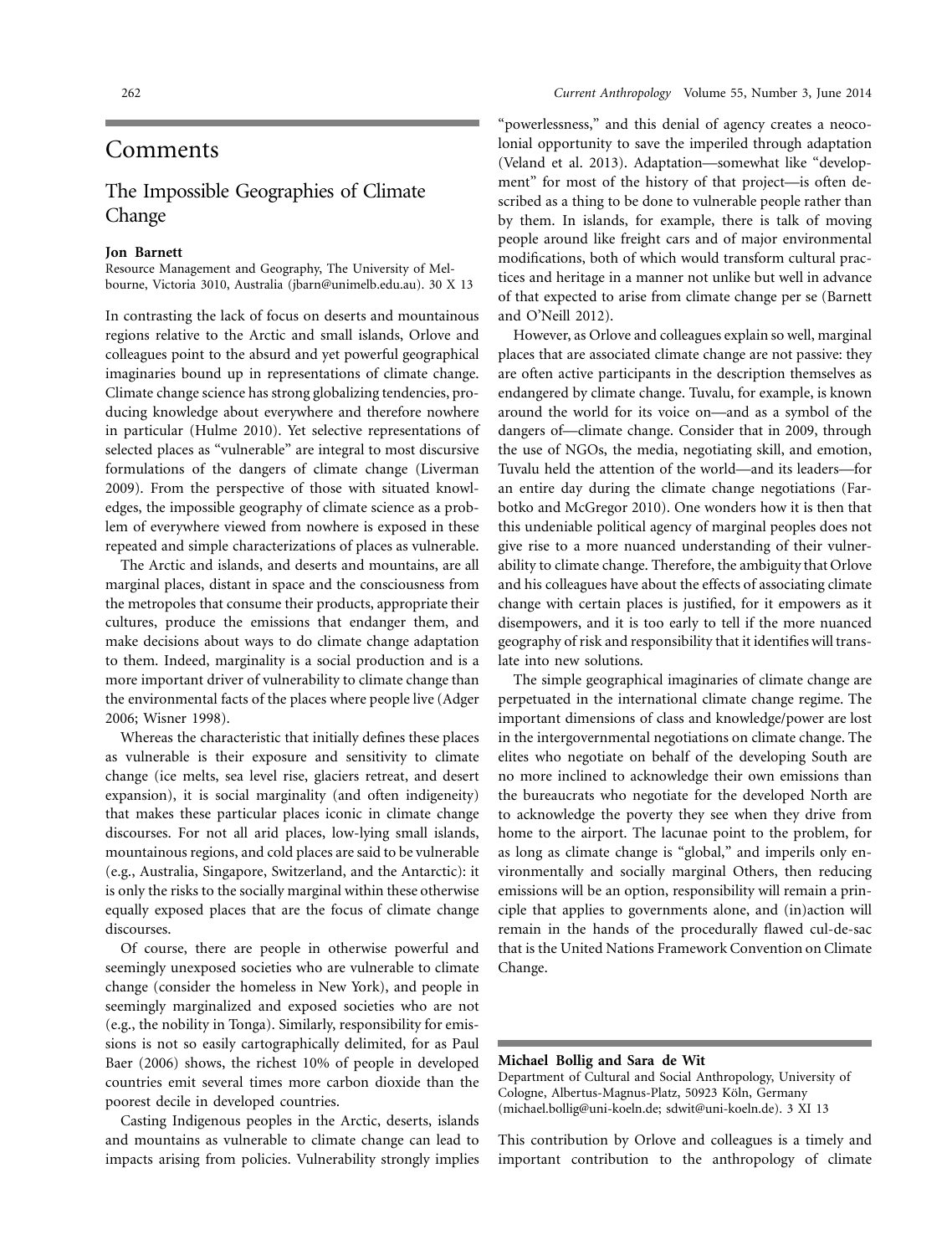# Comments

## The Impossible Geographies of Climate Change

**Jon Barnett**
Resource Management and Geography, The University of Melbourne, Victoria 3010, Australia (jbarn@unimelb.edu.au). 30 X 13

In contrasting the lack of focus on deserts and mountainous regions relative to the Arctic and small islands, Orlove and colleagues point to the absurd and yet powerful geographical imaginaries bound up in representations of climate change. Climate change science has strong globalizing tendencies, producing knowledge about everywhere and therefore nowhere in particular (Hulme 2010). Yet selective representations of selected places as "vulnerable" are integral to most discursive formulations of the dangers of climate change (Liverman 2009). From the perspective of those with situated knowledges, the impossible geography of climate science as a problem of everywhere viewed from nowhere is exposed in these repeated and simple characterizations of places as vulnerable.

The Arctic and islands, and deserts and mountains, are all marginal places, distant in space and the consciousness from the metropoles that consume their products, appropriate their cultures, produce the emissions that endanger them, and make decisions about ways to do climate change adaptation to them. Indeed, marginality is a social production and is a more important driver of vulnerability to climate change than the environmental facts of the places where people live (Adger 2006; Wisner 1998).

Whereas the characteristic that initially defines these places as vulnerable is their exposure and sensitivity to climate change (ice melts, sea level rise, glaciers retreat, and desert expansion), it is social marginality (and often indigeneity) that makes these particular places iconic in climate change discourses. For not all arid places, low-lying small islands, mountainous regions, and cold places are said to be vulnerable (e.g., Australia, Singapore, Switzerland, and the Antarctic): it is only the risks to the socially marginal within these otherwise equally exposed places that are the focus of climate change discourses.

Of course, there are people in otherwise powerful and seemingly unexposed societies who are vulnerable to climate change (consider the homeless in New York), and people in seemingly marginalized and exposed societies who are not (e.g., the nobility in Tonga). Similarly, responsibility for emissions is not so easily cartographically delimited, for as Paul Baer (2006) shows, the richest 10% of people in developed countries emit several times more carbon dioxide than the poorest decile in developed countries.

Casting Indigenous peoples in the Arctic, deserts, islands and mountains as vulnerable to climate change can lead to impacts arising from policies. Vulnerability strongly implies "powerlessness," and this denial of agency creates a neocolonial opportunity to save the imperiled through adaptation (Veland et al. 2013). Adaptation—somewhat like "development" for most of the history of that project—is often described as a thing to be done to vulnerable people rather than by them. In islands, for example, there is talk of moving people around like freight cars and of major environmental modifications, both of which would transform cultural practices and heritage in a manner not unlike but well in advance of that expected to arise from climate change per se (Barnett and O'Neill 2012).

However, as Orlove and colleagues explain so well, marginal places that are associated climate change are not passive: they are often active participants in the description themselves as endangered by climate change. Tuvalu, for example, is known around the world for its voice on—and as a symbol of the dangers of—climate change. Consider that in 2009, through the use of NGOs, the media, negotiating skill, and emotion, Tuvalu held the attention of the world—and its leaders—for an entire day during the climate change negotiations (Farbotko and McGregor 2010). One wonders how it is then that this undeniable political agency of marginal peoples does not give rise to a more nuanced understanding of their vulnerability to climate change. Therefore, the ambiguity that Orlove and his colleagues have about the effects of associating climate change with certain places is justified, for it empowers as it disempowers, and it is too early to tell if the more nuanced geography of risk and responsibility that it identifies will translate into new solutions.

The simple geographical imaginaries of climate change are perpetuated in the international climate change regime. The important dimensions of class and knowledge/power are lost in the intergovernmental negotiations on climate change. The elites who negotiate on behalf of the developing South are no more inclined to acknowledge their own emissions than the bureaucrats who negotiate for the developed North are to acknowledge the poverty they see when they drive from home to the airport. The lacunae point to the problem, for as long as climate change is "global," and imperils only environmentally and socially marginal Others, then reducing emissions will be an option, responsibility will remain a principle that applies to governments alone, and (in)action will remain in the hands of the procedurally flawed cul-de-sac that is the United Nations Framework Convention on Climate Change.

**Michael Bollig and Sara de Wit**
Department of Cultural and Social Anthropology, University of Cologne, Albertus-Magnus-Platz, 50923 Köln, Germany (michael.bollig@uni-koeln.de; sdwit@uni-koeln.de). 3 XI 13

This contribution by Orlove and colleagues is a timely and important contribution to the anthropology of climate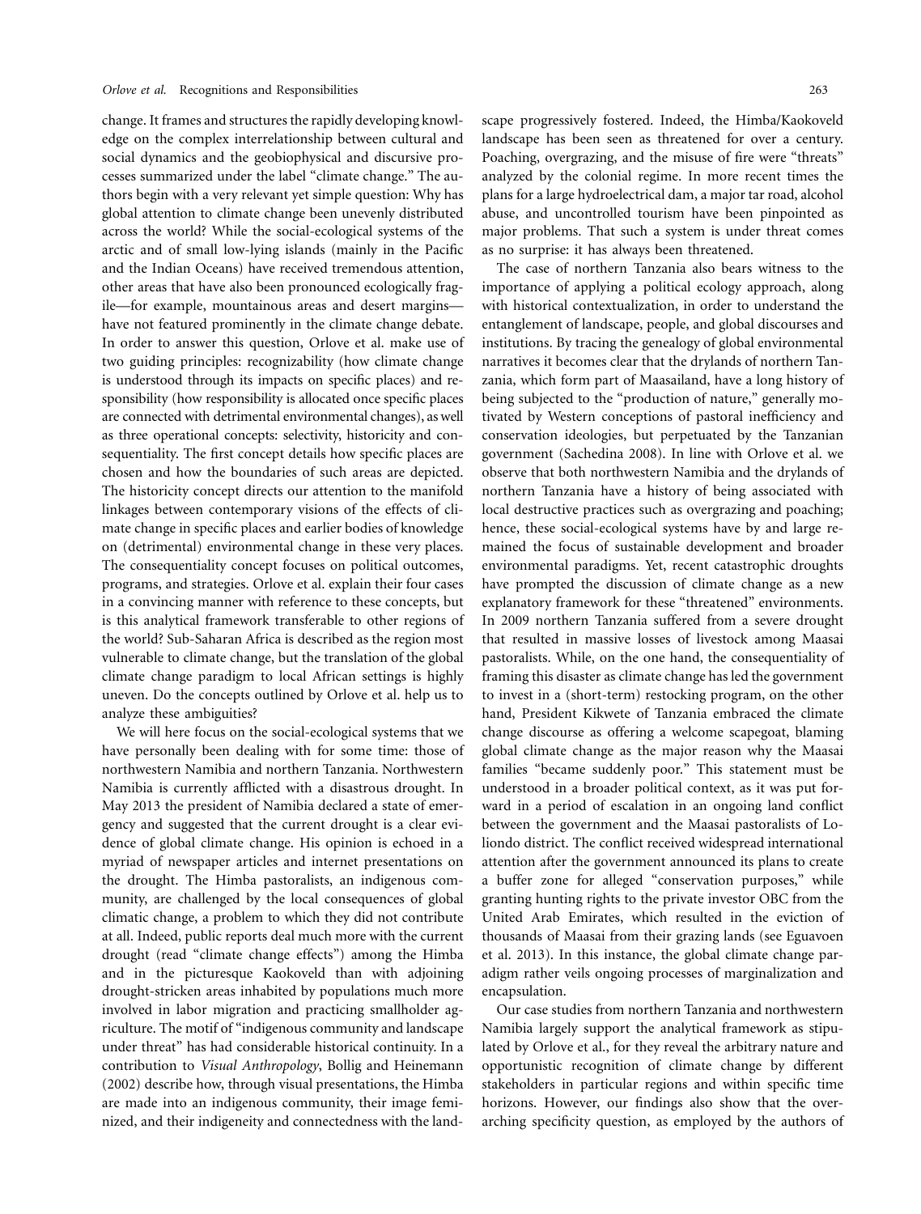change. It frames and structures the rapidly developing knowledge on the complex interrelationship between cultural and social dynamics and the geobiophysical and discursive processes summarized under the label "climate change." The authors begin with a very relevant yet simple question: Why has global attention to climate change been unevenly distributed across the world? While the social-ecological systems of the arctic and of small low-lying islands (mainly in the Pacific and the Indian Oceans) have received tremendous attention, other areas that have also been pronounced ecologically fragile—for example, mountainous areas and desert margins—have not featured prominently in the climate change debate. In order to answer this question, Orlove et al. make use of two guiding principles: recognizability (how climate change is understood through its impacts on specific places) and responsibility (how responsibility is allocated once specific places are connected with detrimental environmental changes), as well as three operational concepts: selectivity, historicity and consequentiality. The first concept details how specific places are chosen and how the boundaries of such areas are depicted. The historicity concept directs our attention to the manifold linkages between contemporary visions of the effects of climate change in specific places and earlier bodies of knowledge on (detrimental) environmental change in these very places. The consequentiality concept focuses on political outcomes, programs, and strategies. Orlove et al. explain their four cases in a convincing manner with reference to these concepts, but is this analytical framework transferable to other regions of the world? Sub-Saharan Africa is described as the region most vulnerable to climate change, but the translation of the global climate change paradigm to local African settings is highly uneven. Do the concepts outlined by Orlove et al. help us to analyze these ambiguities?

We will here focus on the social-ecological systems that we have personally been dealing with for some time: those of northwestern Namibia and northern Tanzania. Northwestern Namibia is currently afflicted with a disastrous drought. In May 2013 the president of Namibia declared a state of emergency and suggested that the current drought is a clear evidence of global climate change. His opinion is echoed in a myriad of newspaper articles and internet presentations on the drought. The Himba pastoralists, an indigenous community, are challenged by the local consequences of global climatic change, a problem to which they did not contribute at all. Indeed, public reports deal much more with the current drought (read "climate change effects") among the Himba and in the picturesque Kaokoveld than with adjoining drought-stricken areas inhabited by populations much more involved in labor migration and practicing smallholder agriculture. The motif of "indigenous community and landscape under threat" has had considerable historical continuity. In a contribution to *Visual Anthropology*, Bollig and Heinemann (2002) describe how, through visual presentations, the Himba are made into an indigenous community, their image feminized, and their indigeneity and connectedness with the landscape progressively fostered. Indeed, the Himba/Kaokoveld landscape has been seen as threatened for over a century. Poaching, overgrazing, and the misuse of fire were "threats" analyzed by the colonial regime. In more recent times the plans for a large hydroelectrical dam, a major tar road, alcohol abuse, and uncontrolled tourism have been pinpointed as major problems. That such a system is under threat comes as no surprise: it has always been threatened.

The case of northern Tanzania also bears witness to the importance of applying a political ecology approach, along with historical contextualization, in order to understand the entanglement of landscape, people, and global discourses and institutions. By tracing the genealogy of global environmental narratives it becomes clear that the drylands of northern Tanzania, which form part of Maasailand, have a long history of being subjected to the "production of nature," generally motivated by Western conceptions of pastoral inefficiency and conservation ideologies, but perpetuated by the Tanzanian government (Sachedina 2008). In line with Orlove et al. we observe that both northwestern Namibia and the drylands of northern Tanzania have a history of being associated with local destructive practices such as overgrazing and poaching; hence, these social-ecological systems have by and large remained the focus of sustainable development and broader environmental paradigms. Yet, recent catastrophic droughts have prompted the discussion of climate change as a new explanatory framework for these "threatened" environments. In 2009 northern Tanzania suffered from a severe drought that resulted in massive losses of livestock among Maasai pastoralists. While, on the one hand, the consequentiality of framing this disaster as climate change has led the government to invest in a (short-term) restocking program, on the other hand, President Kikwete of Tanzania embraced the climate change discourse as offering a welcome scapegoat, blaming global climate change as the major reason why the Maasai families "became suddenly poor." This statement must be understood in a broader political context, as it was put forward in a period of escalation in an ongoing land conflict between the government and the Maasai pastoralists of Loliondo district. The conflict received widespread international attention after the government announced its plans to create a buffer zone for alleged "conservation purposes," while granting hunting rights to the private investor OBC from the United Arab Emirates, which resulted in the eviction of thousands of Maasai from their grazing lands (see Eguavoen et al. 2013). In this instance, the global climate change paradigm rather veils ongoing processes of marginalization and encapsulation.

Our case studies from northern Tanzania and northwestern Namibia largely support the analytical framework as stipulated by Orlove et al., for they reveal the arbitrary nature and opportunistic recognition of climate change by different stakeholders in particular regions and within specific time horizons. However, our findings also show that the overarching specificity question, as employed by the authors of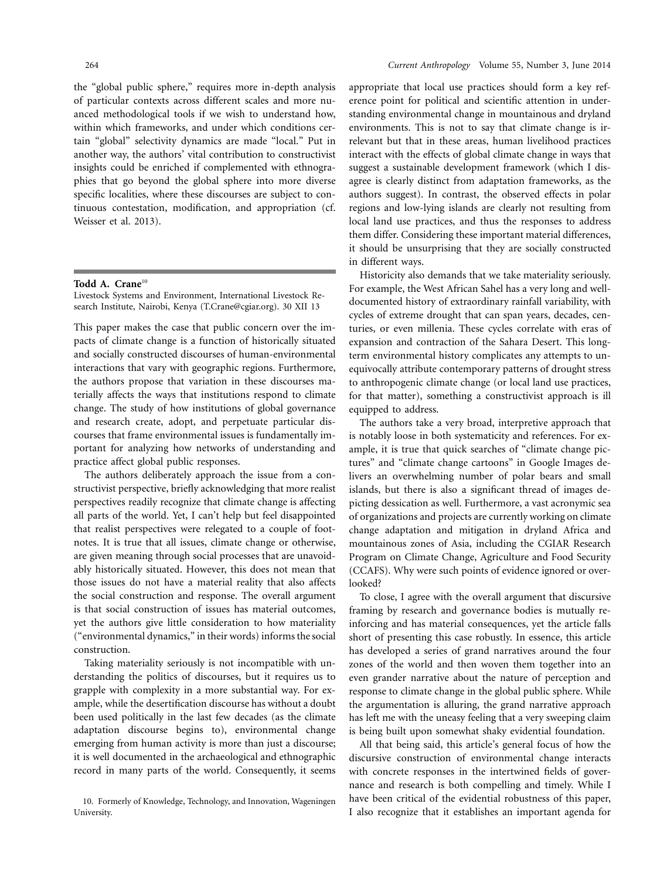the "global public sphere," requires more in-depth analysis of particular contexts across different scales and more nuanced methodological tools if we wish to understand how, within which frameworks, and under which conditions certain "global" selectivity dynamics are made "local." Put in another way, the authors' vital contribution to constructivist insights could be enriched if complemented with ethnographies that go beyond the global sphere into more diverse specific localities, where these discourses are subject to continuous contestation, modification, and appropriation (cf. Weisser et al. 2013).

## Todd A. Crane[10]

Livestock Systems and Environment, International Livestock Research Institute, Nairobi, Kenya (T.Crane@cgiar.org). 30 XII 13

This paper makes the case that public concern over the impacts of climate change is a function of historically situated and socially constructed discourses of human-environmental interactions that vary with geographic regions. Furthermore, the authors propose that variation in these discourses materially affects the ways that institutions respond to climate change. The study of how institutions of global governance and research create, adopt, and perpetuate particular discourses that frame environmental issues is fundamentally important for analyzing how networks of understanding and practice affect global public responses.

The authors deliberately approach the issue from a constructivist perspective, briefly acknowledging that more realist perspectives readily recognize that climate change is affecting all parts of the world. Yet, I can't help but feel disappointed that realist perspectives were relegated to a couple of footnotes. It is true that all issues, climate change or otherwise, are given meaning through social processes that are unavoidably historically situated. However, this does not mean that those issues do not have a material reality that also affects the social construction and response. The overall argument is that social construction of issues has material outcomes, yet the authors give little consideration to how materiality ("environmental dynamics," in their words) informs the social construction.

Taking materiality seriously is not incompatible with understanding the politics of discourses, but it requires us to grapple with complexity in a more substantial way. For example, while the desertification discourse has without a doubt been used politically in the last few decades (as the climate adaptation discourse begins to), environmental change emerging from human activity is more than just a discourse; it is well documented in the archaeological and ethnographic record in many parts of the world. Consequently, it seems appropriate that local use practices should form a key reference point for political and scientific attention in understanding environmental change in mountainous and dryland environments. This is not to say that climate change is irrelevant but that in these areas, human livelihood practices interact with the effects of global climate change in ways that suggest a sustainable development framework (which I disagree is clearly distinct from adaptation frameworks, as the authors suggest). In contrast, the observed effects in polar regions and low-lying islands are clearly not resulting from local land use practices, and thus the responses to address them differ. Considering these important material differences, it should be unsurprising that they are socially constructed in different ways.

Historicity also demands that we take materiality seriously. For example, the West African Sahel has a very long and well-documented history of extraordinary rainfall variability, with cycles of extreme drought that can span years, decades, centuries, or even millenia. These cycles correlate with eras of expansion and contraction of the Sahara Desert. This long-term environmental history complicates any attempts to unequivocally attribute contemporary patterns of drought stress to anthropogenic climate change (or local land use practices, for that matter), something a constructivist approach is ill equipped to address.

The authors take a very broad, interpretive approach that is notably loose in both systematicity and references. For example, it is true that quick searches of "climate change pictures" and "climate change cartoons" in Google Images delivers an overwhelming number of polar bears and small islands, but there is also a significant thread of images depicting dessication as well. Furthermore, a vast acronymic sea of organizations and projects are currently working on climate change adaptation and mitigation in dryland Africa and mountainous zones of Asia, including the CGIAR Research Program on Climate Change, Agriculture and Food Security (CCAFS). Why were such points of evidence ignored or overlooked?

To close, I agree with the overall argument that discursive framing by research and governance bodies is mutually reinforcing and has material consequences, yet the article falls short of presenting this case robustly. In essence, this article has developed a series of grand narratives around the four zones of the world and then woven them together into an even grander narrative about the nature of perception and response to climate change in the global public sphere. While the argumentation is alluring, the grand narrative approach has left me with the uneasy feeling that a very sweeping claim is being built upon somewhat shaky evidential foundation.

All that being said, this article's general focus of how the discursive construction of environmental change interacts with concrete responses in the intertwined fields of governance and research is both compelling and timely. While I have been critical of the evidential robustness of this paper, I also recognize that it establishes an important agenda for

10. Formerly of Knowledge, Technology, and Innovation, Wageningen University.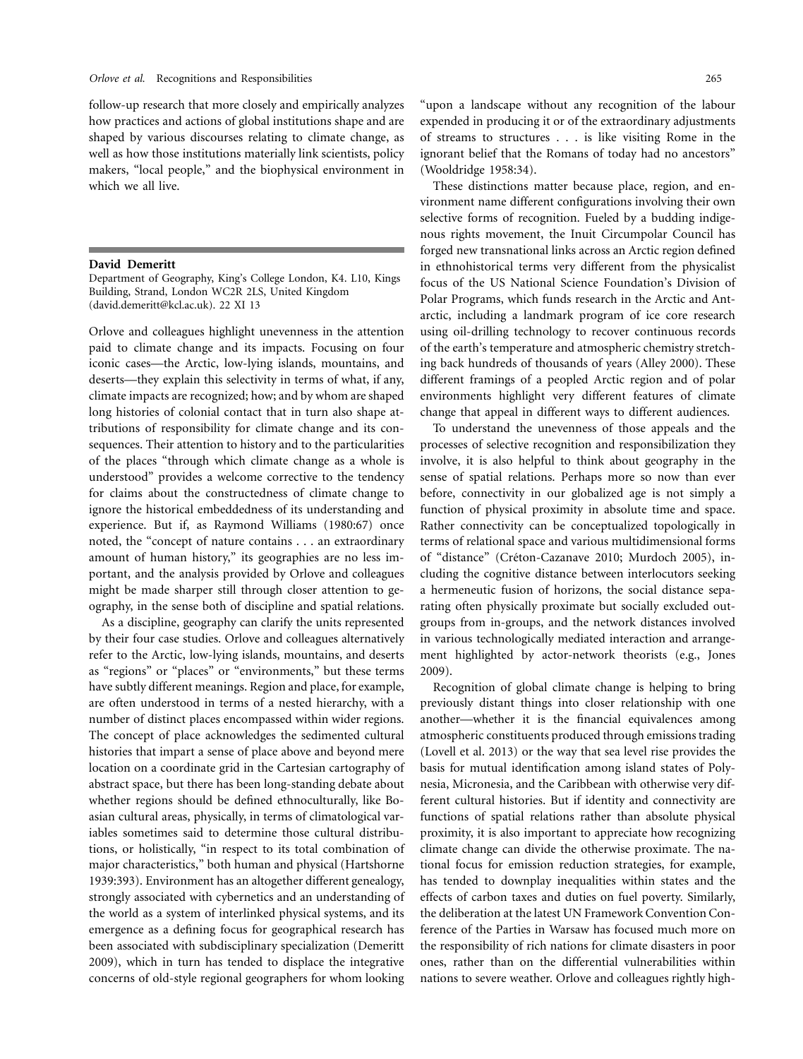follow-up research that more closely and empirically analyzes how practices and actions of global institutions shape and are shaped by various discourses relating to climate change, as well as how those institutions materially link scientists, policy makers, "local people," and the biophysical environment in which we all live.

**David Demeritt**

Department of Geography, King's College London, K4. L10, Kings Building, Strand, London WC2R 2LS, United Kingdom (david.demeritt@kcl.ac.uk). 22 XI 13

Orlove and colleagues highlight unevenness in the attention paid to climate change and its impacts. Focusing on four iconic cases—the Arctic, low-lying islands, mountains, and deserts—they explain this selectivity in terms of what, if any, climate impacts are recognized; how; and by whom are shaped long histories of colonial contact that in turn also shape attributions of responsibility for climate change and its consequences. Their attention to history and to the particularities of the places "through which climate change as a whole is understood" provides a welcome corrective to the tendency for claims about the constructedness of climate change to ignore the historical embeddedness of its understanding and experience. But if, as Raymond Williams (1980:67) once noted, the "concept of nature contains . . . an extraordinary amount of human history," its geographies are no less important, and the analysis provided by Orlove and colleagues might be made sharper still through closer attention to geography, in the sense both of discipline and spatial relations.

As a discipline, geography can clarify the units represented by their four case studies. Orlove and colleagues alternatively refer to the Arctic, low-lying islands, mountains, and deserts as "regions" or "places" or "environments," but these terms have subtly different meanings. Region and place, for example, are often understood in terms of a nested hierarchy, with a number of distinct places encompassed within wider regions. The concept of place acknowledges the sedimented cultural histories that impart a sense of place above and beyond mere location on a coordinate grid in the Cartesian cartography of abstract space, but there has been long-standing debate about whether regions should be defined ethnoculturally, like Boasian cultural areas, physically, in terms of climatological variables sometimes said to determine those cultural distributions, or holistically, "in respect to its total combination of major characteristics," both human and physical (Hartshorne 1939:393). Environment has an altogether different genealogy, strongly associated with cybernetics and an understanding of the world as a system of interlinked physical systems, and its emergence as a defining focus for geographical research has been associated with subdisciplinary specialization (Demeritt 2009), which in turn has tended to displace the integrative concerns of old-style regional geographers for whom looking "upon a landscape without any recognition of the labour expended in producing it or of the extraordinary adjustments of streams to structures . . . is like visiting Rome in the ignorant belief that the Romans of today had no ancestors" (Wooldridge 1958:34).

These distinctions matter because place, region, and environment name different configurations involving their own selective forms of recognition. Fueled by a budding indigenous rights movement, the Inuit Circumpolar Council has forged new transnational links across an Arctic region defined in ethnohistorical terms very different from the physicalist focus of the US National Science Foundation's Division of Polar Programs, which funds research in the Arctic and Antarctic, including a landmark program of ice core research using oil-drilling technology to recover continuous records of the earth's temperature and atmospheric chemistry stretching back hundreds of thousands of years (Alley 2000). These different framings of a peopled Arctic region and of polar environments highlight very different features of climate change that appeal in different ways to different audiences.

To understand the unevenness of those appeals and the processes of selective recognition and responsibilization they involve, it is also helpful to think about geography in the sense of spatial relations. Perhaps more so now than ever before, connectivity in our globalized age is not simply a function of physical proximity in absolute time and space. Rather connectivity can be conceptualized topologically in terms of relational space and various multidimensional forms of "distance" (Créton-Cazanave 2010; Murdoch 2005), including the cognitive distance between interlocutors seeking a hermeneutic fusion of horizons, the social distance separating often physically proximate but socially excluded outgroups from in-groups, and the network distances involved in various technologically mediated interaction and arrangement highlighted by actor-network theorists (e.g., Jones 2009).

Recognition of global climate change is helping to bring previously distant things into closer relationship with one another—whether it is the financial equivalences among atmospheric constituents produced through emissions trading (Lovell et al. 2013) or the way that sea level rise provides the basis for mutual identification among island states of Polynesia, Micronesia, and the Caribbean with otherwise very different cultural histories. But if identity and connectivity are functions of spatial relations rather than absolute physical proximity, it is also important to appreciate how recognizing climate change can divide the otherwise proximate. The national focus for emission reduction strategies, for example, has tended to downplay inequalities within states and the effects of carbon taxes and duties on fuel poverty. Similarly, the deliberation at the latest UN Framework Convention Conference of the Parties in Warsaw has focused much more on the responsibility of rich nations for climate disasters in poor ones, rather than on the differential vulnerabilities within nations to severe weather. Orlove and colleagues rightly high-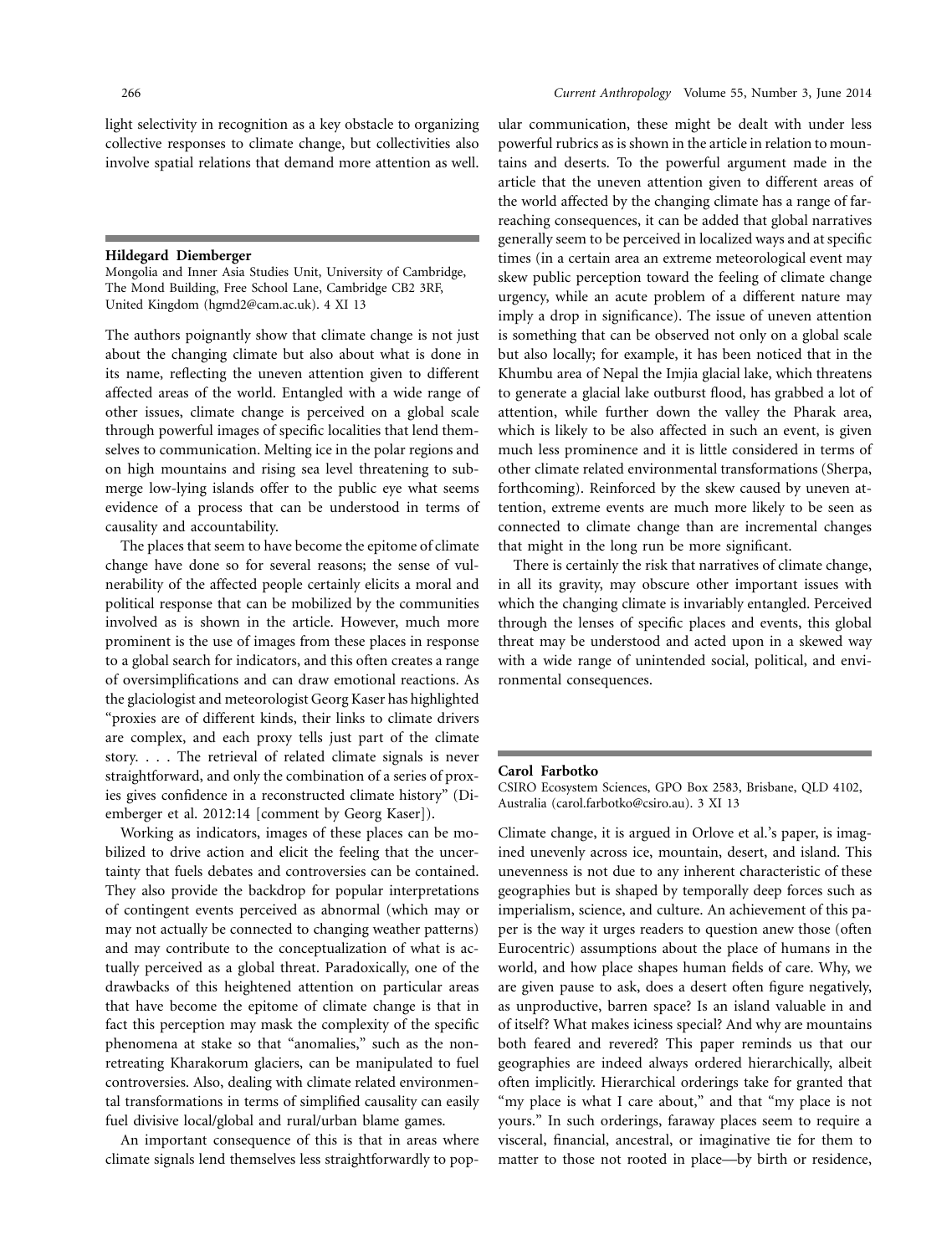light selectivity in recognition as a key obstacle to organizing collective responses to climate change, but collectivities also involve spatial relations that demand more attention as well.

---

**Hildegard Diemberger**

Mongolia and Inner Asia Studies Unit, University of Cambridge, The Mond Building, Free School Lane, Cambridge CB2 3RF, United Kingdom (hgmd2@cam.ac.uk). 4 XI 13

The authors poignantly show that climate change is not just about the changing climate but also about what is done in its name, reflecting the uneven attention given to different affected areas of the world. Entangled with a wide range of other issues, climate change is perceived on a global scale through powerful images of specific localities that lend themselves to communication. Melting ice in the polar regions and on high mountains and rising sea level threatening to submerge low-lying islands offer to the public eye what seems evidence of a process that can be understood in terms of causality and accountability.

The places that seem to have become the epitome of climate change have done so for several reasons; the sense of vulnerability of the affected people certainly elicits a moral and political response that can be mobilized by the communities involved as is shown in the article. However, much more prominent is the use of images from these places in response to a global search for indicators, and this often creates a range of oversimplifications and can draw emotional reactions. As the glaciologist and meteorologist Georg Kaser has highlighted "proxies are of different kinds, their links to climate drivers are complex, and each proxy tells just part of the climate story. . . . The retrieval of related climate signals is never straightforward, and only the combination of a series of proxies gives confidence in a reconstructed climate history" (Diemberger et al. 2012:14 [comment by Georg Kaser]).

Working as indicators, images of these places can be mobilized to drive action and elicit the feeling that the uncertainty that fuels debates and controversies can be contained. They also provide the backdrop for popular interpretations of contingent events perceived as abnormal (which may or may not actually be connected to changing weather patterns) and may contribute to the conceptualization of what is actually perceived as a global threat. Paradoxically, one of the drawbacks of this heightened attention on particular areas that have become the epitome of climate change is that in fact this perception may mask the complexity of the specific phenomena at stake so that "anomalies," such as the non-retreating Kharakorum glaciers, can be manipulated to fuel controversies. Also, dealing with climate related environmental transformations in terms of simplified causality can easily fuel divisive local/global and rural/urban blame games.

An important consequence of this is that in areas where climate signals lend themselves less straightforwardly to popular communication, these might be dealt with under less powerful rubrics as is shown in the article in relation to mountains and deserts. To the powerful argument made in the article that the uneven attention given to different areas of the world affected by the changing climate has a range of far-reaching consequences, it can be added that global narratives generally seem to be perceived in localized ways and at specific times (in a certain area an extreme meteorological event may skew public perception toward the feeling of climate change urgency, while an acute problem of a different nature may imply a drop in significance). The issue of uneven attention is something that can be observed not only on a global scale but also locally; for example, it has been noticed that in the Khumbu area of Nepal the Imjia glacial lake, which threatens to generate a glacial lake outburst flood, has grabbed a lot of attention, while further down the valley the Pharak area, which is likely to be also affected in such an event, is given much less prominence and it is little considered in terms of other climate related environmental transformations (Sherpa, forthcoming). Reinforced by the skew caused by uneven attention, extreme events are much more likely to be seen as connected to climate change than are incremental changes that might in the long run be more significant.

There is certainly the risk that narratives of climate change, in all its gravity, may obscure other important issues with which the changing climate is invariably entangled. Perceived through the lenses of specific places and events, this global threat may be understood and acted upon in a skewed way with a wide range of unintended social, political, and environmental consequences.

---

**Carol Farbotko**

CSIRO Ecosystem Sciences, GPO Box 2583, Brisbane, QLD 4102, Australia (carol.farbotko@csiro.au). 3 XI 13

Climate change, it is argued in Orlove et al.'s paper, is imagined unevenly across ice, mountain, desert, and island. This unevenness is not due to any inherent characteristic of these geographies but is shaped by temporally deep forces such as imperialism, science, and culture. An achievement of this paper is the way it urges readers to question anew those (often Eurocentric) assumptions about the place of humans in the world, and how place shapes human fields of care. Why, we are given pause to ask, does a desert often figure negatively, as unproductive, barren space? Is an island valuable in and of itself? What makes iciness special? And why are mountains both feared and revered? This paper reminds us that our geographies are indeed always ordered hierarchically, albeit often implicitly. Hierarchical orderings take for granted that "my place is what I care about," and that "my place is not yours." In such orderings, faraway places seem to require a visceral, financial, ancestral, or imaginative tie for them to matter to those not rooted in place—by birth or residence,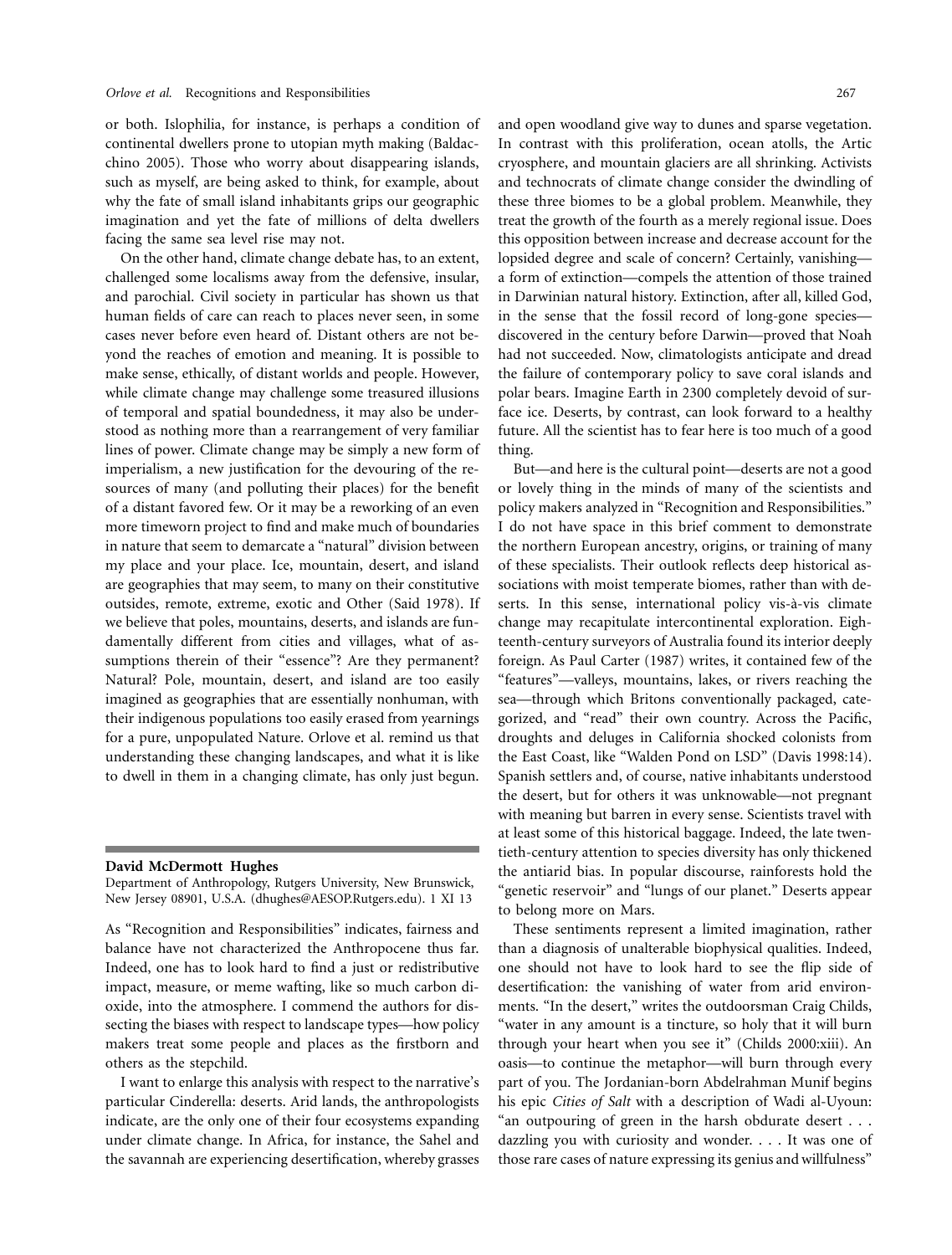or both. Islophilia, for instance, is perhaps a condition of continental dwellers prone to utopian myth making (Baldacchino 2005). Those who worry about disappearing islands, such as myself, are being asked to think, for example, about why the fate of small island inhabitants grips our geographic imagination and yet the fate of millions of delta dwellers facing the same sea level rise may not.

On the other hand, climate change debate has, to an extent, challenged some localisms away from the defensive, insular, and parochial. Civil society in particular has shown us that human fields of care can reach to places never seen, in some cases never before even heard of. Distant others are not beyond the reaches of emotion and meaning. It is possible to make sense, ethically, of distant worlds and people. However, while climate change may challenge some treasured illusions of temporal and spatial boundedness, it may also be understood as nothing more than a rearrangement of very familiar lines of power. Climate change may be simply a new form of imperialism, a new justification for the devouring of the resources of many (and polluting their places) for the benefit of a distant favored few. Or it may be a reworking of an even more timeworn project to find and make much of boundaries in nature that seem to demarcate a "natural" division between my place and your place. Ice, mountain, desert, and island are geographies that may seem, to many on their constitutive outsides, remote, extreme, exotic and Other (Said 1978). If we believe that poles, mountains, deserts, and islands are fundamentally different from cities and villages, what of assumptions therein of their "essence"? Are they permanent? Natural? Pole, mountain, desert, and island are too easily imagined as geographies that are essentially nonhuman, with their indigenous populations too easily erased from yearnings for a pure, unpopulated Nature. Orlove et al. remind us that understanding these changing landscapes, and what it is like to dwell in them in a changing climate, has only just begun.

**David McDermott Hughes**

Department of Anthropology, Rutgers University, New Brunswick, New Jersey 08901, U.S.A. (dhughes@AESOP.Rutgers.edu). 1 XI 13

As "Recognition and Responsibilities" indicates, fairness and balance have not characterized the Anthropocene thus far. Indeed, one has to look hard to find a just or redistributive impact, measure, or meme wafting, like so much carbon dioxide, into the atmosphere. I commend the authors for dissecting the biases with respect to landscape types—how policy makers treat some people and places as the firstborn and others as the stepchild.

I want to enlarge this analysis with respect to the narrative's particular Cinderella: deserts. Arid lands, the anthropologists indicate, are the only one of their four ecosystems expanding under climate change. In Africa, for instance, the Sahel and the savannah are experiencing desertification, whereby grasses and open woodland give way to dunes and sparse vegetation. In contrast with this proliferation, ocean atolls, the Artic cryosphere, and mountain glaciers are all shrinking. Activists and technocrats of climate change consider the dwindling of these three biomes to be a global problem. Meanwhile, they treat the growth of the fourth as a merely regional issue. Does this opposition between increase and decrease account for the lopsided degree and scale of concern? Certainly, vanishing—a form of extinction—compels the attention of those trained in Darwinian natural history. Extinction, after all, killed God, in the sense that the fossil record of long-gone species—discovered in the century before Darwin—proved that Noah had not succeeded. Now, climatologists anticipate and dread the failure of contemporary policy to save coral islands and polar bears. Imagine Earth in 2300 completely devoid of surface ice. Deserts, by contrast, can look forward to a healthy future. All the scientist has to fear here is too much of a good thing.

But—and here is the cultural point—deserts are not a good or lovely thing in the minds of many of the scientists and policy makers analyzed in "Recognition and Responsibilities." I do not have space in this brief comment to demonstrate the northern European ancestry, origins, or training of many of these specialists. Their outlook reflects deep historical associations with moist temperate biomes, rather than with deserts. In this sense, international policy vis-à-vis climate change may recapitulate intercontinental exploration. Eighteenth-century surveyors of Australia found its interior deeply foreign. As Paul Carter (1987) writes, it contained few of the "features"—valleys, mountains, lakes, or rivers reaching the sea—through which Britons conventionally packaged, categorized, and "read" their own country. Across the Pacific, droughts and deluges in California shocked colonists from the East Coast, like "Walden Pond on LSD" (Davis 1998:14). Spanish settlers and, of course, native inhabitants understood the desert, but for others it was unknowable—not pregnant with meaning but barren in every sense. Scientists travel with at least some of this historical baggage. Indeed, the late twentieth-century attention to species diversity has only thickened the antiarid bias. In popular discourse, rainforests hold the "genetic reservoir" and "lungs of our planet." Deserts appear to belong more on Mars.

These sentiments represent a limited imagination, rather than a diagnosis of unalterable biophysical qualities. Indeed, one should not have to look hard to see the flip side of desertification: the vanishing of water from arid environments. "In the desert," writes the outdoorsman Craig Childs, "water in any amount is a tincture, so holy that it will burn through your heart when you see it" (Childs 2000:xiii). An oasis—to continue the metaphor—will burn through every part of you. The Jordanian-born Abdelrahman Munif begins his epic *Cities of Salt* with a description of Wadi al-Uyoun: "an outpouring of green in the harsh obdurate desert . . . dazzling you with curiosity and wonder. . . . It was one of those rare cases of nature expressing its genius and willfulness"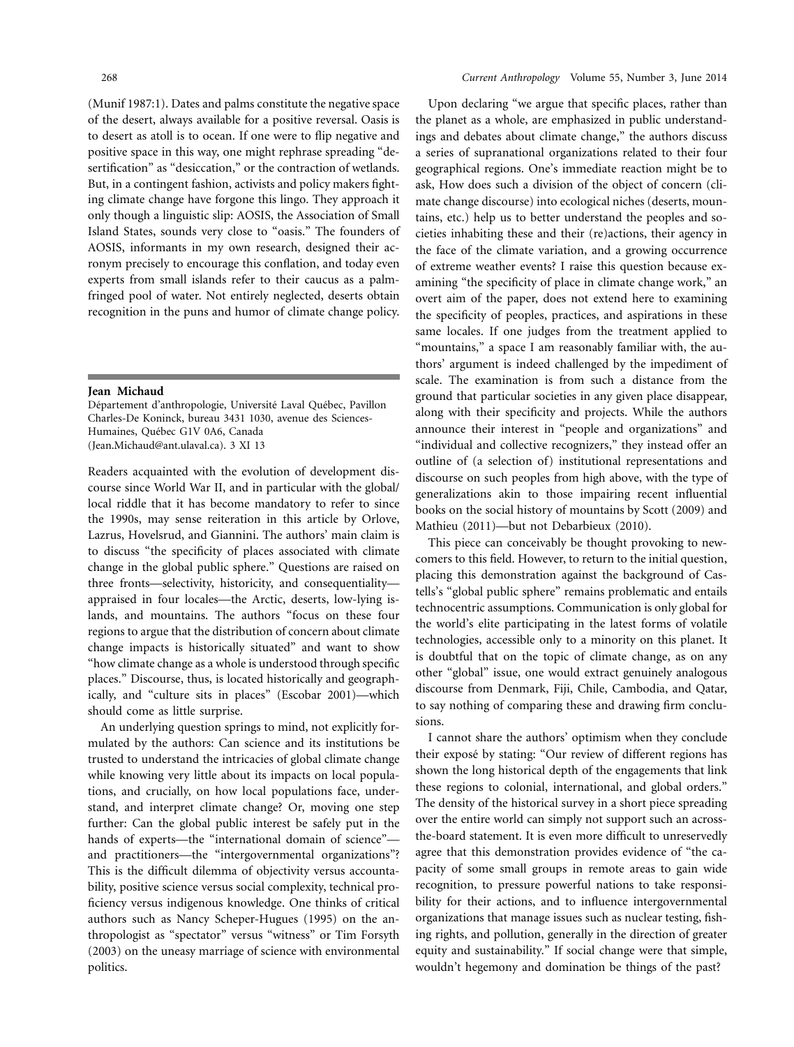(Munif 1987:1). Dates and palms constitute the negative space of the desert, always available for a positive reversal. Oasis is to desert as atoll is to ocean. If one were to flip negative and positive space in this way, one might rephrase spreading "desertification" as "desiccation," or the contraction of wetlands. But, in a contingent fashion, activists and policy makers fighting climate change have forgone this lingo. They approach it only though a linguistic slip: AOSIS, the Association of Small Island States, sounds very close to "oasis." The founders of AOSIS, informants in my own research, designed their acronym precisely to encourage this conflation, and today even experts from small islands refer to their caucus as a palm-fringed pool of water. Not entirely neglected, deserts obtain recognition in the puns and humor of climate change policy.

**Jean Michaud**

Département d'anthropologie, Université Laval Québec, Pavillon Charles-De Koninck, bureau 3431 1030, avenue des Sciences-Humaines, Québec G1V 0A6, Canada (Jean.Michaud@ant.ulaval.ca). 3 XI 13

Readers acquainted with the evolution of development discourse since World War II, and in particular with the global/local riddle that it has become mandatory to refer to since the 1990s, may sense reiteration in this article by Orlove, Lazrus, Hovelsrud, and Giannini. The authors' main claim is to discuss "the specificity of places associated with climate change in the global public sphere." Questions are raised on three fronts—selectivity, historicity, and consequentiality—appraised in four locales—the Arctic, deserts, low-lying islands, and mountains. The authors "focus on these four regions to argue that the distribution of concern about climate change impacts is historically situated" and want to show "how climate change as a whole is understood through specific places." Discourse, thus, is located historically and geographically, and "culture sits in places" (Escobar 2001)—which should come as little surprise.

An underlying question springs to mind, not explicitly formulated by the authors: Can science and its institutions be trusted to understand the intricacies of global climate change while knowing very little about its impacts on local populations, and crucially, on how local populations face, understand, and interpret climate change? Or, moving one step further: Can the global public interest be safely put in the hands of experts—the "international domain of science"—and practitioners—the "intergovernmental organizations"? This is the difficult dilemma of objectivity versus accountability, positive science versus social complexity, technical proficiency versus indigenous knowledge. One thinks of critical authors such as Nancy Scheper-Hugues (1995) on the anthropologist as "spectator" versus "witness" or Tim Forsyth (2003) on the uneasy marriage of science with environmental politics.

Upon declaring "we argue that specific places, rather than the planet as a whole, are emphasized in public understandings and debates about climate change," the authors discuss a series of supranational organizations related to their four geographical regions. One's immediate reaction might be to ask, How does such a division of the object of concern (climate change discourse) into ecological niches (deserts, mountains, etc.) help us to better understand the peoples and societies inhabiting these and their (re)actions, their agency in the face of the climate variation, and a growing occurrence of extreme weather events? I raise this question because examining "the specificity of place in climate change work," an overt aim of the paper, does not extend here to examining the specificity of peoples, practices, and aspirations in these same locales. If one judges from the treatment applied to "mountains," a space I am reasonably familiar with, the authors' argument is indeed challenged by the impediment of scale. The examination is from such a distance from the ground that particular societies in any given place disappear, along with their specificity and projects. While the authors announce their interest in "people and organizations" and "individual and collective recognizers," they instead offer an outline of (a selection of) institutional representations and discourse on such peoples from high above, with the type of generalizations akin to those impairing recent influential books on the social history of mountains by Scott (2009) and Mathieu (2011)—but not Debarbieux (2010).

This piece can conceivably be thought provoking to newcomers to this field. However, to return to the initial question, placing this demonstration against the background of Castells's "global public sphere" remains problematic and entails technocentric assumptions. Communication is only global for the world's elite participating in the latest forms of volatile technologies, accessible only to a minority on this planet. It is doubtful that on the topic of climate change, as on any other "global" issue, one would extract genuinely analogous discourse from Denmark, Fiji, Chile, Cambodia, and Qatar, to say nothing of comparing these and drawing firm conclusions.

I cannot share the authors' optimism when they conclude their exposé by stating: "Our review of different regions has shown the long historical depth of the engagements that link these regions to colonial, international, and global orders." The density of the historical survey in a short piece spreading over the entire world can simply not support such an across-the-board statement. It is even more difficult to unreservedly agree that this demonstration provides evidence of "the capacity of some small groups in remote areas to gain wide recognition, to pressure powerful nations to take responsibility for their actions, and to influence intergovernmental organizations that manage issues such as nuclear testing, fishing rights, and pollution, generally in the direction of greater equity and sustainability." If social change were that simple, wouldn't hegemony and domination be things of the past?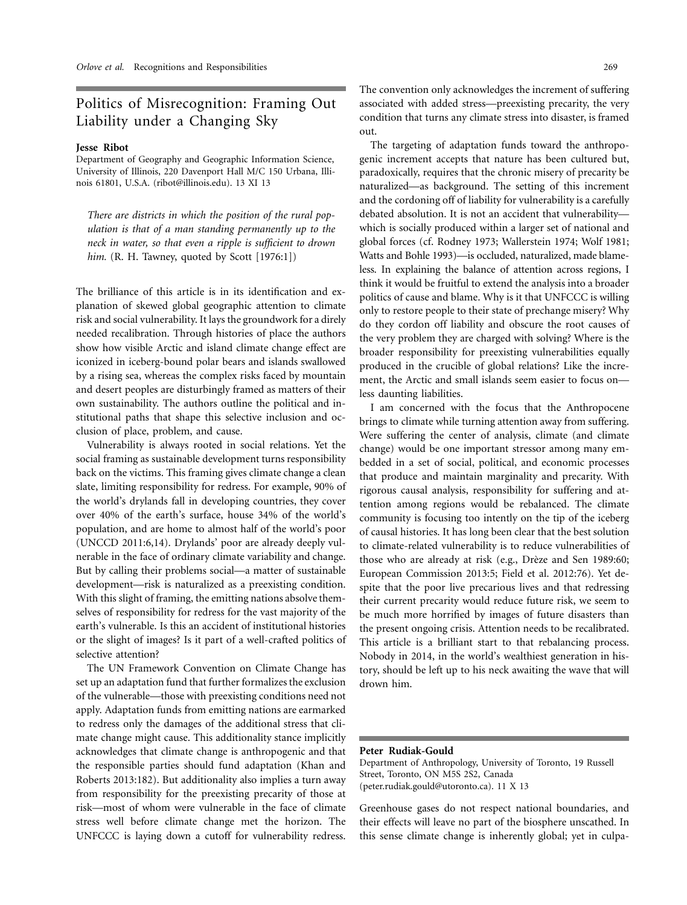## Politics of Misrecognition: Framing Out Liability under a Changing Sky

**Jesse Ribot**

Department of Geography and Geographic Information Science, University of Illinois, 220 Davenport Hall M/C 150 Urbana, Illinois 61801, U.S.A. (ribot@illinois.edu). 13 XI 13

*There are districts in which the position of the rural population is that of a man standing permanently up to the neck in water, so that even a ripple is sufficient to drown him.* (R. H. Tawney, quoted by Scott [1976:1])

The brilliance of this article is in its identification and explanation of skewed global geographic attention to climate risk and social vulnerability. It lays the groundwork for a direly needed recalibration. Through histories of place the authors show how visible Arctic and island climate change effect are iconized in iceberg-bound polar bears and islands swallowed by a rising sea, whereas the complex risks faced by mountain and desert peoples are disturbingly framed as matters of their own sustainability. The authors outline the political and institutional paths that shape this selective inclusion and occlusion of place, problem, and cause.

Vulnerability is always rooted in social relations. Yet the social framing as sustainable development turns responsibility back on the victims. This framing gives climate change a clean slate, limiting responsibility for redress. For example, 90% of the world's drylands fall in developing countries, they cover over 40% of the earth's surface, house 34% of the world's population, and are home to almost half of the world's poor (UNCCD 2011:6,14). Drylands' poor are already deeply vulnerable in the face of ordinary climate variability and change. But by calling their problems social—a matter of sustainable development—risk is naturalized as a preexisting condition. With this slight of framing, the emitting nations absolve themselves of responsibility for redress for the vast majority of the earth's vulnerable. Is this an accident of institutional histories or the slight of images? Is it part of a well-crafted politics of selective attention?

The UN Framework Convention on Climate Change has set up an adaptation fund that further formalizes the exclusion of the vulnerable—those with preexisting conditions need not apply. Adaptation funds from emitting nations are earmarked to redress only the damages of the additional stress that climate change might cause. This additionality stance implicitly acknowledges that climate change is anthropogenic and that the responsible parties should fund adaptation (Khan and Roberts 2013:182). But additionality also implies a turn away from responsibility for the preexisting precarity of those at risk—most of whom were vulnerable in the face of climate stress well before climate change met the horizon. The UNFCCC is laying down a cutoff for vulnerability redress. The convention only acknowledges the increment of suffering associated with added stress—preexisting precarity, the very condition that turns any climate stress into disaster, is framed out.

The targeting of adaptation funds toward the anthropogenic increment accepts that nature has been cultured but, paradoxically, requires that the chronic misery of precarity be naturalized—as background. The setting of this increment and the cordoning off of liability for vulnerability is a carefully debated absolution. It is not an accident that vulnerability—which is socially produced within a larger set of national and global forces (cf. Rodney 1973; Wallerstein 1974; Wolf 1981; Watts and Bohle 1993)—is occluded, naturalized, made blameless. In explaining the balance of attention across regions, I think it would be fruitful to extend the analysis into a broader politics of cause and blame. Why is it that UNFCCC is willing only to restore people to their state of prechange misery? Why do they cordon off liability and obscure the root causes of the very problem they are charged with solving? Where is the broader responsibility for preexisting vulnerabilities equally produced in the crucible of global relations? Like the increment, the Arctic and small islands seem easier to focus on—less daunting liabilities.

I am concerned with the focus that the Anthropocene brings to climate while turning attention away from suffering. Were suffering the center of analysis, climate (and climate change) would be one important stressor among many embedded in a set of social, political, and economic processes that produce and maintain marginality and precarity. With rigorous causal analysis, responsibility for suffering and attention among regions would be rebalanced. The climate community is focusing too intently on the tip of the iceberg of causal histories. It has long been clear that the best solution to climate-related vulnerability is to reduce vulnerabilities of those who are already at risk (e.g., Drèze and Sen 1989:60; European Commission 2013:5; Field et al. 2012:76). Yet despite that the poor live precarious lives and that redressing their current precarity would reduce future risk, we seem to be much more horrified by images of future disasters than the present ongoing crisis. Attention needs to be recalibrated. This article is a brilliant start to that rebalancing process. Nobody in 2014, in the world's wealthiest generation in history, should be left up to his neck awaiting the wave that will drown him.

**Peter Rudiak-Gould**

Department of Anthropology, University of Toronto, 19 Russell Street, Toronto, ON M5S 2S2, Canada (peter.rudiak.gould@utoronto.ca). 11 X 13

Greenhouse gases do not respect national boundaries, and their effects will leave no part of the biosphere unscathed. In this sense climate change is inherently global; yet in culpa-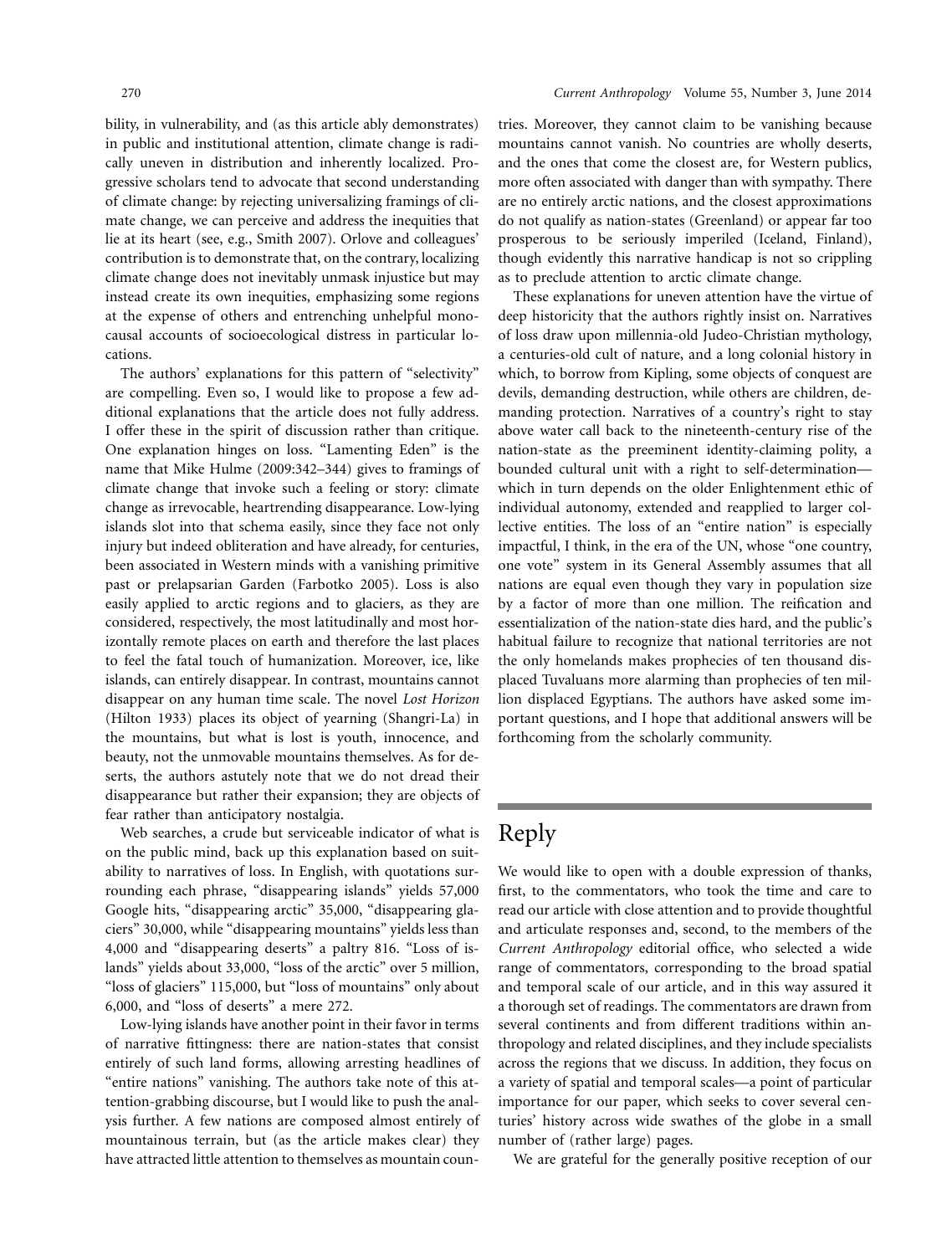bility, in vulnerability, and (as this article ably demonstrates) in public and institutional attention, climate change is radically uneven in distribution and inherently localized. Progressive scholars tend to advocate that second understanding of climate change: by rejecting universalizing framings of climate change, we can perceive and address the inequities that lie at its heart (see, e.g., Smith 2007). Orlove and colleagues' contribution is to demonstrate that, on the contrary, localizing climate change does not inevitably unmask injustice but may instead create its own inequities, emphasizing some regions at the expense of others and entrenching unhelpful monocausal accounts of socioecological distress in particular locations.

The authors' explanations for this pattern of "selectivity" are compelling. Even so, I would like to propose a few additional explanations that the article does not fully address. I offer these in the spirit of discussion rather than critique. One explanation hinges on loss. "Lamenting Eden" is the name that Mike Hulme (2009:342–344) gives to framings of climate change that invoke such a feeling or story: climate change as irrevocable, heartrending disappearance. Low-lying islands slot into that schema easily, since they face not only injury but indeed obliteration and have already, for centuries, been associated in Western minds with a vanishing primitive past or prelapsarian Garden (Farbotko 2005). Loss is also easily applied to arctic regions and to glaciers, as they are considered, respectively, the most latitudinally and most horizontally remote places on earth and therefore the last places to feel the fatal touch of humanization. Moreover, ice, like islands, can entirely disappear. In contrast, mountains cannot disappear on any human time scale. The novel *Lost Horizon* (Hilton 1933) places its object of yearning (Shangri-La) in the mountains, but what is lost is youth, innocence, and beauty, not the unmovable mountains themselves. As for deserts, the authors astutely note that we do not dread their disappearance but rather their expansion; they are objects of fear rather than anticipatory nostalgia.

Web searches, a crude but serviceable indicator of what is on the public mind, back up this explanation based on suitability to narratives of loss. In English, with quotations surrounding each phrase, "disappearing islands" yields 57,000 Google hits, "disappearing arctic" 35,000, "disappearing glaciers" 30,000, while "disappearing mountains" yields less than 4,000 and "disappearing deserts" a paltry 816. "Loss of islands" yields about 33,000, "loss of the arctic" over 5 million, "loss of glaciers" 115,000, but "loss of mountains" only about 6,000, and "loss of deserts" a mere 272.

Low-lying islands have another point in their favor in terms of narrative fittingness: there are nation-states that consist entirely of such land forms, allowing arresting headlines of "entire nations" vanishing. The authors take note of this attention-grabbing discourse, but I would like to push the analysis further. A few nations are composed almost entirely of mountainous terrain, but (as the article makes clear) they have attracted little attention to themselves as mountain countries. Moreover, they cannot claim to be vanishing because mountains cannot vanish. No countries are wholly deserts, and the ones that come the closest are, for Western publics, more often associated with danger than with sympathy. There are no entirely arctic nations, and the closest approximations do not qualify as nation-states (Greenland) or appear far too prosperous to be seriously imperiled (Iceland, Finland), though evidently this narrative handicap is not so crippling as to preclude attention to arctic climate change.

These explanations for uneven attention have the virtue of deep historicity that the authors rightly insist on. Narratives of loss draw upon millennia-old Judeo-Christian mythology, a centuries-old cult of nature, and a long colonial history in which, to borrow from Kipling, some objects of conquest are devils, demanding destruction, while others are children, demanding protection. Narratives of a country's right to stay above water call back to the nineteenth-century rise of the nation-state as the preeminent identity-claiming polity, a bounded cultural unit with a right to self-determination—which in turn depends on the older Enlightenment ethic of individual autonomy, extended and reapplied to larger collective entities. The loss of an "entire nation" is especially impactful, I think, in the era of the UN, whose "one country, one vote" system in its General Assembly assumes that all nations are equal even though they vary in population size by a factor of more than one million. The reification and essentialization of the nation-state dies hard, and the public's habitual failure to recognize that national territories are not the only homelands makes prophecies of ten thousand displaced Tuvaluans more alarming than prophecies of ten million displaced Egyptians. The authors have asked some important questions, and I hope that additional answers will be forthcoming from the scholarly community.

# Reply

We would like to open with a double expression of thanks, first, to the commentators, who took the time and care to read our article with close attention and to provide thoughtful and articulate responses and, second, to the members of the *Current Anthropology* editorial office, who selected a wide range of commentators, corresponding to the broad spatial and temporal scale of our article, and in this way assured it a thorough set of readings. The commentators are drawn from several continents and from different traditions within anthropology and related disciplines, and they include specialists across the regions that we discuss. In addition, they focus on a variety of spatial and temporal scales—a point of particular importance for our paper, which seeks to cover several centuries' history across wide swathes of the globe in a small number of (rather large) pages.

We are grateful for the generally positive reception of our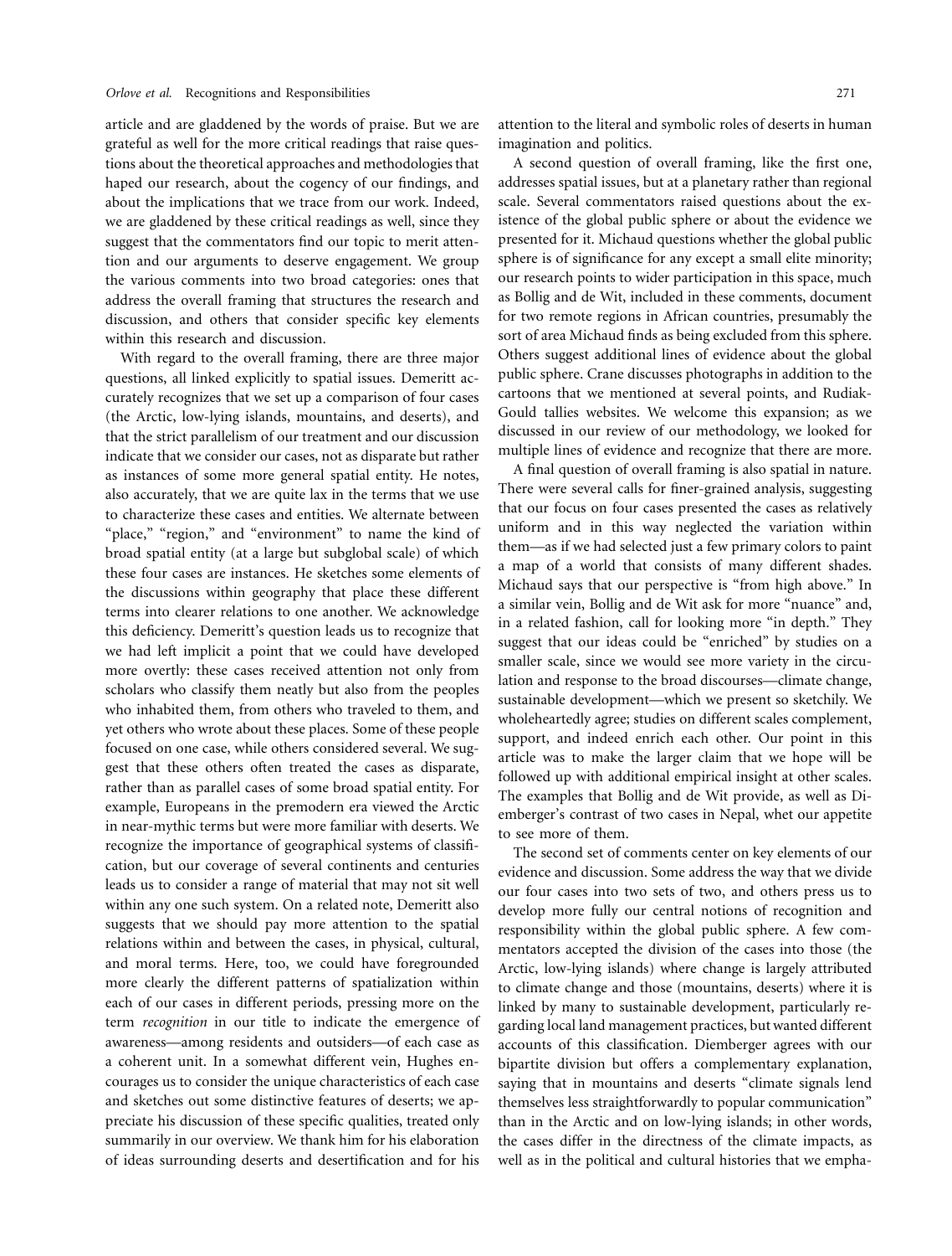article and are gladdened by the words of praise. But we are grateful as well for the more critical readings that raise questions about the theoretical approaches and methodologies that haped our research, about the cogency of our findings, and about the implications that we trace from our work. Indeed, we are gladdened by these critical readings as well, since they suggest that the commentators find our topic to merit attention and our arguments to deserve engagement. We group the various comments into two broad categories: ones that address the overall framing that structures the research and discussion, and others that consider specific key elements within this research and discussion.

With regard to the overall framing, there are three major questions, all linked explicitly to spatial issues. Demeritt accurately recognizes that we set up a comparison of four cases (the Arctic, low-lying islands, mountains, and deserts), and that the strict parallelism of our treatment and our discussion indicate that we consider our cases, not as disparate but rather as instances of some more general spatial entity. He notes, also accurately, that we are quite lax in the terms that we use to characterize these cases and entities. We alternate between "place," "region," and "environment" to name the kind of broad spatial entity (at a large but subglobal scale) of which these four cases are instances. He sketches some elements of the discussions within geography that place these different terms into clearer relations to one another. We acknowledge this deficiency. Demeritt's question leads us to recognize that we had left implicit a point that we could have developed more overtly: these cases received attention not only from scholars who classify them neatly but also from the peoples who inhabited them, from others who traveled to them, and yet others who wrote about these places. Some of these people focused on one case, while others considered several. We suggest that these others often treated the cases as disparate, rather than as parallel cases of some broad spatial entity. For example, Europeans in the premodern era viewed the Arctic in near-mythic terms but were more familiar with deserts. We recognize the importance of geographical systems of classification, but our coverage of several continents and centuries leads us to consider a range of material that may not sit well within any one such system. On a related note, Demeritt also suggests that we should pay more attention to the spatial relations within and between the cases, in physical, cultural, and moral terms. Here, too, we could have foregrounded more clearly the different patterns of spatialization within each of our cases in different periods, pressing more on the term *recognition* in our title to indicate the emergence of awareness—among residents and outsiders—of each case as a coherent unit. In a somewhat different vein, Hughes encourages us to consider the unique characteristics of each case and sketches out some distinctive features of deserts; we appreciate his discussion of these specific qualities, treated only summarily in our overview. We thank him for his elaboration of ideas surrounding deserts and desertification and for his attention to the literal and symbolic roles of deserts in human imagination and politics.

A second question of overall framing, like the first one, addresses spatial issues, but at a planetary rather than regional scale. Several commentators raised questions about the existence of the global public sphere or about the evidence we presented for it. Michaud questions whether the global public sphere is of significance for any except a small elite minority; our research points to wider participation in this space, much as Bollig and de Wit, included in these comments, document for two remote regions in African countries, presumably the sort of area Michaud finds as being excluded from this sphere. Others suggest additional lines of evidence about the global public sphere. Crane discusses photographs in addition to the cartoons that we mentioned at several points, and Rudiak-Gould tallies websites. We welcome this expansion; as we discussed in our review of our methodology, we looked for multiple lines of evidence and recognize that there are more.

A final question of overall framing is also spatial in nature. There were several calls for finer-grained analysis, suggesting that our focus on four cases presented the cases as relatively uniform and in this way neglected the variation within them—as if we had selected just a few primary colors to paint a map of a world that consists of many different shades. Michaud says that our perspective is "from high above." In a similar vein, Bollig and de Wit ask for more "nuance" and, in a related fashion, call for looking more "in depth." They suggest that our ideas could be "enriched" by studies on a smaller scale, since we would see more variety in the circulation and response to the broad discourses—climate change, sustainable development—which we present so sketchily. We wholeheartedly agree; studies on different scales complement, support, and indeed enrich each other. Our point in this article was to make the larger claim that we hope will be followed up with additional empirical insight at other scales. The examples that Bollig and de Wit provide, as well as Diemberger's contrast of two cases in Nepal, whet our appetite to see more of them.

The second set of comments center on key elements of our evidence and discussion. Some address the way that we divide our four cases into two sets of two, and others press us to develop more fully our central notions of recognition and responsibility within the global public sphere. A few commentators accepted the division of the cases into those (the Arctic, low-lying islands) where change is largely attributed to climate change and those (mountains, deserts) where it is linked by many to sustainable development, particularly regarding local land management practices, but wanted different accounts of this classification. Diemberger agrees with our bipartite division but offers a complementary explanation, saying that in mountains and deserts "climate signals lend themselves less straightforwardly to popular communication" than in the Arctic and on low-lying islands; in other words, the cases differ in the directness of the climate impacts, as well as in the political and cultural histories that we empha-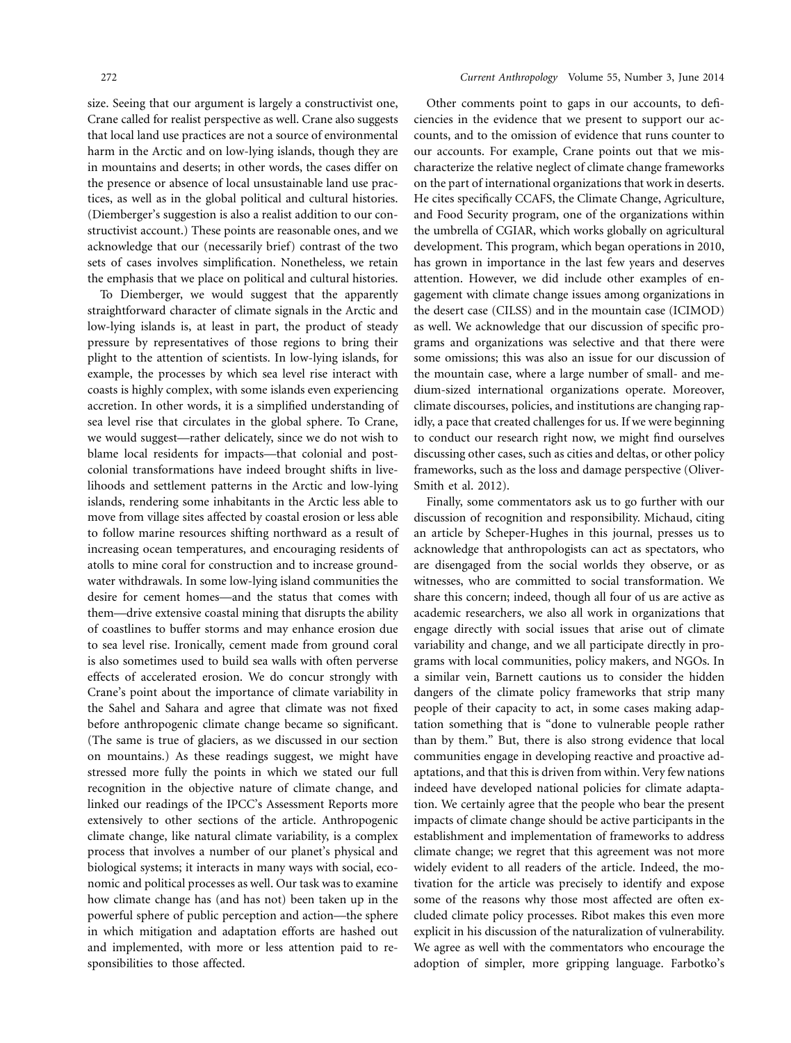size. Seeing that our argument is largely a constructivist one, Crane called for realist perspective as well. Crane also suggests that local land use practices are not a source of environmental harm in the Arctic and on low-lying islands, though they are in mountains and deserts; in other words, the cases differ on the presence or absence of local unsustainable land use practices, as well as in the global political and cultural histories. (Diemberger's suggestion is also a realist addition to our constructivist account.) These points are reasonable ones, and we acknowledge that our (necessarily brief) contrast of the two sets of cases involves simplification. Nonetheless, we retain the emphasis that we place on political and cultural histories.

To Diemberger, we would suggest that the apparently straightforward character of climate signals in the Arctic and low-lying islands is, at least in part, the product of steady pressure by representatives of those regions to bring their plight to the attention of scientists. In low-lying islands, for example, the processes by which sea level rise interact with coasts is highly complex, with some islands even experiencing accretion. In other words, it is a simplified understanding of sea level rise that circulates in the global sphere. To Crane, we would suggest—rather delicately, since we do not wish to blame local residents for impacts—that colonial and postcolonial transformations have indeed brought shifts in livelihoods and settlement patterns in the Arctic and low-lying islands, rendering some inhabitants in the Arctic less able to move from village sites affected by coastal erosion or less able to follow marine resources shifting northward as a result of increasing ocean temperatures, and encouraging residents of atolls to mine coral for construction and to increase groundwater withdrawals. In some low-lying island communities the desire for cement homes—and the status that comes with them—drive extensive coastal mining that disrupts the ability of coastlines to buffer storms and may enhance erosion due to sea level rise. Ironically, cement made from ground coral is also sometimes used to build sea walls with often perverse effects of accelerated erosion. We do concur strongly with Crane's point about the importance of climate variability in the Sahel and Sahara and agree that climate was not fixed before anthropogenic climate change became so significant. (The same is true of glaciers, as we discussed in our section on mountains.) As these readings suggest, we might have stressed more fully the points in which we stated our full recognition in the objective nature of climate change, and linked our readings of the IPCC's Assessment Reports more extensively to other sections of the article. Anthropogenic climate change, like natural climate variability, is a complex process that involves a number of our planet's physical and biological systems; it interacts in many ways with social, economic and political processes as well. Our task was to examine how climate change has (and has not) been taken up in the powerful sphere of public perception and action—the sphere in which mitigation and adaptation efforts are hashed out and implemented, with more or less attention paid to responsibilities to those affected.

Other comments point to gaps in our accounts, to deficiencies in the evidence that we present to support our accounts, and to the omission of evidence that runs counter to our accounts. For example, Crane points out that we mischaracterize the relative neglect of climate change frameworks on the part of international organizations that work in deserts. He cites specifically CCAFS, the Climate Change, Agriculture, and Food Security program, one of the organizations within the umbrella of CGIAR, which works globally on agricultural development. This program, which began operations in 2010, has grown in importance in the last few years and deserves attention. However, we did include other examples of engagement with climate change issues among organizations in the desert case (CILSS) and in the mountain case (ICIMOD) as well. We acknowledge that our discussion of specific programs and organizations was selective and that there were some omissions; this was also an issue for our discussion of the mountain case, where a large number of small- and medium-sized international organizations operate. Moreover, climate discourses, policies, and institutions are changing rapidly, a pace that created challenges for us. If we were beginning to conduct our research right now, we might find ourselves discussing other cases, such as cities and deltas, or other policy frameworks, such as the loss and damage perspective (Oliver-Smith et al. 2012).

Finally, some commentators ask us to go further with our discussion of recognition and responsibility. Michaud, citing an article by Scheper-Hughes in this journal, presses us to acknowledge that anthropologists can act as spectators, who are disengaged from the social worlds they observe, or as witnesses, who are committed to social transformation. We share this concern; indeed, though all four of us are active as academic researchers, we also all work in organizations that engage directly with social issues that arise out of climate variability and change, and we all participate directly in programs with local communities, policy makers, and NGOs. In a similar vein, Barnett cautions us to consider the hidden dangers of the climate policy frameworks that strip many people of their capacity to act, in some cases making adaptation something that is "done to vulnerable people rather than by them." But, there is also strong evidence that local communities engage in developing reactive and proactive adaptations, and that this is driven from within. Very few nations indeed have developed national policies for climate adaptation. We certainly agree that the people who bear the present impacts of climate change should be active participants in the establishment and implementation of frameworks to address climate change; we regret that this agreement was not more widely evident to all readers of the article. Indeed, the motivation for the article was precisely to identify and expose some of the reasons why those most affected are often excluded climate policy processes. Ribot makes this even more explicit in his discussion of the naturalization of vulnerability. We agree as well with the commentators who encourage the adoption of simpler, more gripping language. Farbotko's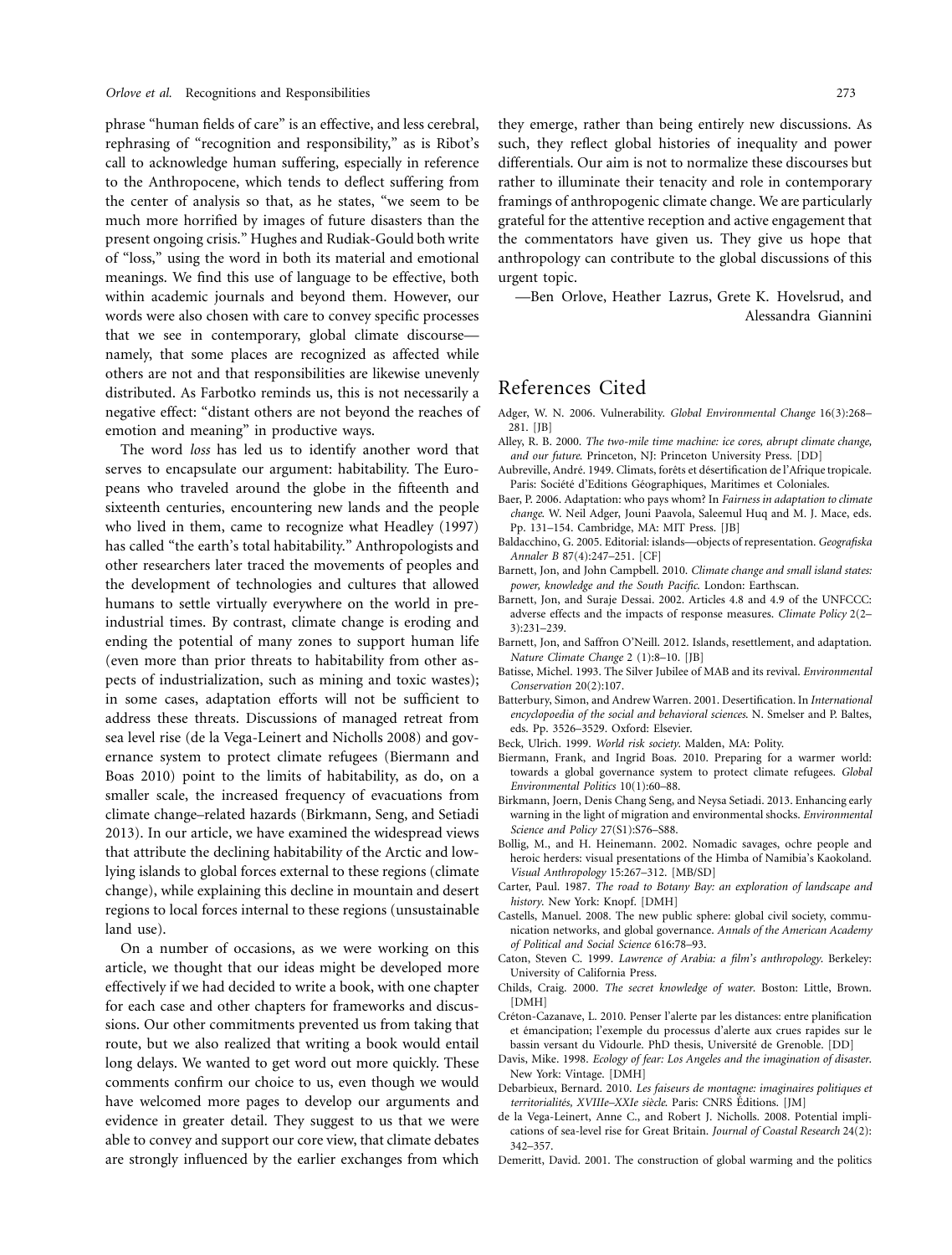phrase "human fields of care" is an effective, and less cerebral, rephrasing of "recognition and responsibility," as is Ribot's call to acknowledge human suffering, especially in reference to the Anthropocene, which tends to deflect suffering from the center of analysis so that, as he states, "we seem to be much more horrified by images of future disasters than the present ongoing crisis." Hughes and Rudiak-Gould both write of "loss," using the word in both its material and emotional meanings. We find this use of language to be effective, both within academic journals and beyond them. However, our words were also chosen with care to convey specific processes that we see in contemporary, global climate discourse—namely, that some places are recognized as affected while others are not and that responsibilities are likewise unevenly distributed. As Farbotko reminds us, this is not necessarily a negative effect: "distant others are not beyond the reaches of emotion and meaning" in productive ways.

The word *loss* has led us to identify another word that serves to encapsulate our argument: habitability. The Europeans who traveled around the globe in the fifteenth and sixteenth centuries, encountering new lands and the people who lived in them, came to recognize what Headley (1997) has called "the earth's total habitability." Anthropologists and other researchers later traced the movements of peoples and the development of technologies and cultures that allowed humans to settle virtually everywhere on the world in preindustrial times. By contrast, climate change is eroding and ending the potential of many zones to support human life (even more than prior threats to habitability from other aspects of industrialization, such as mining and toxic wastes); in some cases, adaptation efforts will not be sufficient to address these threats. Discussions of managed retreat from sea level rise (de la Vega-Leinert and Nicholls 2008) and governance system to protect climate refugees (Biermann and Boas 2010) point to the limits of habitability, as do, on a smaller scale, the increased frequency of evacuations from climate change–related hazards (Birkmann, Seng, and Setiadi 2013). In our article, we have examined the widespread views that attribute the declining habitability of the Arctic and low-lying islands to global forces external to these regions (climate change), while explaining this decline in mountain and desert regions to local forces internal to these regions (unsustainable land use).

On a number of occasions, as we were working on this article, we thought that our ideas might be developed more effectively if we had decided to write a book, with one chapter for each case and other chapters for frameworks and discussions. Our other commitments prevented us from taking that route, but we also realized that writing a book would entail long delays. We wanted to get word out more quickly. These comments confirm our choice to us, even though we would have welcomed more pages to develop our arguments and evidence in greater detail. They suggest to us that we were able to convey and support our core view, that climate debates are strongly influenced by the earlier exchanges from which they emerge, rather than being entirely new discussions. As such, they reflect global histories of inequality and power differentials. Our aim is not to normalize these discourses but rather to illuminate their tenacity and role in contemporary framings of anthropogenic climate change. We are particularly grateful for the attentive reception and active engagement that the commentators have given us. They give us hope that anthropology can contribute to the global discussions of this urgent topic.

—Ben Orlove, Heather Lazrus, Grete K. Hovelsrud, and Alessandra Giannini

# References Cited

Adger, W. N. 2006. Vulnerability. *Global Environmental Change* 16(3):268–281. [JB]

Alley, R. B. 2000. *The two-mile time machine: ice cores, abrupt climate change, and our future.* Princeton, NJ: Princeton University Press. [DD]

Aubreville, André. 1949. Climats, forêts et désertification de l'Afrique tropicale. Paris: Société d'Editions Géographiques, Maritimes et Coloniales.

Baer, P. 2006. Adaptation: who pays whom? In *Fairness in adaptation to climate change.* W. Neil Adger, Jouni Paavola, Saleemul Huq and M. J. Mace, eds. Pp. 131–154. Cambridge, MA: MIT Press. [JB]

Baldacchino, G. 2005. Editorial: islands—objects of representation. *Geografiska Annaler B* 87(4):247–251. [CF]

Barnett, Jon, and John Campbell. 2010. *Climate change and small island states: power, knowledge and the South Pacific.* London: Earthscan.

Barnett, Jon, and Suraje Dessai. 2002. Articles 4.8 and 4.9 of the UNFCCC: adverse effects and the impacts of response measures. *Climate Policy* 2(2–3):231–239.

Barnett, Jon, and Saffron O'Neill. 2012. Islands, resettlement, and adaptation. *Nature Climate Change* 2 (1):8–10. [JB]

Batisse, Michel. 1993. The Silver Jubilee of MAB and its revival. *Environmental Conservation* 20(2):107.

Batterbury, Simon, and Andrew Warren. 2001. Desertification. In *International encyclopaedia of the social and behavioral sciences.* N. Smelser and P. Baltes, eds. Pp. 3526–3529. Oxford: Elsevier.

Beck, Ulrich. 1999. *World risk society.* Malden, MA: Polity.

Biermann, Frank, and Ingrid Boas. 2010. Preparing for a warmer world: towards a global governance system to protect climate refugees. *Global Environmental Politics* 10(1):60–88.

Birkmann, Joern, Denis Chang Seng, and Neysa Setiadi. 2013. Enhancing early warning in the light of migration and environmental shocks. *Environmental Science and Policy* 27(S1):S76–S88.

Bollig, M., and H. Heinemann. 2002. Nomadic savages, ochre people and heroic herders: visual presentations of the Himba of Namibia's Kaokoland. *Visual Anthropology* 15:267–312. [MB/SD]

Carter, Paul. 1987. *The road to Botany Bay: an exploration of landscape and history.* New York: Knopf. [DMH]

Castells, Manuel. 2008. The new public sphere: global civil society, communication networks, and global governance. *Annals of the American Academy of Political and Social Science* 616:78–93.

Caton, Steven C. 1999. *Lawrence of Arabia: a film's anthropology.* Berkeley: University of California Press.

Childs, Craig. 2000. *The secret knowledge of water.* Boston: Little, Brown. [DMH]

Créton-Cazanave, L. 2010. Penser l'alerte par les distances: entre planification et émancipation; l'exemple du processus d'alerte aux crues rapides sur le bassin versant du Vidourle. PhD thesis, Université de Grenoble. [DD]

Davis, Mike. 1998. *Ecology of fear: Los Angeles and the imagination of disaster.* New York: Vintage. [DMH]

Debarbieux, Bernard. 2010. *Les faiseurs de montagne: imaginaires politiques et territorialités, XVIIIe–XXIe siècle.* Paris: CNRS Éditions. [JM]

de la Vega-Leinert, Anne C., and Robert J. Nicholls. 2008. Potential implications of sea-level rise for Great Britain. *Journal of Coastal Research* 24(2): 342–357.

Demeritt, David. 2001. The construction of global warming and the politics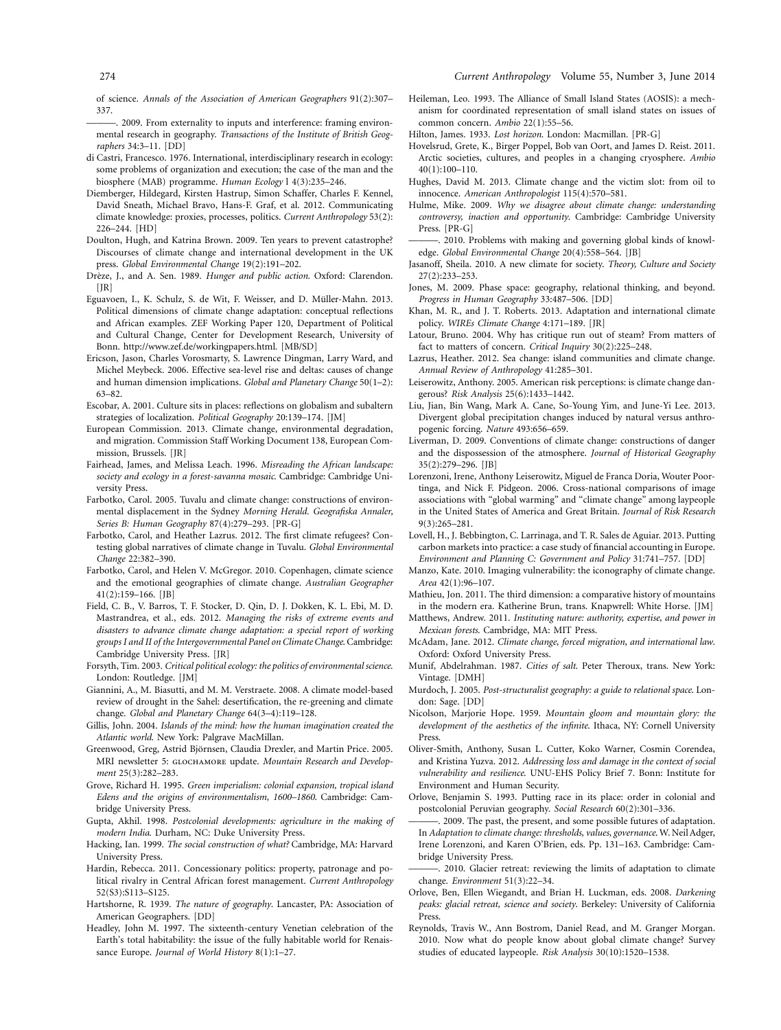of science. *Annals of the Association of American Geographers* 91(2):307–337.

———. 2009. From externality to inputs and interference: framing environmental research in geography. *Transactions of the Institute of British Geographers* 34:3–11. [DD]

di Castri, Francesco. 1976. International, interdisciplinary research in ecology: some problems of organization and execution; the case of the man and the biosphere (MAB) programme. *Human Ecology* l 4(3):235–246.

Diemberger, Hildegard, Kirsten Hastrup, Simon Schaffer, Charles F. Kennel, David Sneath, Michael Bravo, Hans-F. Graf, et al. 2012. Communicating climate knowledge: proxies, processes, politics. *Current Anthropology* 53(2): 226–244. [HD]

Doulton, Hugh, and Katrina Brown. 2009. Ten years to prevent catastrophe? Discourses of climate change and international development in the UK press. *Global Environmental Change* 19(2):191–202.

Drèze, J., and A. Sen. 1989. *Hunger and public action*. Oxford: Clarendon. [JR]

Eguavoen, I., K. Schulz, S. de Wit, F. Weisser, and D. Müller-Mahn. 2013. Political dimensions of climate change adaptation: conceptual reflections and African examples. ZEF Working Paper 120, Department of Political and Cultural Change, Center for Development Research, University of Bonn. http://www.zef.de/workingpapers.html. [MB/SD]

Ericson, Jason, Charles Vorosmarty, S. Lawrence Dingman, Larry Ward, and Michel Meybeck. 2006. Effective sea-level rise and deltas: causes of change and human dimension implications. *Global and Planetary Change* 50(1–2): 63–82.

Escobar, A. 2001. Culture sits in places: reflections on globalism and subaltern strategies of localization. *Political Geography* 20:139–174. [JM]

European Commission. 2013. Climate change, environmental degradation, and migration. Commission Staff Working Document 138, European Commission, Brussels. [JR]

Fairhead, James, and Melissa Leach. 1996. *Misreading the African landscape: society and ecology in a forest-savanna mosaic*. Cambridge: Cambridge University Press.

Farbotko, Carol. 2005. Tuvalu and climate change: constructions of environmental displacement in the Sydney *Morning Herald*. *Geografiska Annaler, Series B: Human Geography* 87(4):279–293. [PR-G]

Farbotko, Carol, and Heather Lazrus. 2012. The first climate refugees? Contesting global narratives of climate change in Tuvalu. *Global Environmental Change* 22:382–390.

Farbotko, Carol, and Helen V. McGregor. 2010. Copenhagen, climate science and the emotional geographies of climate change. *Australian Geographer* 41(2):159–166. [JB]

Field, C. B., V. Barros, T. F. Stocker, D. Qin, D. J. Dokken, K. L. Ebi, M. D. Mastrandrea, et al., eds. 2012. *Managing the risks of extreme events and disasters to advance climate change adaptation: a special report of working groups I and II of the Intergovernmental Panel on Climate Change*. Cambridge: Cambridge University Press. [JR]

Forsyth, Tim. 2003. *Critical political ecology: the politics of environmental science*. London: Routledge. [JM]

Giannini, A., M. Biasutti, and M. M. Verstraete. 2008. A climate model-based review of drought in the Sahel: desertification, the re-greening and climate change. *Global and Planetary Change* 64(3–4):119–128.

Gillis, John. 2004. *Islands of the mind: how the human imagination created the Atlantic world*. New York: Palgrave MacMillan.

Greenwood, Greg, Astrid Björnsen, Claudia Drexler, and Martin Price. 2005. MRI newsletter 5: GLOCHAMORE update. *Mountain Research and Development* 25(3):282–283.

Grove, Richard H. 1995. *Green imperialism: colonial expansion, tropical island Edens and the origins of environmentalism, 1600–1860*. Cambridge: Cambridge University Press.

Gupta, Akhil. 1998. *Postcolonial developments: agriculture in the making of modern India*. Durham, NC: Duke University Press.

Hacking, Ian. 1999. *The social construction of what?* Cambridge, MA: Harvard University Press.

Hardin, Rebecca. 2011. Concessionary politics: property, patronage and political rivalry in Central African forest management. *Current Anthropology* 52(S3):S113–S125.

Hartshorne, R. 1939. *The nature of geography*. Lancaster, PA: Association of American Geographers. [DD]

Headley, John M. 1997. The sixteenth-century Venetian celebration of the Earth's total habitability: the issue of the fully habitable world for Renaissance Europe. *Journal of World History* 8(1):1–27.

Heileman, Leo. 1993. The Alliance of Small Island States (AOSIS): a mechanism for coordinated representation of small island states on issues of common concern. *Ambio* 22(1):55–56.

Hilton, James. 1933. *Lost horizon*. London: Macmillan. [PR-G]

Hovelsrud, Grete, K., Birger Poppel, Bob van Oort, and James D. Reist. 2011. Arctic societies, cultures, and peoples in a changing cryosphere. *Ambio* 40(1):100–110.

Hughes, David M. 2013. Climate change and the victim slot: from oil to innocence. *American Anthropologist* 115(4):570–581.

Hulme, Mike. 2009. *Why we disagree about climate change: understanding controversy, inaction and opportunity*. Cambridge: Cambridge University Press. [PR-G]

———. 2010. Problems with making and governing global kinds of knowledge. *Global Environmental Change* 20(4):558–564. [JB]

Jasanoff, Sheila. 2010. A new climate for society. *Theory, Culture and Society* 27(2):233–253.

Jones, M. 2009. Phase space: geography, relational thinking, and beyond. *Progress in Human Geography* 33:487–506. [DD]

Khan, M. R., and J. T. Roberts. 2013. Adaptation and international climate policy. *WIREs Climate Change* 4:171–189. [JR]

Latour, Bruno. 2004. Why has critique run out of steam? From matters of fact to matters of concern. *Critical Inquiry* 30(2):225–248.

Lazrus, Heather. 2012. Sea change: island communities and climate change. *Annual Review of Anthropology* 41:285–301.

Leiserowitz, Anthony. 2005. American risk perceptions: is climate change dangerous? *Risk Analysis* 25(6):1433–1442.

Liu, Jian, Bin Wang, Mark A. Cane, So-Young Yim, and June-Yi Lee. 2013. Divergent global precipitation changes induced by natural versus anthropogenic forcing. *Nature* 493:656–659.

Liverman, D. 2009. Conventions of climate change: constructions of danger and the dispossession of the atmosphere. *Journal of Historical Geography* 35(2):279–296. [JB]

Lorenzoni, Irene, Anthony Leiserowitz, Miguel de Franca Doria, Wouter Poortinga, and Nick F. Pidgeon. 2006. Cross-national comparisons of image associations with "global warming" and "climate change" among laypeople in the United States of America and Great Britain. *Journal of Risk Research* 9(3):265–281.

Lovell, H., J. Bebbington, C. Larrinaga, and T. R. Sales de Aguiar. 2013. Putting carbon markets into practice: a case study of financial accounting in Europe. *Environment and Planning C: Government and Policy* 31:741–757. [DD]

Manzo, Kate. 2010. Imaging vulnerability: the iconography of climate change. *Area* 42(1):96–107.

Mathieu, Jon. 2011. The third dimension: a comparative history of mountains in the modern era. Katherine Brun, trans. Knapwrell: White Horse. [JM]

Matthews, Andrew. 2011. *Instituting nature: authority, expertise, and power in Mexican forests*. Cambridge, MA: MIT Press.

McAdam, Jane. 2012. *Climate change, forced migration, and international law*. Oxford: Oxford University Press.

Munif, Abdelrahman. 1987. *Cities of salt*. Peter Theroux, trans. New York: Vintage. [DMH]

Murdoch, J. 2005. *Post-structuralist geography: a guide to relational space*. London: Sage. [DD]

Nicolson, Marjorie Hope. 1959. *Mountain gloom and mountain glory: the development of the aesthetics of the infinite*. Ithaca, NY: Cornell University Press.

Oliver-Smith, Anthony, Susan L. Cutter, Koko Warner, Cosmin Corendea, and Kristina Yuzva. 2012. *Addressing loss and damage in the context of social vulnerability and resilience*. UNU-EHS Policy Brief 7. Bonn: Institute for Environment and Human Security.

Orlove, Benjamin S. 1993. Putting race in its place: order in colonial and postcolonial Peruvian geography. *Social Research* 60(2):301–336.

———. 2009. The past, the present, and some possible futures of adaptation. In *Adaptation to climate change: thresholds, values, governance*. W. Neil Adger, Irene Lorenzoni, and Karen O'Brien, eds. Pp. 131–163. Cambridge: Cambridge University Press.

———. 2010. Glacier retreat: reviewing the limits of adaptation to climate change. *Environment* 51(3):22–34.

Orlove, Ben, Ellen Wiegandt, and Brian H. Luckman, eds. 2008. *Darkening peaks: glacial retreat, science and society*. Berkeley: University of California Press.

Reynolds, Travis W., Ann Bostrom, Daniel Read, and M. Granger Morgan. 2010. Now what do people know about global climate change? Survey studies of educated laypeople. *Risk Analysis* 30(10):1520–1538.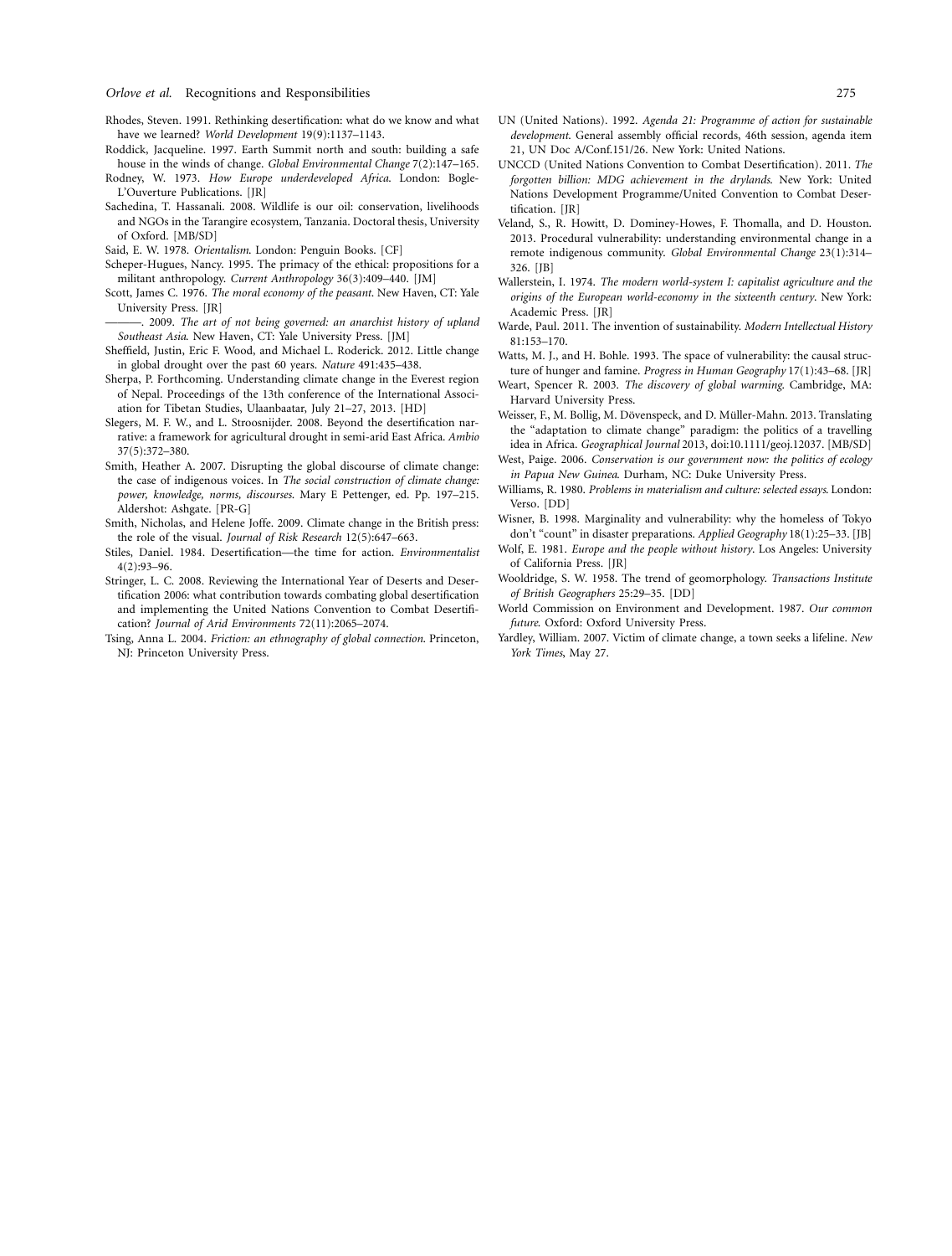Rhodes, Steven. 1991. Rethinking desertification: what do we know and what have we learned? *World Development* 19(9):1137–1143.

Roddick, Jacqueline. 1997. Earth Summit north and south: building a safe house in the winds of change. *Global Environmental Change* 7(2):147–165.

Rodney, W. 1973. *How Europe underdeveloped Africa*. London: Bogle-L'Ouverture Publications. [JR]

Sachedina, T. Hassanali. 2008. Wildlife is our oil: conservation, livelihoods and NGOs in the Tarangire ecosystem, Tanzania. Doctoral thesis, University of Oxford. [MB/SD]

Said, E. W. 1978. *Orientalism*. London: Penguin Books. [CF]

Scheper-Hugues, Nancy. 1995. The primacy of the ethical: propositions for a militant anthropology. *Current Anthropology* 36(3):409–440. [JM]

Scott, James C. 1976. *The moral economy of the peasant*. New Haven, CT: Yale University Press. [JR]

———. 2009. *The art of not being governed: an anarchist history of upland Southeast Asia*. New Haven, CT: Yale University Press. [JM]

Sheffield, Justin, Eric F. Wood, and Michael L. Roderick. 2012. Little change in global drought over the past 60 years. *Nature* 491:435–438.

Sherpa, P. Forthcoming. Understanding climate change in the Everest region of Nepal. Proceedings of the 13th conference of the International Association for Tibetan Studies, Ulaanbaatar, July 21–27, 2013. [HD]

Slegers, M. F. W., and L. Stroosnijder. 2008. Beyond the desertification narrative: a framework for agricultural drought in semi-arid East Africa. *Ambio* 37(5):372–380.

Smith, Heather A. 2007. Disrupting the global discourse of climate change: the case of indigenous voices. In *The social construction of climate change: power, knowledge, norms, discourses*. Mary E Pettenger, ed. Pp. 197–215. Aldershot: Ashgate. [PR-G]

Smith, Nicholas, and Helene Joffe. 2009. Climate change in the British press: the role of the visual. *Journal of Risk Research* 12(5):647–663.

Stiles, Daniel. 1984. Desertification—the time for action. *Environmentalist* 4(2):93–96.

Stringer, L. C. 2008. Reviewing the International Year of Deserts and Desertification 2006: what contribution towards combating global desertification and implementing the United Nations Convention to Combat Desertification? *Journal of Arid Environments* 72(11):2065–2074.

Tsing, Anna L. 2004. *Friction: an ethnography of global connection*. Princeton, NJ: Princeton University Press.

UN (United Nations). 1992. *Agenda 21: Programme of action for sustainable development*. General assembly official records, 46th session, agenda item 21, UN Doc A/Conf.151/26. New York: United Nations.

UNCCD (United Nations Convention to Combat Desertification). 2011. *The forgotten billion: MDG achievement in the drylands*. New York: United Nations Development Programme/United Convention to Combat Desertification. [JR]

Veland, S., R. Howitt, D. Dominey-Howes, F. Thomalla, and D. Houston. 2013. Procedural vulnerability: understanding environmental change in a remote indigenous community. *Global Environmental Change* 23(1):314–326. [JB]

Wallerstein, I. 1974. *The modern world-system I: capitalist agriculture and the origins of the European world-economy in the sixteenth century*. New York: Academic Press. [JR]

Warde, Paul. 2011. The invention of sustainability. *Modern Intellectual History* 81:153–170.

Watts, M. J., and H. Bohle. 1993. The space of vulnerability: the causal structure of hunger and famine. *Progress in Human Geography* 17(1):43–68. [JR]

Weart, Spencer R. 2003. *The discovery of global warming*. Cambridge, MA: Harvard University Press.

Weisser, F., M. Bollig, M. Dövenspeck, and D. Müller-Mahn. 2013. Translating the "adaptation to climate change" paradigm: the politics of a travelling idea in Africa. *Geographical Journal* 2013, doi:10.1111/geoj.12037. [MB/SD]

West, Paige. 2006. *Conservation is our government now: the politics of ecology in Papua New Guinea*. Durham, NC: Duke University Press.

Williams, R. 1980. *Problems in materialism and culture: selected essays*. London: Verso. [DD]

Wisner, B. 1998. Marginality and vulnerability: why the homeless of Tokyo don't "count" in disaster preparations. *Applied Geography* 18(1):25–33. [JB]

Wolf, E. 1981. *Europe and the people without history*. Los Angeles: University of California Press. [JR]

Wooldridge, S. W. 1958. The trend of geomorphology. *Transactions Institute of British Geographers* 25:29–35. [DD]

World Commission on Environment and Development. 1987. *Our common future*. Oxford: Oxford University Press.

Yardley, William. 2007. Victim of climate change, a town seeks a lifeline. *New York Times*, May 27.